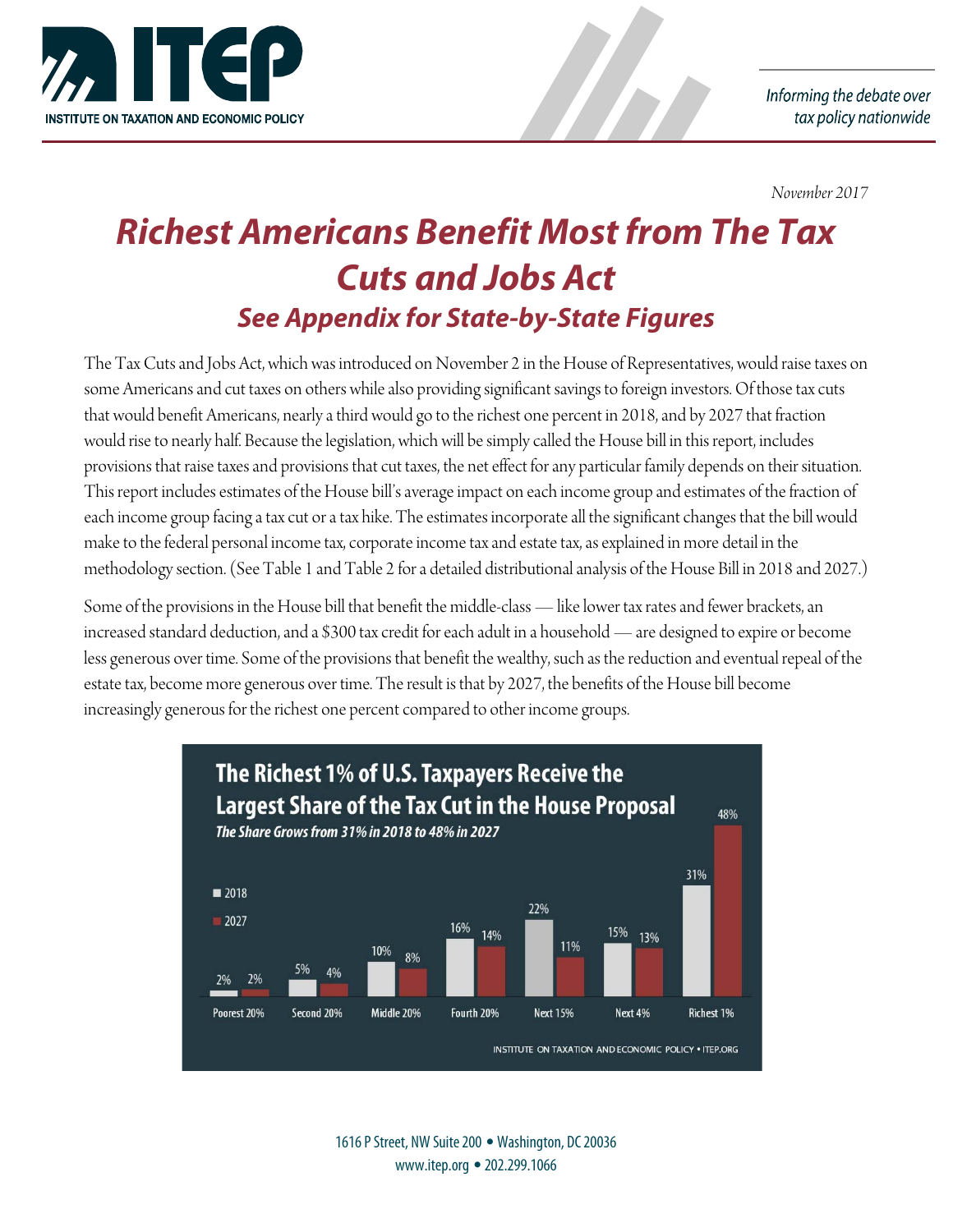November 2017

# Richest Americans Benefit Most from The Tax Cuts and Jobs Act

## See Appendix for State-by-State Figures

The Tax Cuts and Jobs Act, which was introduced on November 2 in the House of Representatives, would raise taxes on some Americans and cut taxes on others while also providing significant savings to foreign investors. Of those tax cuts that would benefit Americans, nearly a third would go to the richest one percent in 2018, and by 2027 that fraction would rise to nearly half. Because the legislation, which will be simply called the House bill in this report, includes provisions that raise taxes and provisions that cut taxes, the net effect for any particular family depends on their situation. This report includes estimates of the House bill's average impact on each income group and estimates of the fraction of each income group facing a tax cut or a tax hike. The estimates incorporate all the significant changes that the bill would make to the federal personal income tax, corporate income tax and estate tax, as explained in more detail in the methodology section. (See Table 1 and Table 2 for a detailed distributional analysis of the House Bill in 2018 and 2027.)

Some of the provisions in the House bill that benefit the middle-class — like lower tax rates and fewer brackets, an increased standard deduction, and a $300 tax credit for each adult in a household — are designed to expire or become less generous over time. Some of the provisions that benefit the wealthy, such as the reduction and eventual repeal of the estate tax, become more generous over time. The result is that by 2027, the benefits of the House bill become increasingly generous for the richest one percent compared to other income groups.

**The Richest 1% of U.S. Taxpayers Receive the Largest Share of the Tax Cut in the House Proposal**

*The Share Grows from 31% in 2018 to 48% in 2027*

| | Poorest 20% | Second 20% | Middle 20% | Fourth 20% | Next 15% | Next 4% | Richest 1% |
|---|---|---|---|---|---|---|---|
| 2018 | 2% | 5% | 10% | 16% | 22% | 15% | 31% |
| 2027 | 2% | 4% | 8% | 14% | 11% | 13% | 48% |

INSTITUTE ON TAXATION AND ECONOMIC POLICY • ITEP.ORG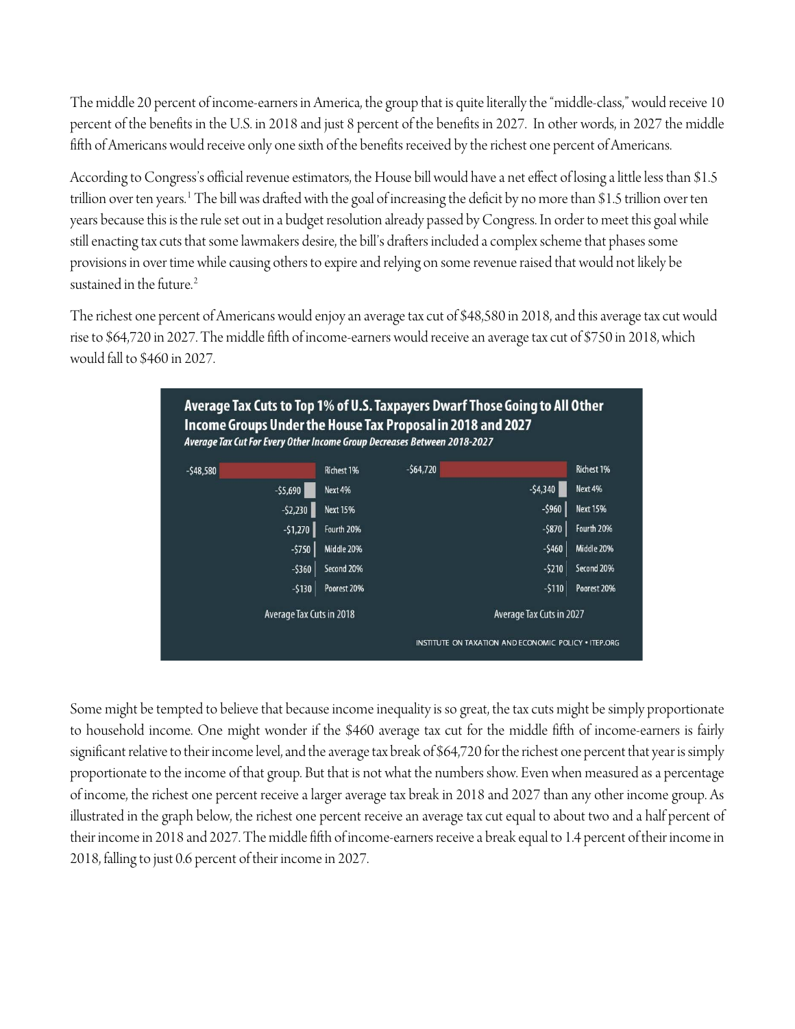The middle 20 percent of income-earners in America, the group that is quite literally the "middle-class," would receive 10 percent of the benefits in the U.S. in 2018 and just 8 percent of the benefits in 2027. In other words, in 2027 the middle fifth of Americans would receive only one sixth of the benefits received by the richest one percent of Americans.

According to Congress's official revenue estimators, the House bill would have a net effect of losing a little less than $1.5 trillion over ten years.[1] The bill was drafted with the goal of increasing the deficit by no more than $1.5 trillion over ten years because this is the rule set out in a budget resolution already passed by Congress. In order to meet this goal while still enacting tax cuts that some lawmakers desire, the bill's drafters included a complex scheme that phases some provisions in over time while causing others to expire and relying on some revenue raised that would not likely be sustained in the future.[2]

The richest one percent of Americans would enjoy an average tax cut of $48,580 in 2018, and this average tax cut would rise to $64,720 in 2027. The middle fifth of income-earners would receive an average tax cut of $750 in 2018, which would fall to $460 in 2027.

**Average Tax Cuts to Top 1% of U.S. Taxpayers Dwarf Those Going to All Other Income Groups Under the House Tax Proposal in 2018 and 2027**

***Average Tax Cut For Every Other Income Group Decreases Between 2018-2027***

| Income Group | Average Tax Cuts in 2018 | Average Tax Cuts in 2027 |
|---|---|---|
| Richest 1% | -$48,580 | -$64,720 |
| Next 4% | -$5,690 | -$4,340 |
| Next 15% | -$2,230 | -$960 |
| Fourth 20% | -$1,270 | -$870 |
| Middle 20% | -$750 | -$460 |
| Second 20% | -$360 | -$210 |
| Poorest 20% | -$130 | -$110 |

INSTITUTE ON TAXATION AND ECONOMIC POLICY • ITEP.ORG

Some might be tempted to believe that because income inequality is so great, the tax cuts might be simply proportionate to household income. One might wonder if the $460 average tax cut for the middle fifth of income-earners is fairly significant relative to their income level, and the average tax break of $64,720 for the richest one percent that year is simply proportionate to the income of that group. But that is not what the numbers show. Even when measured as a percentage of income, the richest one percent receive a larger average tax break in 2018 and 2027 than any other income group. As illustrated in the graph below, the richest one percent receive an average tax cut equal to about two and a half percent of their income in 2018 and 2027. The middle fifth of income-earners receive a break equal to 1.4 percent of their income in 2018, falling to just 0.6 percent of their income in 2027.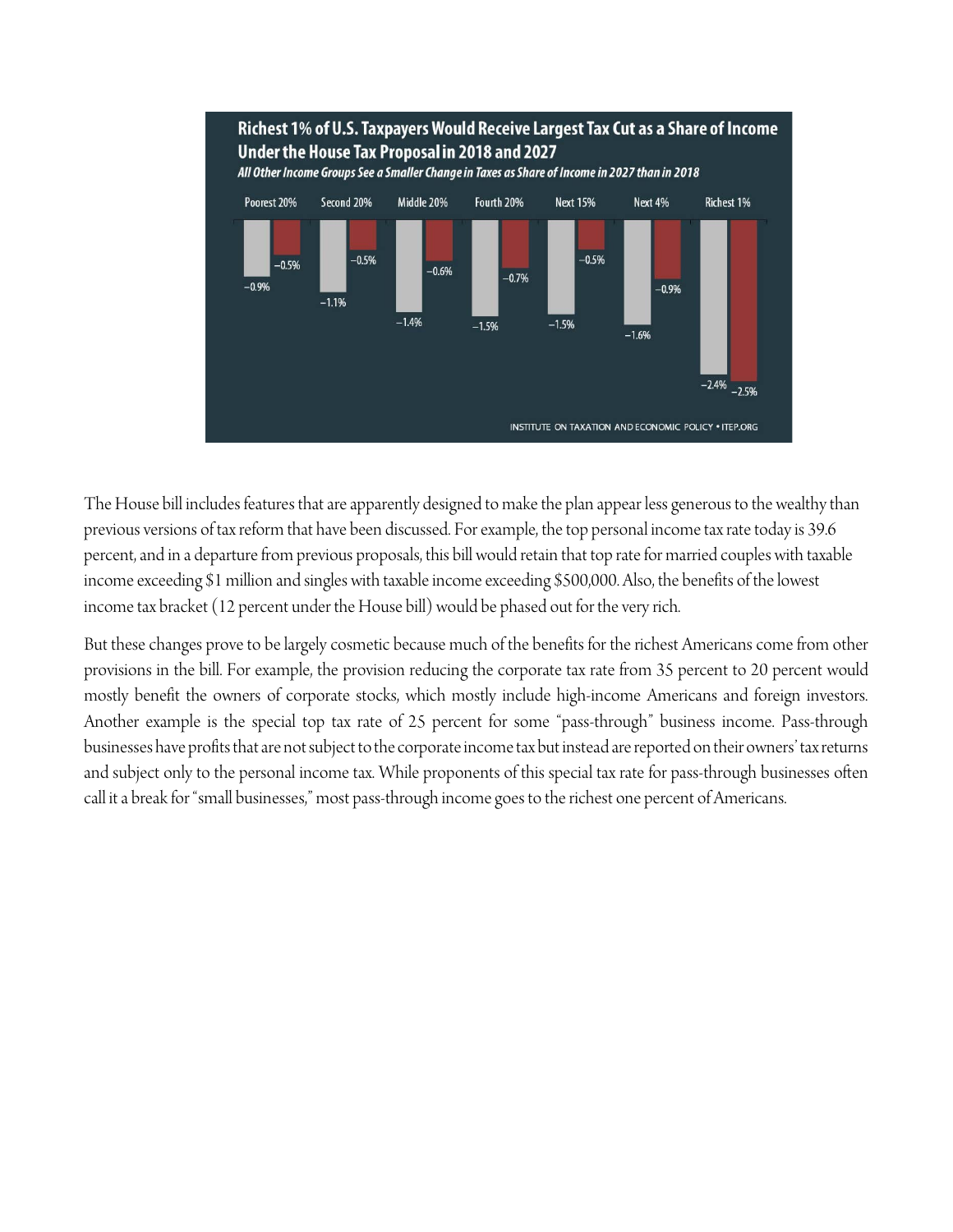**Richest 1% of U.S. Taxpayers Would Receive Largest Tax Cut as a Share of Income Under the House Tax Proposal in 2018 and 2027**

*All Other Income Groups See a Smaller Change in Taxes as Share of Income in 2027 than in 2018*

| Poorest 20% | Second 20% | Middle 20% | Fourth 20% | Next 15% | Next 4% | Richest 1% |
|---|---|---|---|---|---|---|
| −0.9% | −1.1% | −1.4% | −1.5% | −1.5% | −1.6% | −2.4% |
| −0.5% | −0.5% | −0.6% | −0.7% | −0.5% | −0.9% | −2.5% |

INSTITUTE ON TAXATION AND ECONOMIC POLICY • ITEP.ORG

The House bill includes features that are apparently designed to make the plan appear less generous to the wealthy than previous versions of tax reform that have been discussed. For example, the top personal income tax rate today is 39.6 percent, and in a departure from previous proposals, this bill would retain that top rate for married couples with taxable income exceeding $1 million and singles with taxable income exceeding $500,000. Also, the benefits of the lowest income tax bracket (12 percent under the House bill) would be phased out for the very rich.

But these changes prove to be largely cosmetic because much of the benefits for the richest Americans come from other provisions in the bill. For example, the provision reducing the corporate tax rate from 35 percent to 20 percent would mostly benefit the owners of corporate stocks, which mostly include high-income Americans and foreign investors. Another example is the special top tax rate of 25 percent for some "pass-through" business income. Pass-through businesses have profits that are not subject to the corporate income tax but instead are reported on their owners' tax returns and subject only to the personal income tax. While proponents of this special tax rate for pass-through businesses often call it a break for "small businesses," most pass-through income goes to the richest one percent of Americans.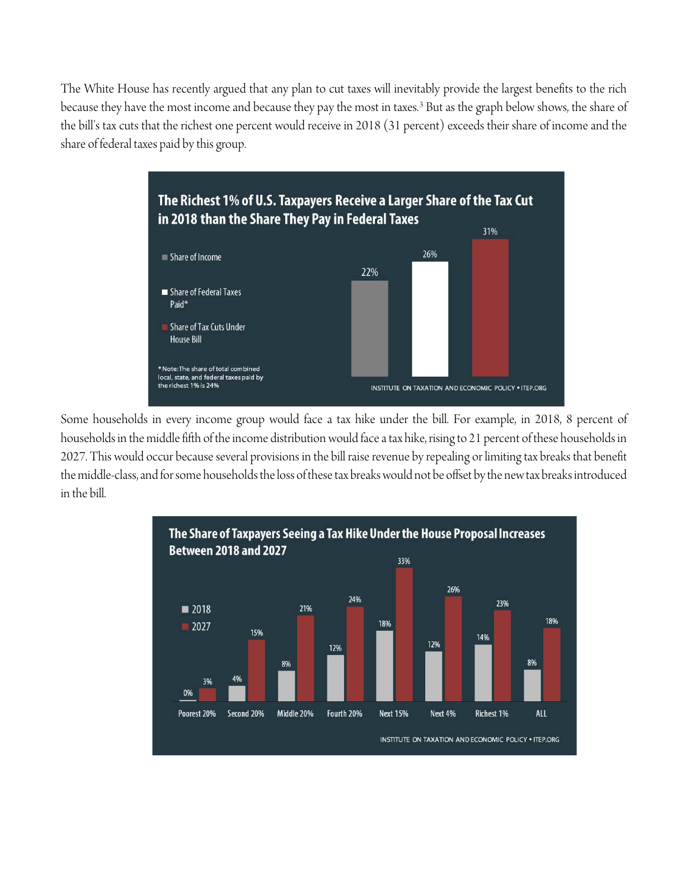The White House has recently argued that any plan to cut taxes will inevitably provide the largest benefits to the rich because they have the most income and because they pay the most in taxes.[3] But as the graph below shows, the share of the bill's tax cuts that the richest one percent would receive in 2018 (31 percent) exceeds their share of income and the share of federal taxes paid by this group.

**The Richest 1% of U.S. Taxpayers Receive a Larger Share of the Tax Cut in 2018 than the Share They Pay in Federal Taxes**

| | Share |
|---|---|
| Share of Income | 22% |
| Share of Federal Taxes Paid* | 26% |
| Share of Tax Cuts Under House Bill | 31% |

*Note: The share of total combined local, state, and federal taxes paid by the richest 1% is 24%

INSTITUTE ON TAXATION AND ECONOMIC POLICY • ITEP.ORG

Some households in every income group would face a tax hike under the bill. For example, in 2018, 8 percent of households in the middle fifth of the income distribution would face a tax hike, rising to 21 percent of these households in 2027. This would occur because several provisions in the bill raise revenue by repealing or limiting tax breaks that benefit the middle-class, and for some households the loss of these tax breaks would not be offset by the new tax breaks introduced in the bill.

**The Share of Taxpayers Seeing a Tax Hike Under the House Proposal Increases Between 2018 and 2027**

| | 2018 | 2027 |
|---|---|---|
| Poorest 20% | 0% | 3% |
| Second 20% | 4% | 15% |
| Middle 20% | 8% | 21% |
| Fourth 20% | 12% | 24% |
| Next 15% | 18% | 33% |
| Next 4% | 12% | 26% |
| Richest 1% | 14% | 23% |
| ALL | 8% | 18% |

INSTITUTE ON TAXATION AND ECONOMIC POLICY • ITEP.ORG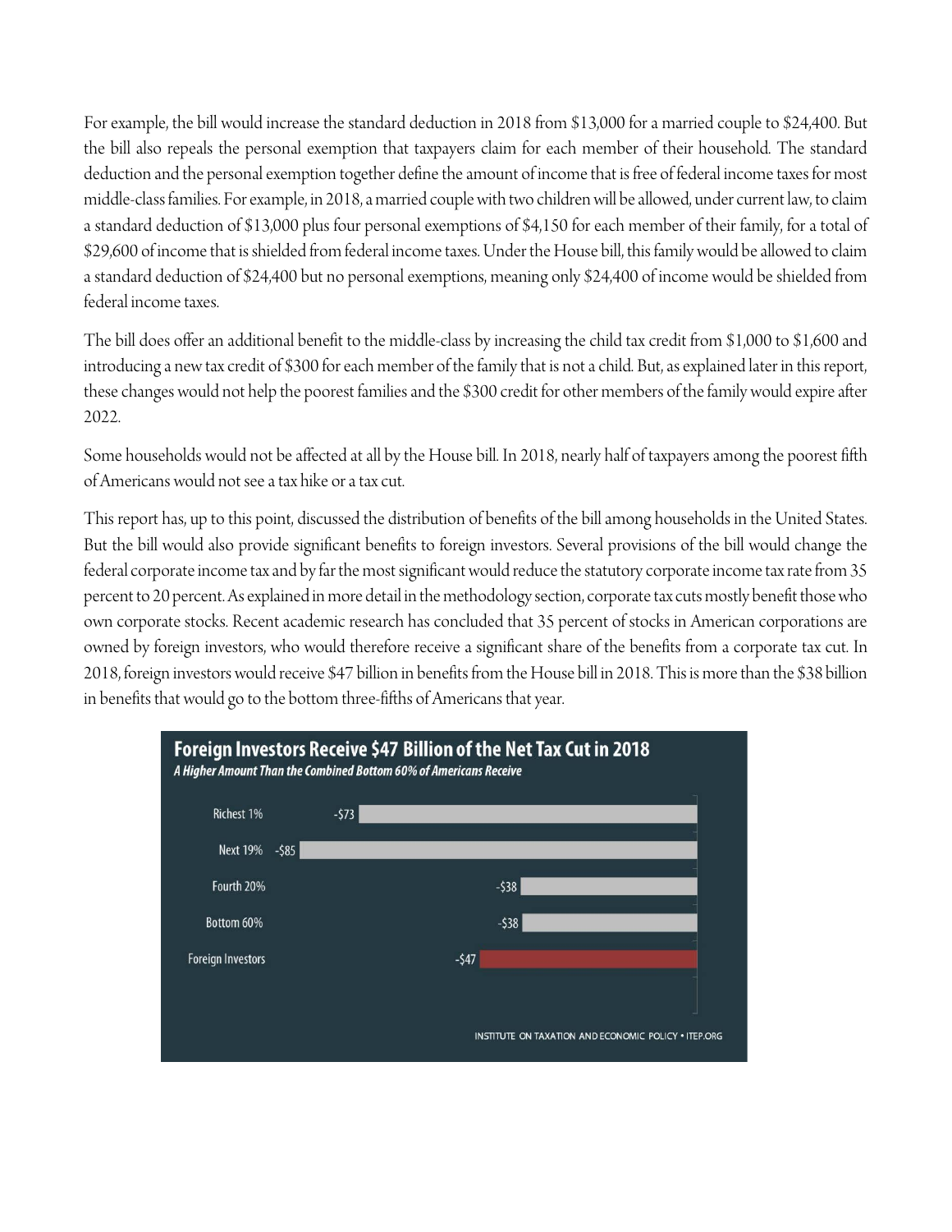For example, the bill would increase the standard deduction in 2018 from $13,000 for a married couple to $24,400. But the bill also repeals the personal exemption that taxpayers claim for each member of their household. The standard deduction and the personal exemption together define the amount of income that is free of federal income taxes for most middle-class families. For example, in 2018, a married couple with two children will be allowed, under current law, to claim a standard deduction of $13,000 plus four personal exemptions of $4,150 for each member of their family, for a total of $29,600 of income that is shielded from federal income taxes. Under the House bill, this family would be allowed to claim a standard deduction of $24,400 but no personal exemptions, meaning only $24,400 of income would be shielded from federal income taxes.

The bill does offer an additional benefit to the middle-class by increasing the child tax credit from $1,000 to $1,600 and introducing a new tax credit of $300 for each member of the family that is not a child. But, as explained later in this report, these changes would not help the poorest families and the $300 credit for other members of the family would expire after 2022.

Some households would not be affected at all by the House bill. In 2018, nearly half of taxpayers among the poorest fifth of Americans would not see a tax hike or a tax cut.

This report has, up to this point, discussed the distribution of benefits of the bill among households in the United States. But the bill would also provide significant benefits to foreign investors. Several provisions of the bill would change the federal corporate income tax and by far the most significant would reduce the statutory corporate income tax rate from 35 percent to 20 percent. As explained in more detail in the methodology section, corporate tax cuts mostly benefit those who own corporate stocks. Recent academic research has concluded that 35 percent of stocks in American corporations are owned by foreign investors, who would therefore receive a significant share of the benefits from a corporate tax cut. In 2018, foreign investors would receive $47 billion in benefits from the House bill in 2018. This is more than the $38 billion in benefits that would go to the bottom three-fifths of Americans that year.

**Foreign Investors Receive $47 Billion of the Net Tax Cut in 2018**

*A Higher Amount Than the Combined Bottom 60% of Americans Receive*

| Group | Net Tax Cut (billions) |
|---|---|
| Richest 1% | -$73 |
| Next 19% | -$85 |
| Fourth 20% | -$38 |
| Bottom 60% | -$38 |
| Foreign Investors | -$47 |

INSTITUTE ON TAXATION AND ECONOMIC POLICY • ITEP.ORG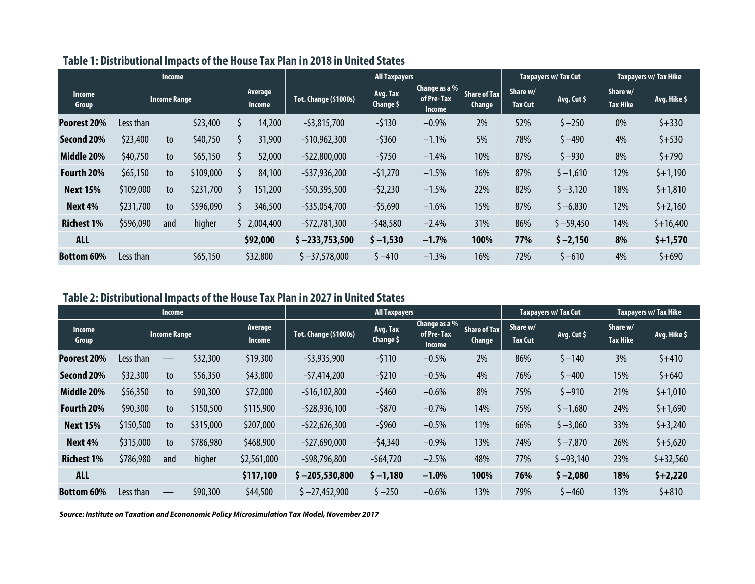### Table 1: Distributional Impacts of the House Tax Plan in 2018 in United States

| Income | | | | | All Taxpayers | | | | Taxpayers w/ Tax Cut | | Taxpayers w/ Tax Hike | |
|---|---|---|---|---|---|---|---|---|---|---|---|---|
| Income Group | Income Range | | | Average Income | Tot. Change ($1000s) | Avg. Tax Change $ | Change as a % of Pre- Tax Income | Share of Tax Change | Share w/ Tax Cut | Avg. Cut $ | Share w/ Tax Hike | Avg. Hike $ |
| **Poorest 20%** | Less than | | $23,400 | $ 14,200 | -$3,815,700 | -$130 | −0.9% | 2% | 52% | $ −250 | 0% | $+330 |
| **Second 20%** | $23,400 | to | $40,750 | $ 31,900 | -$10,962,300 | -$360 | −1.1% | 5% | 78% | $ −490 | 4% | $+530 |
| **Middle 20%** | $40,750 | to | $65,150 | $ 52,000 | -$22,800,000 | -$750 | −1.4% | 10% | 87% | $ −930 | 8% | $+790 |
| **Fourth 20%** | $65,150 | to | $109,000 | $ 84,100 | -$37,936,200 | -$1,270 | −1.5% | 16% | 87% | $ −1,610 | 12% | $+1,190 |
| **Next 15%** | $109,000 | to | $231,700 | $ 151,200 | -$50,395,500 | -$2,230 | −1.5% | 22% | 82% | $ −3,120 | 18% | $+1,810 |
| **Next 4%** | $231,700 | to | $596,090 | $ 346,500 | -$35,054,700 | -$5,690 | −1.6% | 15% | 87% | $ −6,830 | 12% | $+2,160 |
| **Richest 1%** | $596,090 | and | higher | $ 2,004,400 | -$72,781,300 | -$48,580 | −2.4% | 31% | 86% | $ −59,450 | 14% | $+16,400 |
| **ALL** | | | | **$92,000** | **$ −233,753,500** | **$ −1,530** | **−1.7%** | **100%** | **77%** | **$ −2,150** | **8%** | **$+1,570** |
| **Bottom 60%** | Less than | | $65,150 | $32,800 | $ −37,578,000 | $ −410 | −1.3% | 16% | 72% | $ −610 | 4% | $+690 |

### Table 2: Distributional Impacts of the House Tax Plan in 2027 in United States

| Income | | | | | All Taxpayers | | | | Taxpayers w/ Tax Cut | | Taxpayers w/ Tax Hike | |
|---|---|---|---|---|---|---|---|---|---|---|---|---|
| Income Group | Income Range | | | Average Income | Tot. Change ($1000s) | Avg. Tax Change $ | Change as a % of Pre- Tax Income | Share of Tax Change | Share w/ Tax Cut | Avg. Cut $ | Share w/ Tax Hike | Avg. Hike $ |
| **Poorest 20%** | Less than | — | $32,300 | $19,300 | -$3,935,900 | -$110 | −0.5% | 2% | 86% | $ −140 | 3% | $+410 |
| **Second 20%** | $32,300 | to | $56,350 | $43,800 | -$7,414,200 | -$210 | −0.5% | 4% | 76% | $ −400 | 15% | $+640 |
| **Middle 20%** | $56,350 | to | $90,300 | $72,000 | -$16,102,800 | -$460 | −0.6% | 8% | 75% | $ −910 | 21% | $+1,010 |
| **Fourth 20%** | $90,300 | to | $150,500 | $115,900 | -$28,936,100 | -$870 | −0.7% | 14% | 75% | $ −1,680 | 24% | $+1,690 |
| **Next 15%** | $150,500 | to | $315,000 | $207,000 | -$22,626,300 | -$960 | −0.5% | 11% | 66% | $ −3,060 | 33% | $+3,240 |
| **Next 4%** | $315,000 | to | $786,980 | $468,900 | -$27,690,000 | -$4,340 | −0.9% | 13% | 74% | $ −7,870 | 26% | $+5,620 |
| **Richest 1%** | $786,980 | and | higher | $2,561,000 | -$98,796,800 | -$64,720 | −2.5% | 48% | 77% | $ −93,140 | 23% | $+32,560 |
| **ALL** | | | | **$117,100** | **$ −205,530,800** | **$ −1,180** | **−1.0%** | **100%** | **76%** | **$ −2,080** | **18%** | **$+2,220** |
| **Bottom 60%** | Less than | — | $90,300 | $44,500 | $ −27,452,900 | $ −250 | −0.6% | 13% | 79% | $ −460 | 13% | $+810 |

***Source: Institute on Taxation and Econonomic Policy Microsimulation Tax Model, November 2017***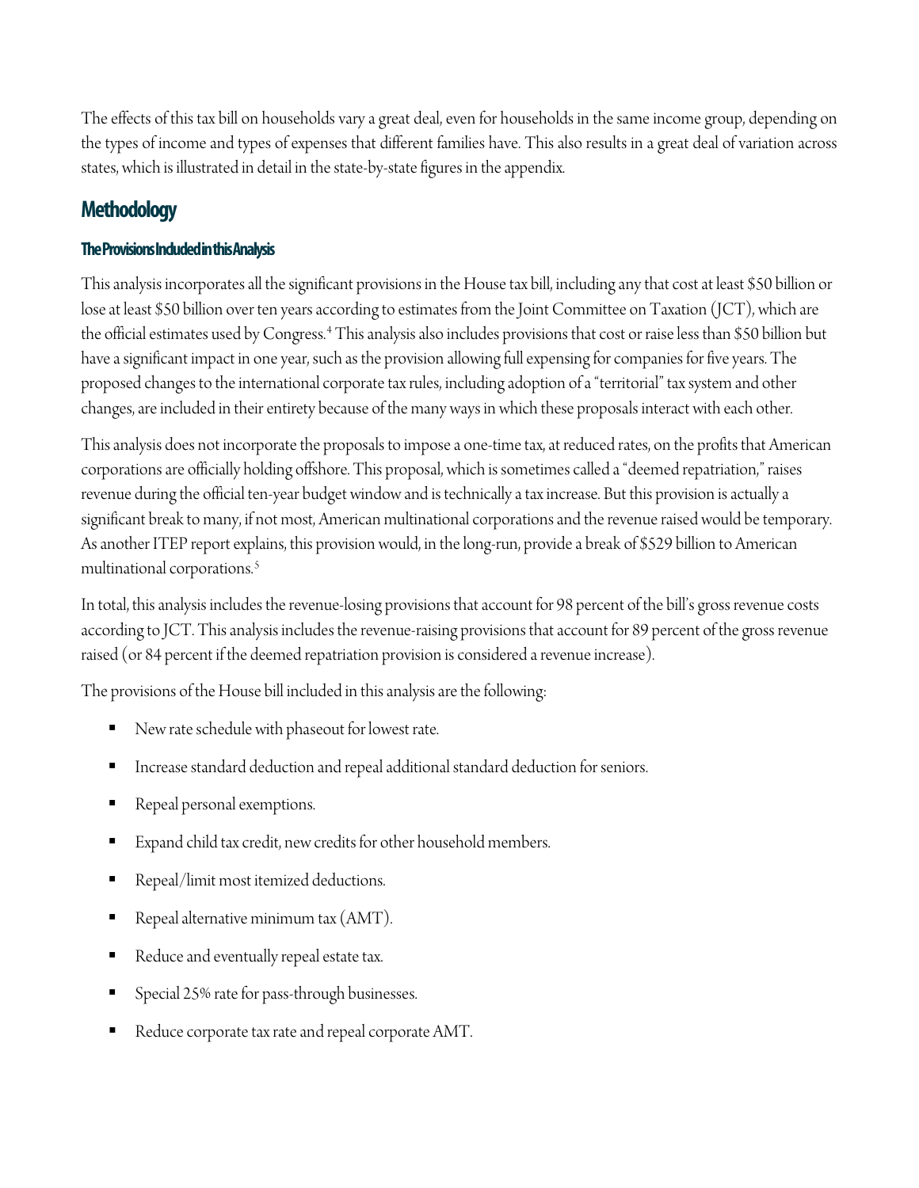The effects of this tax bill on households vary a great deal, even for households in the same income group, depending on the types of income and types of expenses that different families have. This also results in a great deal of variation across states, which is illustrated in detail in the state-by-state figures in the appendix.

## Methodology

### The Provisions Included in this Analysis

This analysis incorporates all the significant provisions in the House tax bill, including any that cost at least $50 billion or lose at least $50 billion over ten years according to estimates from the Joint Committee on Taxation (JCT), which are the official estimates used by Congress.[4] This analysis also includes provisions that cost or raise less than $50 billion but have a significant impact in one year, such as the provision allowing full expensing for companies for five years. The proposed changes to the international corporate tax rules, including adoption of a "territorial" tax system and other changes, are included in their entirety because of the many ways in which these proposals interact with each other.

This analysis does not incorporate the proposals to impose a one-time tax, at reduced rates, on the profits that American corporations are officially holding offshore. This proposal, which is sometimes called a "deemed repatriation," raises revenue during the official ten-year budget window and is technically a tax increase. But this provision is actually a significant break to many, if not most, American multinational corporations and the revenue raised would be temporary. As another ITEP report explains, this provision would, in the long-run, provide a break of $529 billion to American multinational corporations.[5]

In total, this analysis includes the revenue-losing provisions that account for 98 percent of the bill's gross revenue costs according to JCT. This analysis includes the revenue-raising provisions that account for 89 percent of the gross revenue raised (or 84 percent if the deemed repatriation provision is considered a revenue increase).

The provisions of the House bill included in this analysis are the following:

- New rate schedule with phaseout for lowest rate.
- Increase standard deduction and repeal additional standard deduction for seniors.
- Repeal personal exemptions.
- Expand child tax credit, new credits for other household members.
- Repeal/limit most itemized deductions.
- Repeal alternative minimum tax (AMT).
- Reduce and eventually repeal estate tax.
- Special 25% rate for pass-through businesses.
- Reduce corporate tax rate and repeal corporate AMT.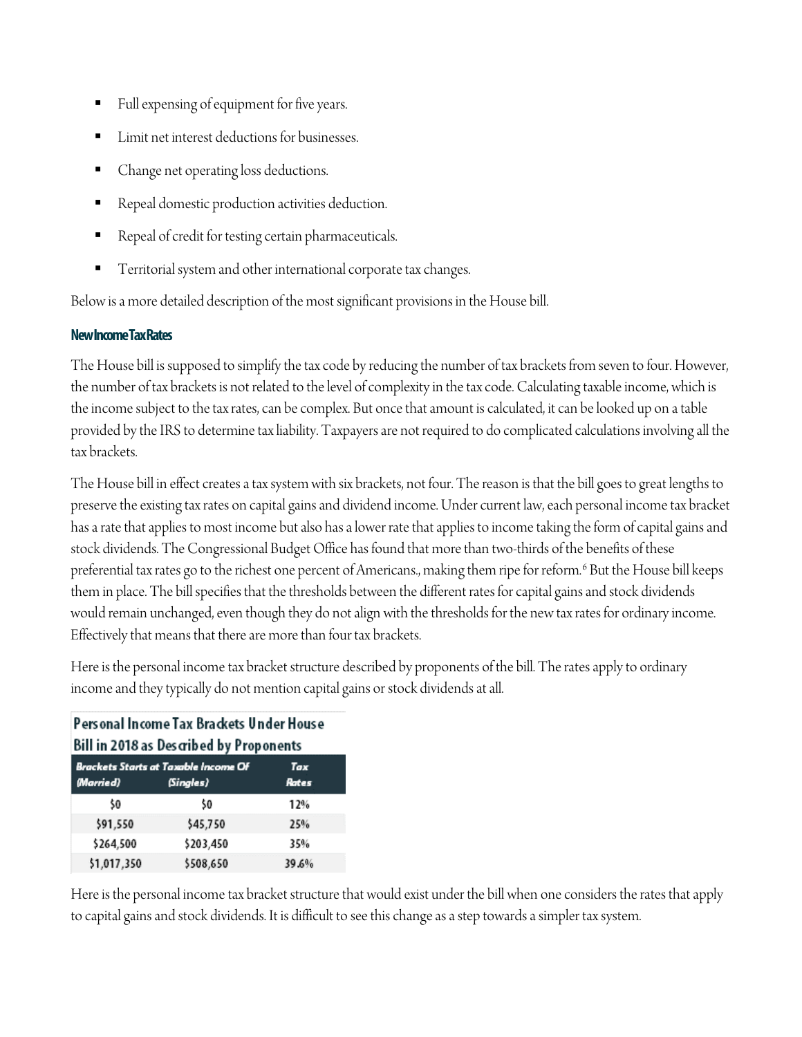- Full expensing of equipment for five years.
- Limit net interest deductions for businesses.
- Change net operating loss deductions.
- Repeal domestic production activities deduction.
- Repeal of credit for testing certain pharmaceuticals.
- Territorial system and other international corporate tax changes.

Below is a more detailed description of the most significant provisions in the House bill.

#### New Income Tax Rates

The House bill is supposed to simplify the tax code by reducing the number of tax brackets from seven to four. However, the number of tax brackets is not related to the level of complexity in the tax code. Calculating taxable income, which is the income subject to the tax rates, can be complex. But once that amount is calculated, it can be looked up on a table provided by the IRS to determine tax liability. Taxpayers are not required to do complicated calculations involving all the tax brackets.

The House bill in effect creates a tax system with six brackets, not four. The reason is that the bill goes to great lengths to preserve the existing tax rates on capital gains and dividend income. Under current law, each personal income tax bracket has a rate that applies to most income but also has a lower rate that applies to income taking the form of capital gains and stock dividends. The Congressional Budget Office has found that more than two-thirds of the benefits of these preferential tax rates go to the richest one percent of Americans., making them ripe for reform.[6] But the House bill keeps them in place. The bill specifies that the thresholds between the different rates for capital gains and stock dividends would remain unchanged, even though they do not align with the thresholds for the new tax rates for ordinary income. Effectively that means that there are more than four tax brackets.

Here is the personal income tax bracket structure described by proponents of the bill. The rates apply to ordinary income and they typically do not mention capital gains or stock dividends at all.

**Personal Income Tax Brackets Under House Bill in 2018 as Described by Proponents**

| Brackets Starts at Taxable Income Of (Married) | (Singles) | Tax Rates |
|---|---|---|
| $0 | $0 | 12% |
| $91,550 | $45,750 | 25% |
| $264,500 | $203,450 | 35% |
| $1,017,350 | $508,650 | 39.6% |

Here is the personal income tax bracket structure that would exist under the bill when one considers the rates that apply to capital gains and stock dividends. It is difficult to see this change as a step towards a simpler tax system.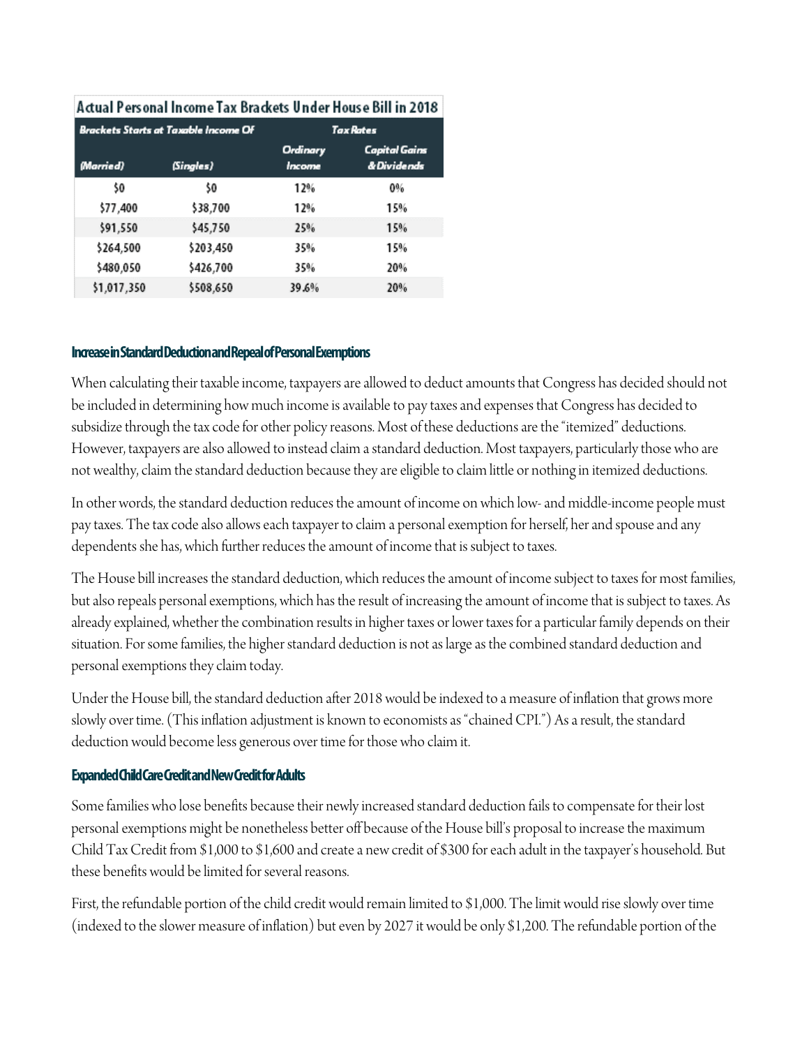**Actual Personal Income Tax Brackets Under House Bill in 2018**

| Brackets Starts at Taxable Income Of | | Tax Rates | |
|---|---|---|---|
| (Married) | (Singles) | Ordinary Income | Capital Gains & Dividends |
| $0 | $0 | 12% | 0% |
| $77,400 | $38,700 | 12% | 15% |
| $91,550 | $45,750 | 25% | 15% |
| $264,500 | $203,450 | 35% | 15% |
| $480,050 | $426,700 | 35% | 20% |
| $1,017,350 | $508,650 | 39.6% | 20% |

#### Increase in Standard Deduction and Repeal of Personal Exemptions

When calculating their taxable income, taxpayers are allowed to deduct amounts that Congress has decided should not be included in determining how much income is available to pay taxes and expenses that Congress has decided to subsidize through the tax code for other policy reasons. Most of these deductions are the "itemized" deductions. However, taxpayers are also allowed to instead claim a standard deduction. Most taxpayers, particularly those who are not wealthy, claim the standard deduction because they are eligible to claim little or nothing in itemized deductions.

In other words, the standard deduction reduces the amount of income on which low- and middle-income people must pay taxes. The tax code also allows each taxpayer to claim a personal exemption for herself, her and spouse and any dependents she has, which further reduces the amount of income that is subject to taxes.

The House bill increases the standard deduction, which reduces the amount of income subject to taxes for most families, but also repeals personal exemptions, which has the result of increasing the amount of income that is subject to taxes. As already explained, whether the combination results in higher taxes or lower taxes for a particular family depends on their situation. For some families, the higher standard deduction is not as large as the combined standard deduction and personal exemptions they claim today.

Under the House bill, the standard deduction after 2018 would be indexed to a measure of inflation that grows more slowly over time. (This inflation adjustment is known to economists as "chained CPI.") As a result, the standard deduction would become less generous over time for those who claim it.

#### Expanded Child Care Credit and New Credit for Adults

Some families who lose benefits because their newly increased standard deduction fails to compensate for their lost personal exemptions might be nonetheless better off because of the House bill's proposal to increase the maximum Child Tax Credit from $1,000 to $1,600 and create a new credit of $300 for each adult in the taxpayer's household. But these benefits would be limited for several reasons.

First, the refundable portion of the child credit would remain limited to $1,000. The limit would rise slowly over time (indexed to the slower measure of inflation) but even by 2027 it would be only $1,200. The refundable portion of the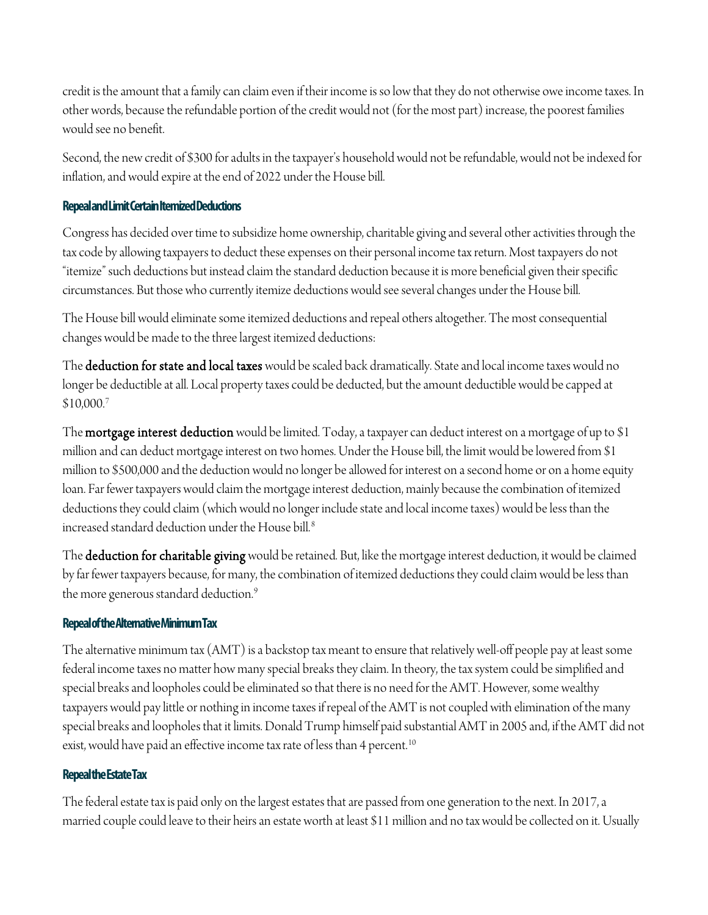credit is the amount that a family can claim even if their income is so low that they do not otherwise owe income taxes. In other words, because the refundable portion of the credit would not (for the most part) increase, the poorest families would see no benefit.

Second, the new credit of $300 for adults in the taxpayer's household would not be refundable, would not be indexed for inflation, and would expire at the end of 2022 under the House bill.

### Repeal and Limit Certain Itemized Deductions

Congress has decided over time to subsidize home ownership, charitable giving and several other activities through the tax code by allowing taxpayers to deduct these expenses on their personal income tax return. Most taxpayers do not "itemize" such deductions but instead claim the standard deduction because it is more beneficial given their specific circumstances. But those who currently itemize deductions would see several changes under the House bill.

The House bill would eliminate some itemized deductions and repeal others altogether. The most consequential changes would be made to the three largest itemized deductions:

The **deduction for state and local taxes** would be scaled back dramatically. State and local income taxes would no longer be deductible at all. Local property taxes could be deducted, but the amount deductible would be capped at $10,000.[7]

The **mortgage interest deduction** would be limited. Today, a taxpayer can deduct interest on a mortgage of up to $1 million and can deduct mortgage interest on two homes. Under the House bill, the limit would be lowered from $1 million to $500,000 and the deduction would no longer be allowed for interest on a second home or on a home equity loan. Far fewer taxpayers would claim the mortgage interest deduction, mainly because the combination of itemized deductions they could claim (which would no longer include state and local income taxes) would be less than the increased standard deduction under the House bill.[8]

The **deduction for charitable giving** would be retained. But, like the mortgage interest deduction, it would be claimed by far fewer taxpayers because, for many, the combination of itemized deductions they could claim would be less than the more generous standard deduction.[9]

### Repeal of the Alternative Minimum Tax

The alternative minimum tax (AMT) is a backstop tax meant to ensure that relatively well-off people pay at least some federal income taxes no matter how many special breaks they claim. In theory, the tax system could be simplified and special breaks and loopholes could be eliminated so that there is no need for the AMT. However, some wealthy taxpayers would pay little or nothing in income taxes if repeal of the AMT is not coupled with elimination of the many special breaks and loopholes that it limits. Donald Trump himself paid substantial AMT in 2005 and, if the AMT did not exist, would have paid an effective income tax rate of less than 4 percent.[10]

### Repeal the Estate Tax

The federal estate tax is paid only on the largest estates that are passed from one generation to the next. In 2017, a married couple could leave to their heirs an estate worth at least $11 million and no tax would be collected on it. Usually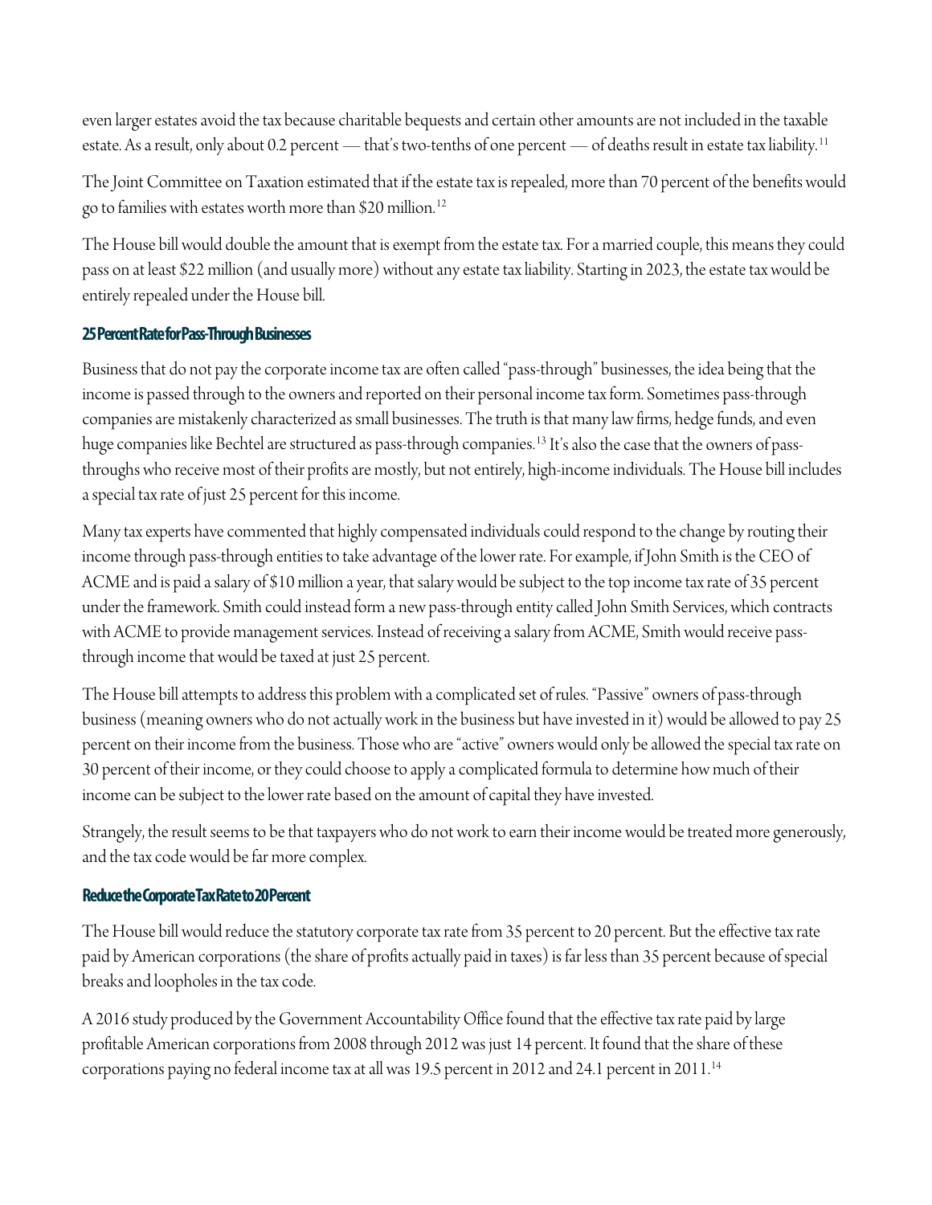even larger estates avoid the tax because charitable bequests and certain other amounts are not included in the taxable estate. As a result, only about 0.2 percent — that's two-tenths of one percent — of deaths result in estate tax liability.[11]

The Joint Committee on Taxation estimated that if the estate tax is repealed, more than 70 percent of the benefits would go to families with estates worth more than $20 million.[12]

The House bill would double the amount that is exempt from the estate tax. For a married couple, this means they could pass on at least $22 million (and usually more) without any estate tax liability. Starting in 2023, the estate tax would be entirely repealed under the House bill.

### 25 Percent Rate for Pass-Through Businesses

Business that do not pay the corporate income tax are often called "pass-through" businesses, the idea being that the income is passed through to the owners and reported on their personal income tax form. Sometimes pass-through companies are mistakenly characterized as small businesses. The truth is that many law firms, hedge funds, and even huge companies like Bechtel are structured as pass-through companies.[13] It's also the case that the owners of pass-throughs who receive most of their profits are mostly, but not entirely, high-income individuals. The House bill includes a special tax rate of just 25 percent for this income.

Many tax experts have commented that highly compensated individuals could respond to the change by routing their income through pass-through entities to take advantage of the lower rate. For example, if John Smith is the CEO of ACME and is paid a salary of $10 million a year, that salary would be subject to the top income tax rate of 35 percent under the framework. Smith could instead form a new pass-through entity called John Smith Services, which contracts with ACME to provide management services. Instead of receiving a salary from ACME, Smith would receive pass-through income that would be taxed at just 25 percent.

The House bill attempts to address this problem with a complicated set of rules. "Passive" owners of pass-through business (meaning owners who do not actually work in the business but have invested in it) would be allowed to pay 25 percent on their income from the business. Those who are "active" owners would only be allowed the special tax rate on 30 percent of their income, or they could choose to apply a complicated formula to determine how much of their income can be subject to the lower rate based on the amount of capital they have invested.

Strangely, the result seems to be that taxpayers who do not work to earn their income would be treated more generously, and the tax code would be far more complex.

### Reduce the Corporate Tax Rate to 20 Percent

The House bill would reduce the statutory corporate tax rate from 35 percent to 20 percent. But the effective tax rate paid by American corporations (the share of profits actually paid in taxes) is far less than 35 percent because of special breaks and loopholes in the tax code.

A 2016 study produced by the Government Accountability Office found that the effective tax rate paid by large profitable American corporations from 2008 through 2012 was just 14 percent. It found that the share of these corporations paying no federal income tax at all was 19.5 percent in 2012 and 24.1 percent in 2011.[14]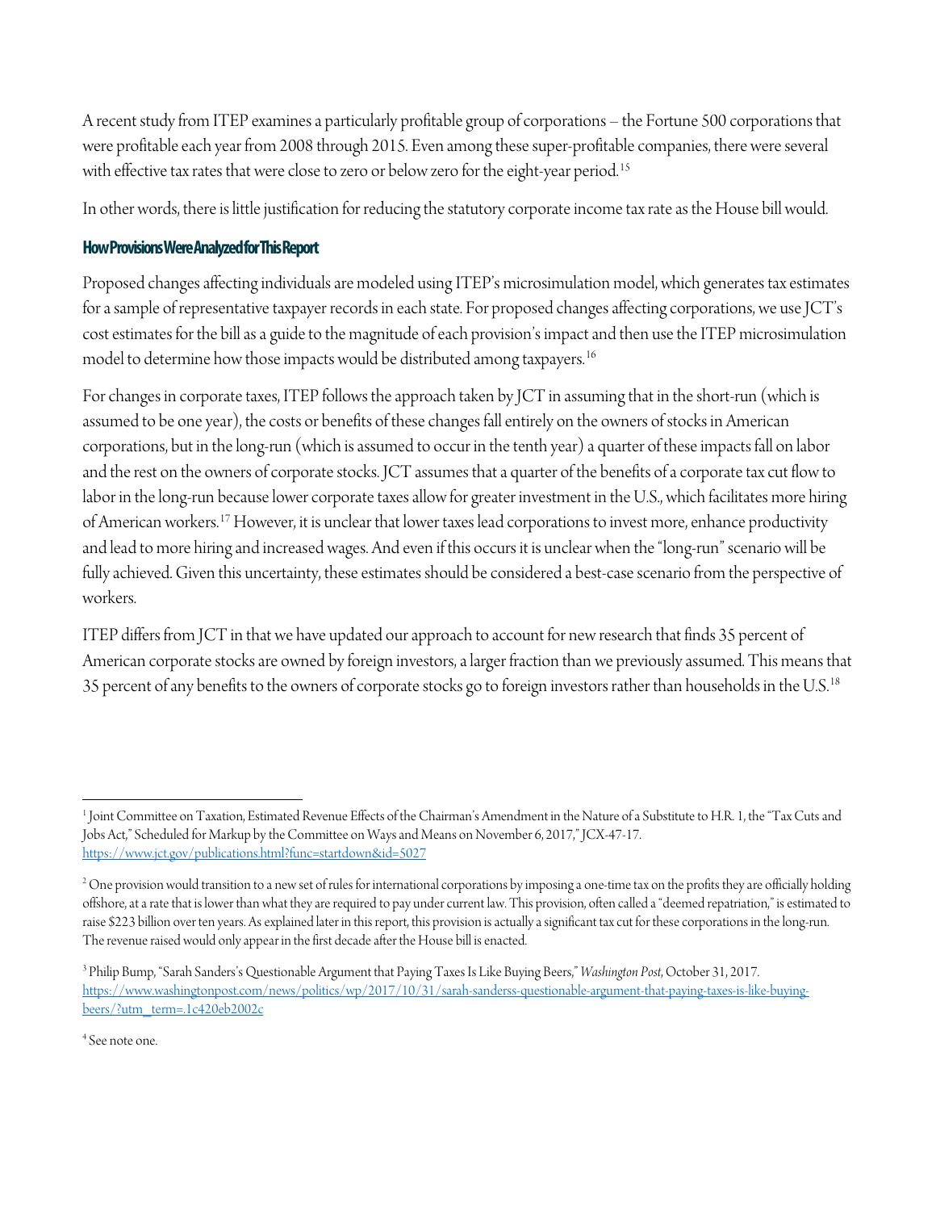A recent study from ITEP examines a particularly profitable group of corporations – the Fortune 500 corporations that were profitable each year from 2008 through 2015. Even among these super-profitable companies, there were several with effective tax rates that were close to zero or below zero for the eight-year period.[15]

In other words, there is little justification for reducing the statutory corporate income tax rate as the House bill would.

### How Provisions Were Analyzed for This Report

Proposed changes affecting individuals are modeled using ITEP's microsimulation model, which generates tax estimates for a sample of representative taxpayer records in each state. For proposed changes affecting corporations, we use JCT's cost estimates for the bill as a guide to the magnitude of each provision's impact and then use the ITEP microsimulation model to determine how those impacts would be distributed among taxpayers.[16]

For changes in corporate taxes, ITEP follows the approach taken by JCT in assuming that in the short-run (which is assumed to be one year), the costs or benefits of these changes fall entirely on the owners of stocks in American corporations, but in the long-run (which is assumed to occur in the tenth year) a quarter of these impacts fall on labor and the rest on the owners of corporate stocks. JCT assumes that a quarter of the benefits of a corporate tax cut flow to labor in the long-run because lower corporate taxes allow for greater investment in the U.S., which facilitates more hiring of American workers.[17] However, it is unclear that lower taxes lead corporations to invest more, enhance productivity and lead to more hiring and increased wages. And even if this occurs it is unclear when the "long-run" scenario will be fully achieved. Given this uncertainty, these estimates should be considered a best-case scenario from the perspective of workers.

ITEP differs from JCT in that we have updated our approach to account for new research that finds 35 percent of American corporate stocks are owned by foreign investors, a larger fraction than we previously assumed. This means that 35 percent of any benefits to the owners of corporate stocks go to foreign investors rather than households in the U.S.[18]

---

[1] Joint Committee on Taxation, Estimated Revenue Effects of the Chairman's Amendment in the Nature of a Substitute to H.R. 1, the "Tax Cuts and Jobs Act," Scheduled for Markup by the Committee on Ways and Means on November 6, 2017," JCX-47-17. https://www.jct.gov/publications.html?func=startdown&id=5027

[2] One provision would transition to a new set of rules for international corporations by imposing a one-time tax on the profits they are officially holding offshore, at a rate that is lower than what they are required to pay under current law. This provision, often called a "deemed repatriation," is estimated to raise $223 billion over ten years. As explained later in this report, this provision is actually a significant tax cut for these corporations in the long-run. The revenue raised would only appear in the first decade after the House bill is enacted.

[3] Philip Bump, "Sarah Sanders's Questionable Argument that Paying Taxes Is Like Buying Beers," *Washington Post*, October 31, 2017. https://www.washingtonpost.com/news/politics/wp/2017/10/31/sarah-sanderss-questionable-argument-that-paying-taxes-is-like-buying-beers/?utm_term=.1c420eb2002c

[4] See note one.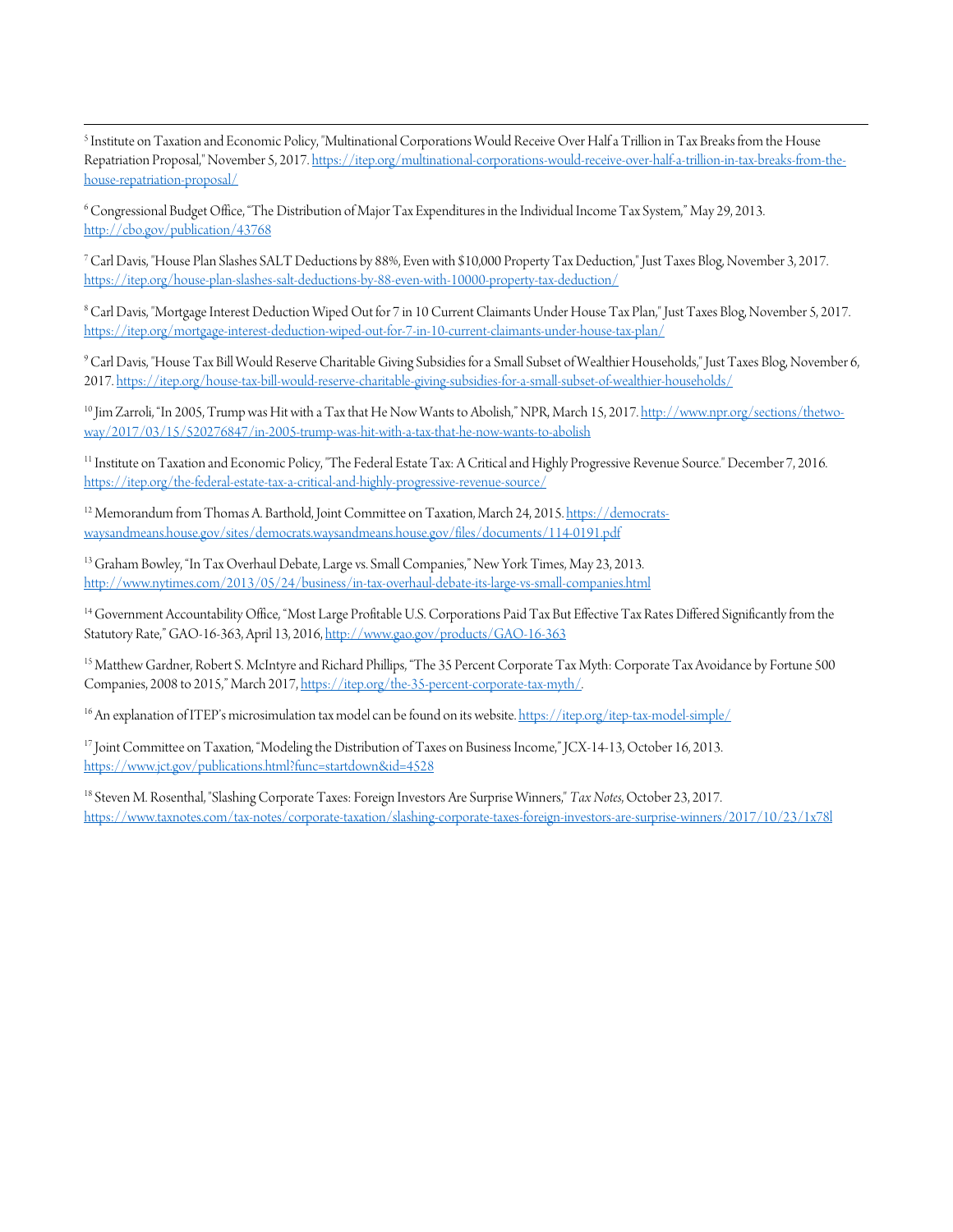[5] Institute on Taxation and Economic Policy, "Multinational Corporations Would Receive Over Half a Trillion in Tax Breaks from the House Repatriation Proposal," November 5, 2017. https://itep.org/multinational-corporations-would-receive-over-half-a-trillion-in-tax-breaks-from-the-house-repatriation-proposal/

[6] Congressional Budget Office, "The Distribution of Major Tax Expenditures in the Individual Income Tax System," May 29, 2013. http://cbo.gov/publication/43768

[7] Carl Davis, "House Plan Slashes SALT Deductions by 88%, Even with $10,000 Property Tax Deduction," Just Taxes Blog, November 3, 2017. https://itep.org/house-plan-slashes-salt-deductions-by-88-even-with-10000-property-tax-deduction/

[8] Carl Davis, "Mortgage Interest Deduction Wiped Out for 7 in 10 Current Claimants Under House Tax Plan," Just Taxes Blog, November 5, 2017. https://itep.org/mortgage-interest-deduction-wiped-out-for-7-in-10-current-claimants-under-house-tax-plan/

[9] Carl Davis, "House Tax Bill Would Reserve Charitable Giving Subsidies for a Small Subset of Wealthier Households," Just Taxes Blog, November 6, 2017. https://itep.org/house-tax-bill-would-reserve-charitable-giving-subsidies-for-a-small-subset-of-wealthier-households/

[10] Jim Zarroli, "In 2005, Trump was Hit with a Tax that He Now Wants to Abolish," NPR, March 15, 2017. http://www.npr.org/sections/thetwo-way/2017/03/15/520276847/in-2005-trump-was-hit-with-a-tax-that-he-now-wants-to-abolish

[11] Institute on Taxation and Economic Policy, "The Federal Estate Tax: A Critical and Highly Progressive Revenue Source." December 7, 2016. https://itep.org/the-federal-estate-tax-a-critical-and-highly-progressive-revenue-source/

[12] Memorandum from Thomas A. Barthold, Joint Committee on Taxation, March 24, 2015. https://democrats-waysandmeans.house.gov/sites/democrats.waysandmeans.house.gov/files/documents/114-0191.pdf

[13] Graham Bowley, "In Tax Overhaul Debate, Large vs. Small Companies," New York Times, May 23, 2013. http://www.nytimes.com/2013/05/24/business/in-tax-overhaul-debate-its-large-vs-small-companies.html

[14] Government Accountability Office, "Most Large Profitable U.S. Corporations Paid Tax But Effective Tax Rates Differed Significantly from the Statutory Rate," GAO-16-363, April 13, 2016, http://www.gao.gov/products/GAO-16-363

[15] Matthew Gardner, Robert S. McIntyre and Richard Phillips, "The 35 Percent Corporate Tax Myth: Corporate Tax Avoidance by Fortune 500 Companies, 2008 to 2015," March 2017, https://itep.org/the-35-percent-corporate-tax-myth/.

[16] An explanation of ITEP's microsimulation tax model can be found on its website. https://itep.org/itep-tax-model-simple/

[17] Joint Committee on Taxation, "Modeling the Distribution of Taxes on Business Income," JCX-14-13, October 16, 2013. https://www.jct.gov/publications.html?func=startdown&id=4528

[18] Steven M. Rosenthal, "Slashing Corporate Taxes: Foreign Investors Are Surprise Winners," *Tax Notes*, October 23, 2017. https://www.taxnotes.com/tax-notes/corporate-taxation/slashing-corporate-taxes-foreign-investors-are-surprise-winners/2017/10/23/1x78l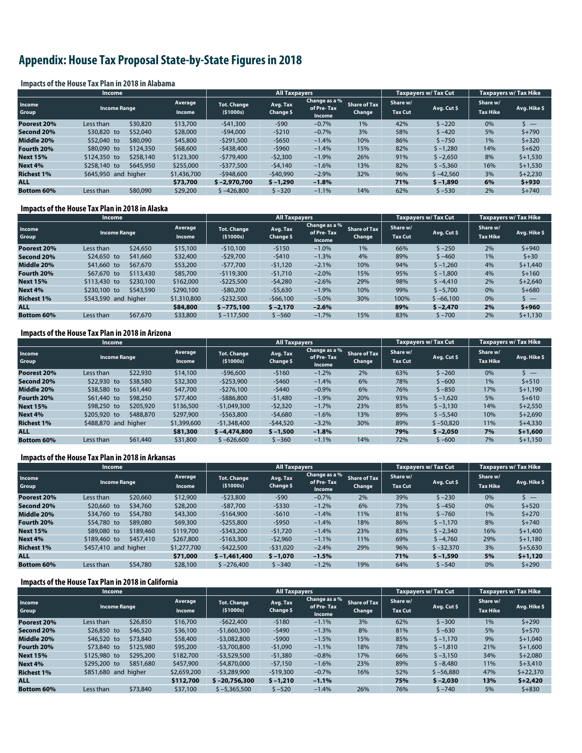# Appendix: House Tax Proposal State-by-State Figures in 2018

### Impacts of the House Tax Plan in 2018 in Alabama

| Income | | | All Taxpayers | | | | Taxpayers w/ Tax Cut | | Taxpayers w/ Tax Hike | |
|---|---|---|---|---|---|---|---|---|---|---|
| Income Group | Income Range | Average Income | Tot. Change ($1000s) | Avg. Tax Change $ | Change as a % of Pre-Tax Income | Share of Tax Change | Share w/ Tax Cut | Avg. Cut $ | Share w/ Tax Hike | Avg. Hike $ |
| Poorest 20% | Less than $30,820 | $13,700 | -$41,300 | -$90 | −0.7% | 1% | 42% | $ −220 | 0% | $ — |
| Second 20% | $30,820 to $52,040 | $28,000 | -$94,000 | -$210 | −0.7% | 3% | 58% | $ −420 | 5% | $+790 |
| Middle 20% | $52,040 to $80,090 | $45,800 | -$291,500 | -$650 | −1.4% | 10% | 86% | $ −750 | 1% | $+320 |
| Fourth 20% | $80,090 to $124,350 | $68,600 | -$438,400 | -$960 | −1.4% | 15% | 82% | $ −1,280 | 14% | $+620 |
| Next 15% | $124,350 to $258,140 | $123,300 | -$779,400 | -$2,300 | −1.9% | 26% | 91% | $ −2,650 | 8% | $+1,530 |
| Next 4% | $258,140 to $645,950 | $255,000 | -$377,500 | -$4,140 | −1.6% | 13% | 82% | $ −5,360 | 16% | $+1,530 |
| Richest 1% | $645,950 and higher | $1,436,700 | -$948,600 | -$40,990 | −2.9% | 32% | 96% | $ −42,560 | 3% | $+2,230 |
| **ALL** | | **$73,700** | **$ −2,970,700** | **$ −1,290** | **−1.8%** | | **71%** | **$ −1,890** | **6%** | **$+930** |
| Bottom 60% | Less than $80,090 | $29,200 | $ −426,800 | $ −320 | −1.1% | 14% | 62% | $ −530 | 2% | $+740 |

### Impacts of the House Tax Plan in 2018 in Alaska

| Income | | | All Taxpayers | | | | Taxpayers w/ Tax Cut | | Taxpayers w/ Tax Hike | |
|---|---|---|---|---|---|---|---|---|---|---|
| Income Group | Income Range | Average Income | Tot. Change ($1000s) | Avg. Tax Change $ | Change as a % of Pre-Tax Income | Share of Tax Change | Share w/ Tax Cut | Avg. Cut $ | Share w/ Tax Hike | Avg. Hike $ |
| Poorest 20% | Less than $24,650 | $15,100 | -$10,100 | -$150 | −1.0% | 1% | 66% | $ −250 | 2% | $+940 |
| Second 20% | $24,650 to $41,660 | $32,400 | -$29,700 | -$410 | −1.3% | 4% | 89% | $ −460 | 1% | $+30 |
| Middle 20% | $41,660 to $67,670 | $53,200 | -$77,700 | -$1,120 | −2.1% | 10% | 94% | $ −1,260 | 4% | $+1,440 |
| Fourth 20% | $67,670 to $113,430 | $85,700 | -$119,300 | -$1,710 | −2.0% | 15% | 95% | $ −1,800 | 4% | $+160 |
| Next 15% | $113,430 to $230,100 | $162,000 | -$225,500 | -$4,280 | −2.6% | 29% | 98% | $ −4,410 | 2% | $+2,640 |
| Next 4% | $230,100 to $543,590 | $290,100 | -$80,200 | -$5,630 | −1.9% | 10% | 99% | $ −5,700 | 0% | $+680 |
| Richest 1% | $543,590 and higher | $1,310,800 | -$232,500 | -$66,100 | −5.0% | 30% | 100% | $ −66,100 | 0% | $ — |
| **ALL** | | **$84,800** | **$ −775,100** | **$ −2,170** | **−2.6%** | | **89%** | **$ −2,470** | **2%** | **$+960** |
| Bottom 60% | Less than $67,670 | $33,800 | $ −117,500 | $ −560 | −1.7% | 15% | 83% | $ −700 | 2% | $+1,130 |

### Impacts of the House Tax Plan in 2018 in Arizona

| Income | | | All Taxpayers | | | | Taxpayers w/ Tax Cut | | Taxpayers w/ Tax Hike | |
|---|---|---|---|---|---|---|---|---|---|---|
| Income Group | Income Range | Average Income | Tot. Change ($1000s) | Avg. Tax Change $ | Change as a % of Pre-Tax Income | Share of Tax Change | Share w/ Tax Cut | Avg. Cut $ | Share w/ Tax Hike | Avg. Hike $ |
| Poorest 20% | Less than $22,930 | $14,100 | -$96,600 | -$160 | −1.2% | 2% | 63% | $ −260 | 0% | $ — |
| Second 20% | $22,930 to $38,580 | $32,300 | -$253,900 | -$460 | −1.4% | 6% | 78% | $ −600 | 1% | $+510 |
| Middle 20% | $38,580 to $61,440 | $47,700 | -$276,100 | -$440 | −0.9% | 6% | 76% | $ −850 | 17% | $+1,190 |
| Fourth 20% | $61,440 to $98,250 | $77,400 | -$886,800 | -$1,480 | −1.9% | 20% | 93% | $ −1,620 | 5% | $+610 |
| Next 15% | $98,250 to $205,920 | $136,500 | -$1,049,300 | -$2,320 | −1.7% | 23% | 85% | $ −3,130 | 14% | $+2,550 |
| Next 4% | $205,920 to $488,870 | $297,900 | -$563,800 | -$4,680 | −1.6% | 13% | 89% | $ −5,540 | 10% | $+2,690 |
| Richest 1% | $488,870 and higher | $1,399,600 | -$1,348,400 | -$44,520 | −3.2% | 30% | 89% | $ −50,820 | 11% | $+4,330 |
| **ALL** | | **$81,300** | **$ −4,474,800** | **$ −1,500** | **−1.8%** | | **79%** | **$ −2,050** | **7%** | **$+1,600** |
| Bottom 60% | Less than $61,440 | $31,800 | $ −626,600 | $ −360 | −1.1% | 14% | 72% | $ −600 | 7% | $+1,150 |

### Impacts of the House Tax Plan in 2018 in Arkansas

| Income | | | All Taxpayers | | | | Taxpayers w/ Tax Cut | | Taxpayers w/ Tax Hike | |
|---|---|---|---|---|---|---|---|---|---|---|
| Income Group | Income Range | Average Income | Tot. Change ($1000s) | Avg. Tax Change $ | Change as a % of Pre-Tax Income | Share of Tax Change | Share w/ Tax Cut | Avg. Cut $ | Share w/ Tax Hike | Avg. Hike $ |
| Poorest 20% | Less than $20,660 | $12,900 | -$23,800 | -$90 | −0.7% | 2% | 39% | $ −230 | 0% | $ — |
| Second 20% | $20,660 to $34,760 | $28,200 | -$87,700 | -$330 | −1.2% | 6% | 73% | $ −450 | 0% | $+520 |
| Middle 20% | $34,760 to $54,780 | $43,300 | -$164,900 | -$610 | −1.4% | 11% | 81% | $ −760 | 1% | $+270 |
| Fourth 20% | $54,780 to $89,080 | $69,300 | -$255,800 | -$950 | −1.4% | 18% | 86% | $ −1,170 | 8% | $+740 |
| Next 15% | $89,080 to $189,460 | $119,700 | -$343,200 | -$1,720 | −1.4% | 23% | 83% | $ −2,340 | 16% | $+1,400 |
| Next 4% | $189,460 to $457,410 | $267,800 | -$163,300 | -$2,960 | −1.1% | 11% | 69% | $ −4,760 | 29% | $+1,180 |
| Richest 1% | $457,410 and higher | $1,277,700 | -$422,500 | -$31,020 | −2.4% | 29% | 96% | $ −32,370 | 3% | $+5,630 |
| **ALL** | | **$71,000** | **$ −1,461,400** | **$ −1,070** | **−1.5%** | | **71%** | **$ −1,590** | **5%** | **$+1,120** |
| Bottom 60% | Less than $54,780 | $28,100 | $ −276,400 | $ −340 | −1.2% | 19% | 64% | $ −540 | 0% | $+290 |

### Impacts of the House Tax Plan in 2018 in California

| Income | | | All Taxpayers | | | | Taxpayers w/ Tax Cut | | Taxpayers w/ Tax Hike | |
|---|---|---|---|---|---|---|---|---|---|---|
| Income Group | Income Range | Average Income | Tot. Change ($1000s) | Avg. Tax Change $ | Change as a % of Pre-Tax Income | Share of Tax Change | Share w/ Tax Cut | Avg. Cut $ | Share w/ Tax Hike | Avg. Hike $ |
| Poorest 20% | Less than $26,850 | $16,700 | -$622,400 | -$180 | −1.1% | 3% | 62% | $ −300 | 1% | $+290 |
| Second 20% | $26,850 to $46,520 | $36,100 | -$1,660,300 | -$490 | −1.3% | 8% | 81% | $ −630 | 5% | $+570 |
| Middle 20% | $46,520 to $73,840 | $58,400 | -$3,082,800 | -$900 | −1.5% | 15% | 85% | $ −1,170 | 9% | $+1,040 |
| Fourth 20% | $73,840 to $125,980 | $95,200 | -$3,700,800 | -$1,090 | −1.1% | 18% | 78% | $ −1,810 | 21% | $+1,600 |
| Next 15% | $125,980 to $295,200 | $182,700 | -$3,529,500 | -$1,380 | −0.8% | 17% | 66% | $ −3,150 | 34% | $+2,080 |
| Next 4% | $295,200 to $851,680 | $457,900 | -$4,870,000 | -$7,150 | −1.6% | 23% | 89% | $ −8,480 | 11% | $+3,410 |
| Richest 1% | $851,680 and higher | $2,659,200 | -$3,289,900 | -$19,300 | −0.7% | 16% | 52% | $ −56,880 | 47% | $+22,370 |
| **ALL** | | **$112,700** | **$ −20,756,300** | **$ −1,210** | **−1.1%** | | **75%** | **$ −2,030** | **13%** | **$+2,420** |
| Bottom 60% | Less than $73,840 | $37,100 | $ −5,365,500 | $ −520 | −1.4% | 26% | 76% | $ −740 | 5% | $+830 |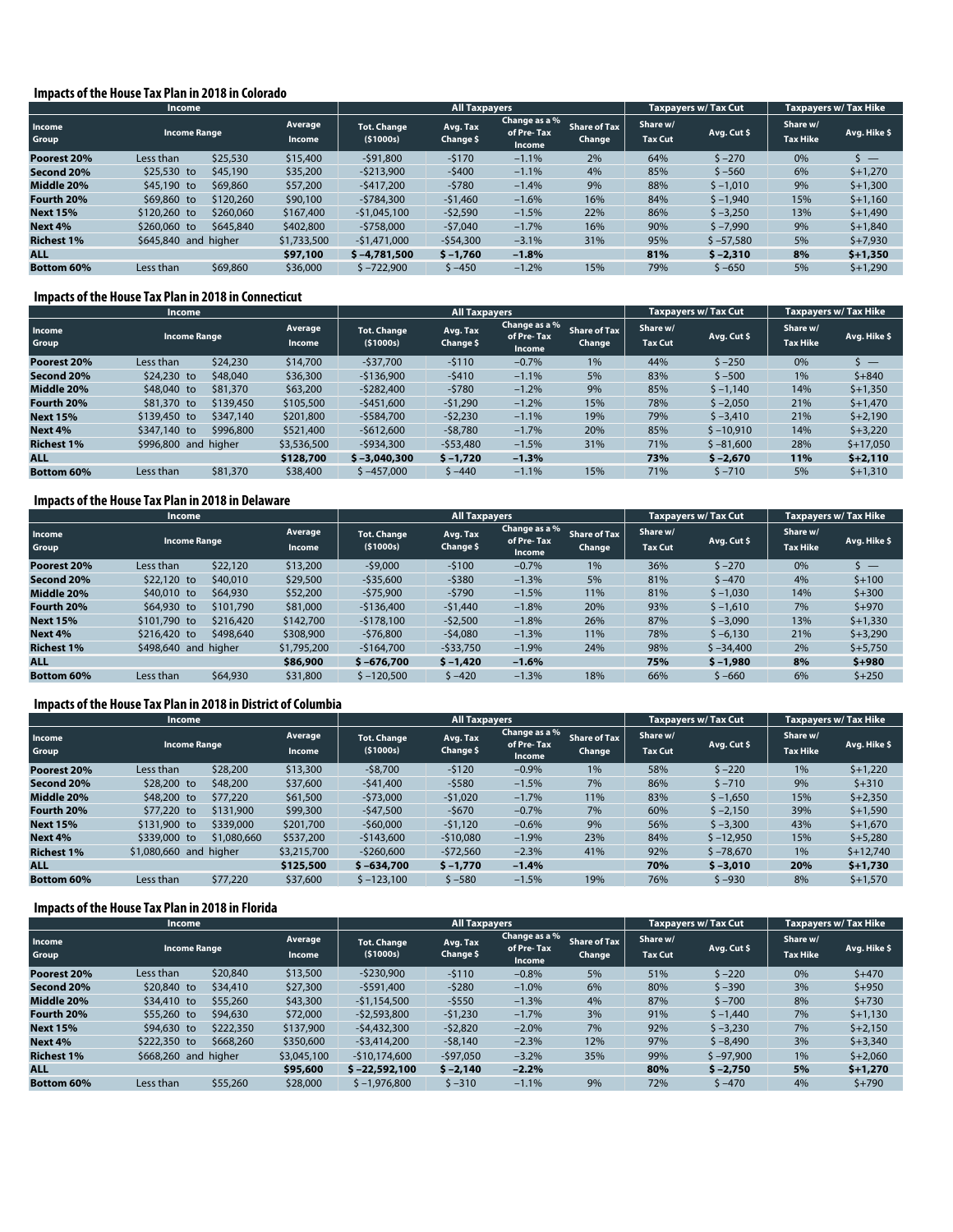### Impacts of the House Tax Plan in 2018 in Colorado

| Income | | | All Taxpayers | | | | Taxpayers w/ Tax Cut | | Taxpayers w/ Tax Hike | |
|---|---|---|---|---|---|---|---|---|---|---|
| Income Group | Income Range | Average Income | Tot. Change ($1000s) | Avg. Tax Change $ | Change as a % of Pre-Tax Income | Share of Tax Change | Share w/ Tax Cut | Avg. Cut $ | Share w/ Tax Hike | Avg. Hike $ |
| **Poorest 20%** | Less than $25,530 | $15,400 | -$91,800 | -$170 | −1.1% | 2% | 64% | $ −270 | 0% | $ — |
| **Second 20%** | $25,530 to $45,190 | $35,200 | -$213,900 | -$400 | −1.1% | 4% | 85% | $ −560 | 6% | $+1,270 |
| **Middle 20%** | $45,190 to $69,860 | $57,200 | -$417,200 | -$780 | −1.4% | 9% | 88% | $ −1,010 | 9% | $+1,300 |
| **Fourth 20%** | $69,860 to $120,260 | $90,100 | -$784,300 | -$1,460 | −1.6% | 16% | 84% | $ −1,940 | 15% | $+1,160 |
| **Next 15%** | $120,260 to $260,060 | $167,400 | -$1,045,100 | -$2,590 | −1.5% | 22% | 86% | $ −3,250 | 13% | $+1,490 |
| **Next 4%** | $260,060 to $645,840 | $402,800 | -$758,000 | -$7,040 | −1.7% | 16% | 90% | $ −7,990 | 9% | $+1,840 |
| **Richest 1%** | $645,840 and higher | $1,733,500 | -$1,471,000 | -$54,300 | −3.1% | 31% | 95% | $ −57,580 | 5% | $+7,930 |
| **ALL** | | **$97,100** | **$ −4,781,500** | **$ −1,760** | **−1.8%** | | **81%** | **$ −2,310** | **8%** | **$+1,350** |
| **Bottom 60%** | Less than $69,860 | $36,000 | $ −722,900 | $ −450 | −1.2% | 15% | 79% | $ −650 | 5% | $+1,290 |

### Impacts of the House Tax Plan in 2018 in Connecticut

| Income | | | All Taxpayers | | | | Taxpayers w/ Tax Cut | | Taxpayers w/ Tax Hike | |
|---|---|---|---|---|---|---|---|---|---|---|
| Income Group | Income Range | Average Income | Tot. Change ($1000s) | Avg. Tax Change $ | Change as a % of Pre-Tax Income | Share of Tax Change | Share w/ Tax Cut | Avg. Cut $ | Share w/ Tax Hike | Avg. Hike $ |
| **Poorest 20%** | Less than $24,230 | $14,700 | -$37,700 | -$110 | −0.7% | 1% | 44% | $ −250 | 0% | $ — |
| **Second 20%** | $24,230 to $48,040 | $36,300 | -$136,900 | -$410 | −1.1% | 5% | 83% | $ −500 | 1% | $+840 |
| **Middle 20%** | $48,040 to $81,370 | $63,200 | -$282,400 | -$780 | −1.2% | 9% | 85% | $ −1,140 | 14% | $+1,350 |
| **Fourth 20%** | $81,370 to $139,450 | $105,500 | -$451,600 | -$1,290 | −1.2% | 15% | 78% | $ −2,050 | 21% | $+1,470 |
| **Next 15%** | $139,450 to $347,140 | $201,800 | -$584,700 | -$2,230 | −1.1% | 19% | 79% | $ −3,410 | 21% | $+2,190 |
| **Next 4%** | $347,140 to $996,800 | $521,400 | -$612,600 | -$8,780 | −1.7% | 20% | 85% | $ −10,910 | 14% | $+3,220 |
| **Richest 1%** | $996,800 and higher | $3,536,500 | -$934,300 | -$53,480 | −1.5% | 31% | 71% | $ −81,600 | 28% | $+17,050 |
| **ALL** | | **$128,700** | **$ −3,040,300** | **$ −1,720** | **−1.3%** | | **73%** | **$ −2,670** | **11%** | **$+2,110** |
| **Bottom 60%** | Less than $81,370 | $38,400 | $ −457,000 | $ −440 | −1.1% | 15% | 71% | $ −710 | 5% | $+1,310 |

### Impacts of the House Tax Plan in 2018 in Delaware

| Income | | | All Taxpayers | | | | Taxpayers w/ Tax Cut | | Taxpayers w/ Tax Hike | |
|---|---|---|---|---|---|---|---|---|---|---|
| Income Group | Income Range | Average Income | Tot. Change ($1000s) | Avg. Tax Change $ | Change as a % of Pre-Tax Income | Share of Tax Change | Share w/ Tax Cut | Avg. Cut $ | Share w/ Tax Hike | Avg. Hike $ |
| **Poorest 20%** | Less than $22,120 | $13,200 | -$9,000 | -$100 | −0.7% | 1% | 36% | $ −270 | 0% | $ — |
| **Second 20%** | $22,120 to $40,010 | $29,500 | -$35,600 | -$380 | −1.3% | 5% | 81% | $ −470 | 4% | $+100 |
| **Middle 20%** | $40,010 to $64,930 | $52,200 | -$75,900 | -$790 | −1.5% | 11% | 81% | $ −1,030 | 14% | $+300 |
| **Fourth 20%** | $64,930 to $101,790 | $81,000 | -$136,400 | -$1,440 | −1.8% | 20% | 93% | $ −1,610 | 7% | $+970 |
| **Next 15%** | $101,790 to $216,420 | $142,700 | -$178,100 | -$2,500 | −1.8% | 26% | 87% | $ −3,090 | 13% | $+1,330 |
| **Next 4%** | $216,420 to $498,640 | $308,900 | -$76,800 | -$4,080 | −1.3% | 11% | 78% | $ −6,130 | 21% | $+3,290 |
| **Richest 1%** | $498,640 and higher | $1,795,200 | -$164,700 | -$33,750 | −1.9% | 24% | 98% | $ −34,400 | 2% | $+5,750 |
| **ALL** | | **$86,900** | **$ −676,700** | **$ −1,420** | **−1.6%** | | **75%** | **$ −1,980** | **8%** | **$+980** |
| **Bottom 60%** | Less than $64,930 | $31,800 | $ −120,500 | $ −420 | −1.3% | 18% | 66% | $ −660 | 6% | $+250 |

### Impacts of the House Tax Plan in 2018 in District of Columbia

| Income | | | All Taxpayers | | | | Taxpayers w/ Tax Cut | | Taxpayers w/ Tax Hike | |
|---|---|---|---|---|---|---|---|---|---|---|
| Income Group | Income Range | Average Income | Tot. Change ($1000s) | Avg. Tax Change $ | Change as a % of Pre-Tax Income | Share of Tax Change | Share w/ Tax Cut | Avg. Cut $ | Share w/ Tax Hike | Avg. Hike $ |
| **Poorest 20%** | Less than $28,200 | $13,300 | -$8,700 | -$120 | −0.9% | 1% | 58% | $ −220 | 1% | $+1,220 |
| **Second 20%** | $28,200 to $48,200 | $37,600 | -$41,400 | -$580 | −1.5% | 7% | 86% | $ −710 | 9% | $+310 |
| **Middle 20%** | $48,200 to $77,220 | $61,500 | -$73,000 | -$1,020 | −1.7% | 11% | 83% | $ −1,650 | 15% | $+2,350 |
| **Fourth 20%** | $77,220 to $131,900 | $99,300 | -$47,500 | -$670 | −0.7% | 7% | 60% | $ −2,150 | 39% | $+1,590 |
| **Next 15%** | $131,900 to $339,000 | $201,700 | -$60,000 | -$1,120 | −0.6% | 9% | 56% | $ −3,300 | 43% | $+1,670 |
| **Next 4%** | $339,000 to $1,080,660 | $537,200 | -$143,600 | -$10,080 | −1.9% | 23% | 84% | $ −12,950 | 15% | $+5,280 |
| **Richest 1%** | $1,080,660 and higher | $3,215,700 | -$260,600 | -$72,560 | −2.3% | 41% | 92% | $ −78,670 | 1% | $+12,740 |
| **ALL** | | **$125,500** | **$ −634,700** | **$ −1,770** | **−1.4%** | | **70%** | **$ −3,010** | **20%** | **$+1,730** |
| **Bottom 60%** | Less than $77,220 | $37,600 | $ −123,100 | $ −580 | −1.5% | 19% | 76% | $ −930 | 8% | $+1,570 |

### Impacts of the House Tax Plan in 2018 in Florida

| Income | | | All Taxpayers | | | | Taxpayers w/ Tax Cut | | Taxpayers w/ Tax Hike | |
|---|---|---|---|---|---|---|---|---|---|---|
| Income Group | Income Range | Average Income | Tot. Change ($1000s) | Avg. Tax Change $ | Change as a % of Pre-Tax Income | Share of Tax Change | Share w/ Tax Cut | Avg. Cut $ | Share w/ Tax Hike | Avg. Hike $ |
| **Poorest 20%** | Less than $20,840 | $13,500 | -$230,900 | -$110 | −0.8% | 5% | 51% | $ −220 | 0% | $+470 |
| **Second 20%** | $20,840 to $34,410 | $27,300 | -$591,400 | -$280 | −1.0% | 6% | 80% | $ −390 | 3% | $+950 |
| **Middle 20%** | $34,410 to $55,260 | $43,300 | -$1,154,500 | -$550 | −1.3% | 4% | 87% | $ −700 | 8% | $+730 |
| **Fourth 20%** | $55,260 to $94,630 | $72,000 | -$2,593,800 | -$1,230 | −1.7% | 3% | 91% | $ −1,440 | 7% | $+1,130 |
| **Next 15%** | $94,630 to $222,350 | $137,900 | -$4,432,300 | -$2,820 | −2.0% | 7% | 92% | $ −3,230 | 7% | $+2,150 |
| **Next 4%** | $222,350 to $668,260 | $350,600 | -$3,414,200 | -$8,140 | −2.3% | 12% | 97% | $ −8,490 | 3% | $+3,340 |
| **Richest 1%** | $668,260 and higher | $3,045,100 | -$10,174,600 | -$97,050 | −3.2% | 35% | 99% | $ −97,900 | 1% | $+2,060 |
| **ALL** | | **$95,600** | **$ −22,592,100** | **$ −2,140** | **−2.2%** | | **80%** | **$ −2,750** | **5%** | **$+1,270** |
| **Bottom 60%** | Less than $55,260 | $28,000 | $ −1,976,800 | $ −310 | −1.1% | 9% | 72% | $ −470 | 4% | $+790 |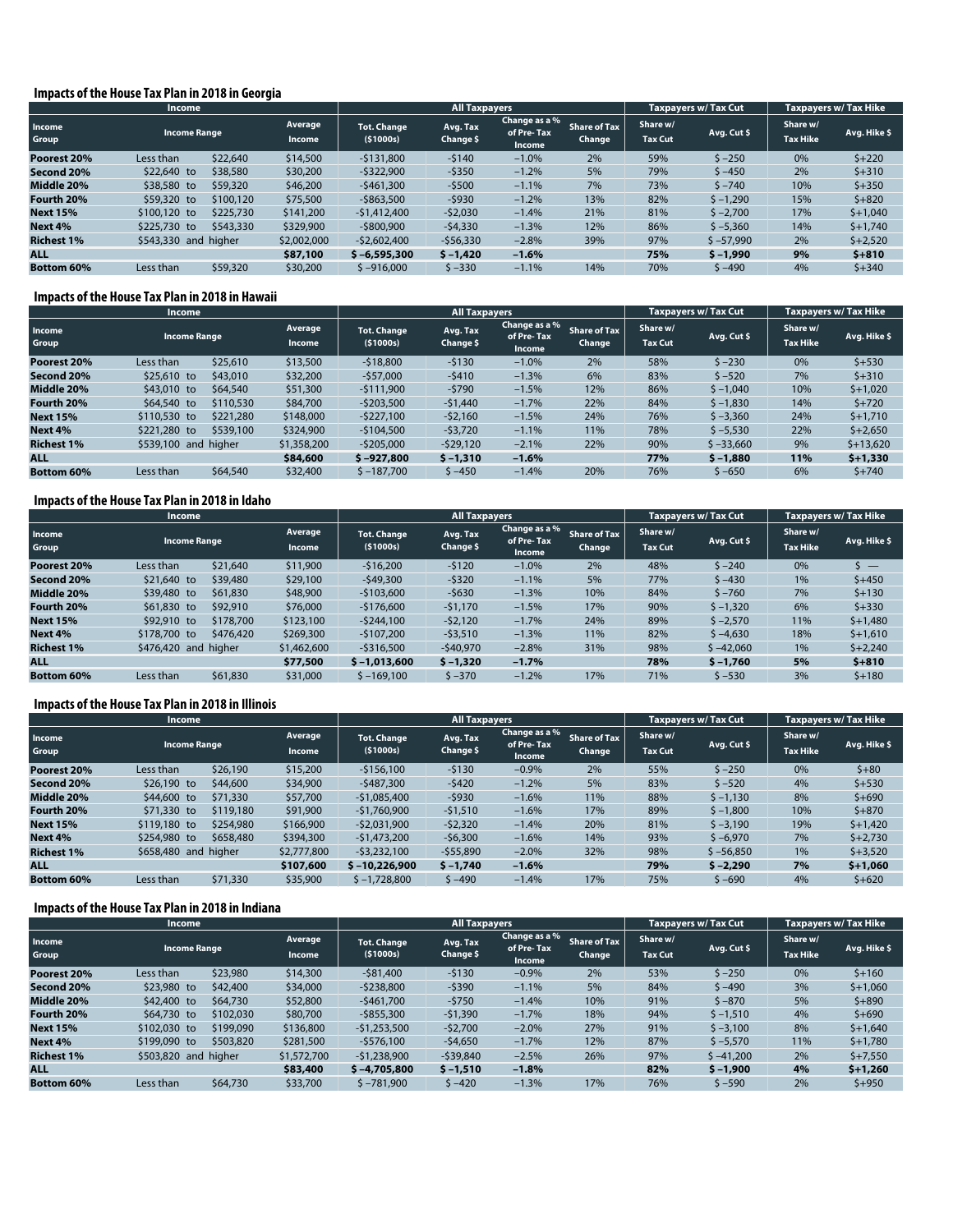### Impacts of the House Tax Plan in 2018 in Georgia

| Income | | | All Taxpayers | | | | Taxpayers w/ Tax Cut | | Taxpayers w/ Tax Hike | |
|---|---|---|---|---|---|---|---|---|---|---|
| Income Group | Income Range | Average Income | Tot. Change ($1000s) | Avg. Tax Change $ | Change as a % of Pre-Tax Income | Share of Tax Change | Share w/ Tax Cut | Avg. Cut $ | Share w/ Tax Hike | Avg. Hike $ |
| **Poorest 20%** | Less than $22,640 | $14,500 | -$131,800 | -$140 | −1.0% | 2% | 59% | $ −250 | 0% | $+220 |
| **Second 20%** | $22,640 to $38,580 | $30,200 | -$322,900 | -$350 | −1.2% | 5% | 79% | $ −450 | 2% | $+310 |
| **Middle 20%** | $38,580 to $59,320 | $46,200 | -$461,300 | -$500 | −1.1% | 7% | 73% | $ −740 | 10% | $+350 |
| **Fourth 20%** | $59,320 to $100,120 | $75,500 | -$863,500 | -$930 | −1.2% | 13% | 82% | $ −1,290 | 15% | $+820 |
| **Next 15%** | $100,120 to $225,730 | $141,200 | -$1,412,400 | -$2,030 | −1.4% | 21% | 81% | $ −2,700 | 17% | $+1,040 |
| **Next 4%** | $225,730 to $543,330 | $329,900 | -$800,900 | -$4,330 | −1.3% | 12% | 86% | $ −5,360 | 14% | $+1,740 |
| **Richest 1%** | $543,330 and higher | $2,002,000 | -$2,602,400 | -$56,330 | −2.8% | 39% | 97% | $ −57,990 | 2% | $+2,520 |
| **ALL** | | **$87,100** | **$ −6,595,300** | **$ −1,420** | **−1.6%** | | **75%** | **$ −1,990** | **9%** | **$+810** |
| **Bottom 60%** | Less than $59,320 | $30,200 | $ −916,000 | $ −330 | −1.1% | 14% | 70% | $ −490 | 4% | $+340 |

### Impacts of the House Tax Plan in 2018 in Hawaii

| Income | | | All Taxpayers | | | | Taxpayers w/ Tax Cut | | Taxpayers w/ Tax Hike | |
|---|---|---|---|---|---|---|---|---|---|---|
| Income Group | Income Range | Average Income | Tot. Change ($1000s) | Avg. Tax Change $ | Change as a % of Pre-Tax Income | Share of Tax Change | Share w/ Tax Cut | Avg. Cut $ | Share w/ Tax Hike | Avg. Hike $ |
| **Poorest 20%** | Less than $25,610 | $13,500 | -$18,800 | -$130 | −1.0% | 2% | 58% | $ −230 | 0% | $+530 |
| **Second 20%** | $25,610 to $43,010 | $32,200 | -$57,000 | -$410 | −1.3% | 6% | 83% | $ −520 | 7% | $+310 |
| **Middle 20%** | $43,010 to $64,540 | $51,300 | -$111,900 | -$790 | −1.5% | 12% | 86% | $ −1,040 | 10% | $+1,020 |
| **Fourth 20%** | $64,540 to $110,530 | $84,700 | -$203,500 | -$1,440 | −1.7% | 22% | 84% | $ −1,830 | 14% | $+720 |
| **Next 15%** | $110,530 to $221,280 | $148,000 | -$227,100 | -$2,160 | −1.5% | 24% | 76% | $ −3,360 | 24% | $+1,710 |
| **Next 4%** | $221,280 to $539,100 | $324,900 | -$104,500 | -$3,720 | −1.1% | 11% | 78% | $ −5,530 | 22% | $+2,650 |
| **Richest 1%** | $539,100 and higher | $1,358,200 | -$205,000 | -$29,120 | −2.1% | 22% | 90% | $ −33,660 | 9% | $+13,620 |
| **ALL** | | **$84,600** | **$ −927,800** | **$ −1,310** | **−1.6%** | | **77%** | **$ −1,880** | **11%** | **$+1,330** |
| **Bottom 60%** | Less than $64,540 | $32,400 | $ −187,700 | $ −450 | −1.4% | 20% | 76% | $ −650 | 6% | $+740 |

### Impacts of the House Tax Plan in 2018 in Idaho

| Income | | | All Taxpayers | | | | Taxpayers w/ Tax Cut | | Taxpayers w/ Tax Hike | |
|---|---|---|---|---|---|---|---|---|---|---|
| Income Group | Income Range | Average Income | Tot. Change ($1000s) | Avg. Tax Change $ | Change as a % of Pre-Tax Income | Share of Tax Change | Share w/ Tax Cut | Avg. Cut $ | Share w/ Tax Hike | Avg. Hike $ |
| **Poorest 20%** | Less than $21,640 | $11,900 | -$16,200 | -$120 | −1.0% | 2% | 48% | $ −240 | 0% | $ — |
| **Second 20%** | $21,640 to $39,480 | $29,100 | -$49,300 | -$320 | −1.1% | 5% | 77% | $ −430 | 1% | $+450 |
| **Middle 20%** | $39,480 to $61,830 | $48,900 | -$103,600 | -$630 | −1.3% | 10% | 84% | $ −760 | 7% | $+130 |
| **Fourth 20%** | $61,830 to $92,910 | $76,000 | -$176,600 | -$1,170 | −1.5% | 17% | 90% | $ −1,320 | 6% | $+330 |
| **Next 15%** | $92,910 to $178,700 | $123,100 | -$244,100 | -$2,120 | −1.7% | 24% | 89% | $ −2,570 | 11% | $+1,480 |
| **Next 4%** | $178,700 to $476,420 | $269,300 | -$107,200 | -$3,510 | −1.3% | 11% | 82% | $ −4,630 | 18% | $+1,610 |
| **Richest 1%** | $476,420 and higher | $1,462,600 | -$316,500 | -$40,970 | −2.8% | 31% | 98% | $ −42,060 | 1% | $+2,240 |
| **ALL** | | **$77,500** | **$ −1,013,600** | **$ −1,320** | **−1.7%** | | **78%** | **$ −1,760** | **5%** | **$+810** |
| **Bottom 60%** | Less than $61,830 | $31,000 | $ −169,100 | $ −370 | −1.2% | 17% | 71% | $ −530 | 3% | $+180 |

### Impacts of the House Tax Plan in 2018 in Illinois

| Income | | | All Taxpayers | | | | Taxpayers w/ Tax Cut | | Taxpayers w/ Tax Hike | |
|---|---|---|---|---|---|---|---|---|---|---|
| Income Group | Income Range | Average Income | Tot. Change ($1000s) | Avg. Tax Change $ | Change as a % of Pre-Tax Income | Share of Tax Change | Share w/ Tax Cut | Avg. Cut $ | Share w/ Tax Hike | Avg. Hike $ |
| **Poorest 20%** | Less than $26,190 | $15,200 | -$156,100 | -$130 | −0.9% | 2% | 55% | $ −250 | 0% | $+80 |
| **Second 20%** | $26,190 to $44,600 | $34,900 | -$487,300 | -$420 | −1.2% | 5% | 83% | $ −520 | 4% | $+530 |
| **Middle 20%** | $44,600 to $71,330 | $57,700 | -$1,085,400 | -$930 | −1.6% | 11% | 88% | $ −1,130 | 8% | $+690 |
| **Fourth 20%** | $71,330 to $119,180 | $91,900 | -$1,760,900 | -$1,510 | −1.6% | 17% | 89% | $ −1,800 | 10% | $+870 |
| **Next 15%** | $119,180 to $254,980 | $166,900 | -$2,031,900 | -$2,320 | −1.4% | 20% | 81% | $ −3,190 | 19% | $+1,420 |
| **Next 4%** | $254,980 to $658,480 | $394,300 | -$1,473,200 | -$6,300 | −1.6% | 14% | 93% | $ −6,970 | 7% | $+2,730 |
| **Richest 1%** | $658,480 and higher | $2,777,800 | -$3,232,100 | -$55,890 | −2.0% | 32% | 98% | $ −56,850 | 1% | $+3,520 |
| **ALL** | | **$107,600** | **$ −10,226,900** | **$ −1,740** | **−1.6%** | | **79%** | **$ −2,290** | **7%** | **$+1,060** |
| **Bottom 60%** | Less than $71,330 | $35,900 | $ −1,728,800 | $ −490 | −1.4% | 17% | 75% | $ −690 | 4% | $+620 |

### Impacts of the House Tax Plan in 2018 in Indiana

| Income | | | All Taxpayers | | | | Taxpayers w/ Tax Cut | | Taxpayers w/ Tax Hike | |
|---|---|---|---|---|---|---|---|---|---|---|
| Income Group | Income Range | Average Income | Tot. Change ($1000s) | Avg. Tax Change $ | Change as a % of Pre-Tax Income | Share of Tax Change | Share w/ Tax Cut | Avg. Cut $ | Share w/ Tax Hike | Avg. Hike $ |
| **Poorest 20%** | Less than $23,980 | $14,300 | -$81,400 | -$130 | −0.9% | 2% | 53% | $ −250 | 0% | $+160 |
| **Second 20%** | $23,980 to $42,400 | $34,000 | -$238,800 | -$390 | −1.1% | 5% | 84% | $ −490 | 3% | $+1,060 |
| **Middle 20%** | $42,400 to $64,730 | $52,800 | -$461,700 | -$750 | −1.4% | 10% | 91% | $ −870 | 5% | $+890 |
| **Fourth 20%** | $64,730 to $102,030 | $80,700 | -$855,300 | -$1,390 | −1.7% | 18% | 94% | $ −1,510 | 4% | $+690 |
| **Next 15%** | $102,030 to $199,090 | $136,800 | -$1,253,500 | -$2,700 | −2.0% | 27% | 91% | $ −3,100 | 8% | $+1,640 |
| **Next 4%** | $199,090 to $503,820 | $281,500 | -$576,100 | -$4,650 | −1.7% | 12% | 87% | $ −5,570 | 11% | $+1,780 |
| **Richest 1%** | $503,820 and higher | $1,572,700 | -$1,238,900 | -$39,840 | −2.5% | 26% | 97% | $ −41,200 | 2% | $+7,550 |
| **ALL** | | **$83,400** | **$ −4,705,800** | **$ −1,510** | **−1.8%** | | **82%** | **$ −1,900** | **4%** | **$+1,260** |
| **Bottom 60%** | Less than $64,730 | $33,700 | $ −781,900 | $ −420 | −1.3% | 17% | 76% | $ −590 | 2% | $+950 |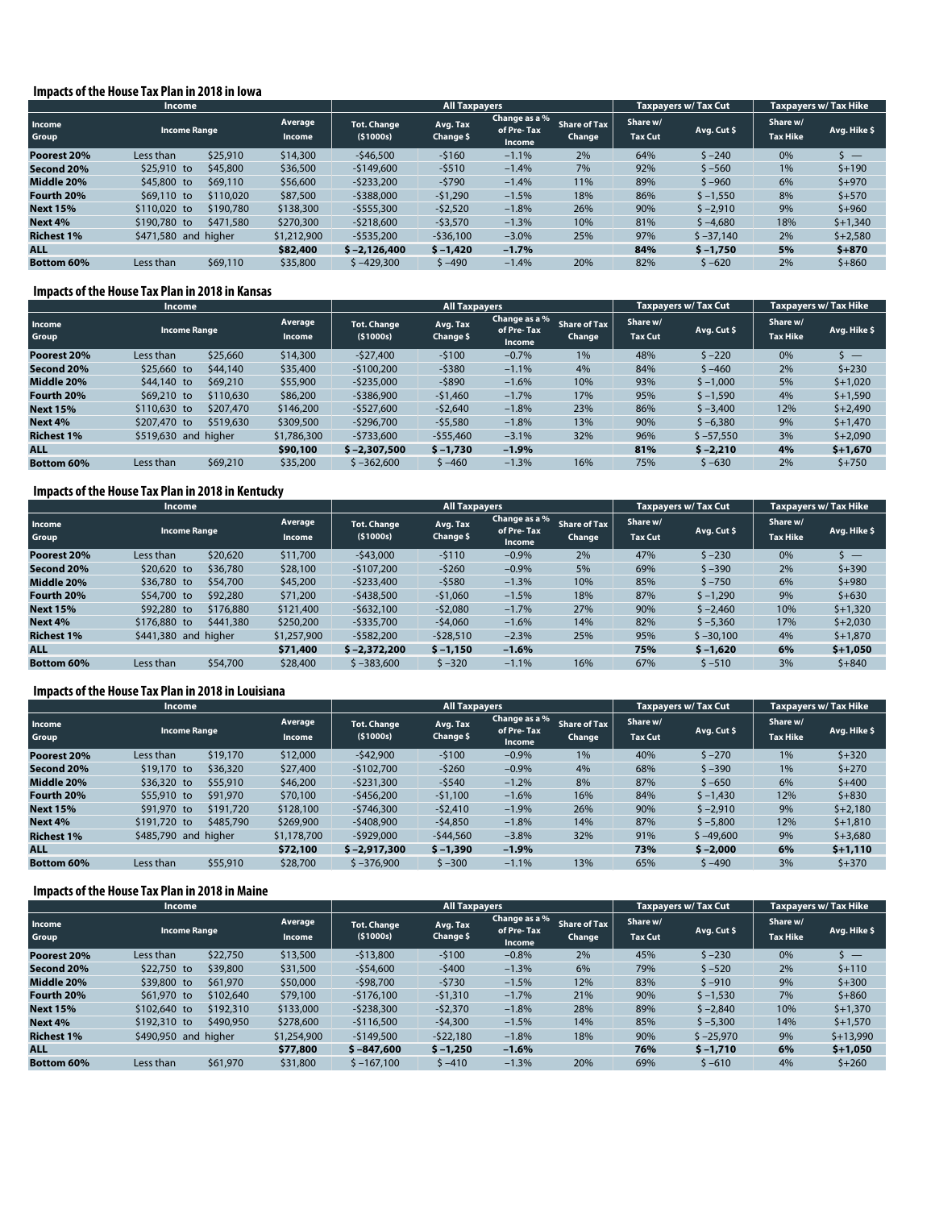## Impacts of the House Tax Plan in 2018 in Iowa

| Income | | | All Taxpayers | | | | Taxpayers w/ Tax Cut | | Taxpayers w/ Tax Hike | |
|---|---|---|---|---|---|---|---|---|---|---|
| Income Group | Income Range | Average Income | Tot. Change ($1000s) | Avg. Tax Change $ | Change as a % of Pre-Tax Income | Share of Tax Change | Share w/ Tax Cut | Avg. Cut $ | Share w/ Tax Hike | Avg. Hike $ |
| **Poorest 20%** | Less than $25,910 | $14,300 | -$46,500 | -$160 | −1.1% | 2% | 64% | $ −240 | 0% | $ — |
| **Second 20%** | $25,910 to $45,800 | $36,500 | -$149,600 | -$510 | −1.4% | 7% | 92% | $ −560 | 1% | $+190 |
| **Middle 20%** | $45,800 to $69,110 | $56,600 | -$233,200 | -$790 | −1.4% | 11% | 89% | $ −960 | 6% | $+970 |
| **Fourth 20%** | $69,110 to $110,020 | $87,500 | -$388,000 | -$1,290 | −1.5% | 18% | 86% | $ −1,550 | 8% | $+570 |
| **Next 15%** | $110,020 to $190,780 | $138,300 | -$555,300 | -$2,520 | −1.8% | 26% | 90% | $ −2,910 | 9% | $+960 |
| **Next 4%** | $190,780 to $471,580 | $270,300 | -$218,600 | -$3,570 | −1.3% | 10% | 81% | $ −4,680 | 18% | $+1,340 |
| **Richest 1%** | $471,580 and higher | $1,212,900 | -$535,200 | -$36,100 | −3.0% | 25% | 97% | $ −37,140 | 2% | $+2,580 |
| **ALL** | | **$82,400** | **$ −2,126,400** | **$ −1,420** | **−1.7%** | | **84%** | **$ −1,750** | **5%** | **$+870** |
| **Bottom 60%** | Less than $69,110 | $35,800 | $ −429,300 | $ −490 | −1.4% | 20% | 82% | $ −620 | 2% | $+860 |

## Impacts of the House Tax Plan in 2018 in Kansas

| Income | | | All Taxpayers | | | | Taxpayers w/ Tax Cut | | Taxpayers w/ Tax Hike | |
|---|---|---|---|---|---|---|---|---|---|---|
| Income Group | Income Range | Average Income | Tot. Change ($1000s) | Avg. Tax Change $ | Change as a % of Pre-Tax Income | Share of Tax Change | Share w/ Tax Cut | Avg. Cut $ | Share w/ Tax Hike | Avg. Hike $ |
| **Poorest 20%** | Less than $25,660 | $14,300 | -$27,400 | -$100 | −0.7% | 1% | 48% | $ −220 | 0% | $ — |
| **Second 20%** | $25,660 to $44,140 | $35,400 | -$100,200 | -$380 | −1.1% | 4% | 84% | $ −460 | 2% | $+230 |
| **Middle 20%** | $44,140 to $69,210 | $55,900 | -$235,000 | -$890 | −1.6% | 10% | 93% | $ −1,000 | 5% | $+1,020 |
| **Fourth 20%** | $69,210 to $110,630 | $86,200 | -$386,900 | -$1,460 | −1.7% | 17% | 95% | $ −1,590 | 4% | $+1,590 |
| **Next 15%** | $110,630 to $207,470 | $146,200 | -$527,600 | -$2,640 | −1.8% | 23% | 86% | $ −3,400 | 12% | $+2,490 |
| **Next 4%** | $207,470 to $519,630 | $309,500 | -$296,700 | -$5,580 | −1.8% | 13% | 90% | $ −6,380 | 9% | $+1,470 |
| **Richest 1%** | $519,630 and higher | $1,786,300 | -$733,600 | -$55,460 | −3.1% | 32% | 96% | $ −57,550 | 3% | $+2,090 |
| **ALL** | | **$90,100** | **$ −2,307,500** | **$ −1,730** | **−1.9%** | | **81%** | **$ −2,210** | **4%** | **$+1,670** |
| **Bottom 60%** | Less than $69,210 | $35,200 | $ −362,600 | $ −460 | −1.3% | 16% | 75% | $ −630 | 2% | $+750 |

## Impacts of the House Tax Plan in 2018 in Kentucky

| Income | | | All Taxpayers | | | | Taxpayers w/ Tax Cut | | Taxpayers w/ Tax Hike | |
|---|---|---|---|---|---|---|---|---|---|---|
| Income Group | Income Range | Average Income | Tot. Change ($1000s) | Avg. Tax Change $ | Change as a % of Pre-Tax Income | Share of Tax Change | Share w/ Tax Cut | Avg. Cut $ | Share w/ Tax Hike | Avg. Hike $ |
| **Poorest 20%** | Less than $20,620 | $11,700 | -$43,000 | -$110 | −0.9% | 2% | 47% | $ −230 | 0% | $ — |
| **Second 20%** | $20,620 to $36,780 | $28,100 | -$107,200 | -$260 | −0.9% | 5% | 69% | $ −390 | 2% | $+390 |
| **Middle 20%** | $36,780 to $54,700 | $45,200 | -$233,400 | -$580 | −1.3% | 10% | 85% | $ −750 | 6% | $+980 |
| **Fourth 20%** | $54,700 to $92,280 | $71,200 | -$438,500 | -$1,060 | −1.5% | 18% | 87% | $ −1,290 | 9% | $+630 |
| **Next 15%** | $92,280 to $176,880 | $121,400 | -$632,100 | -$2,080 | −1.7% | 27% | 90% | $ −2,460 | 10% | $+1,320 |
| **Next 4%** | $176,880 to $441,380 | $250,200 | -$335,700 | -$4,060 | −1.6% | 14% | 82% | $ −5,360 | 17% | $+2,030 |
| **Richest 1%** | $441,380 and higher | $1,257,900 | -$582,200 | -$28,510 | −2.3% | 25% | 95% | $ −30,100 | 4% | $+1,870 |
| **ALL** | | **$71,400** | **$ −2,372,200** | **$ −1,150** | **−1.6%** | | **75%** | **$ −1,620** | **6%** | **$+1,050** |
| **Bottom 60%** | Less than $54,700 | $28,400 | $ −383,600 | $ −320 | −1.1% | 16% | 67% | $ −510 | 3% | $+840 |

## Impacts of the House Tax Plan in 2018 in Louisiana

| Income | | | All Taxpayers | | | | Taxpayers w/ Tax Cut | | Taxpayers w/ Tax Hike | |
|---|---|---|---|---|---|---|---|---|---|---|
| Income Group | Income Range | Average Income | Tot. Change ($1000s) | Avg. Tax Change $ | Change as a % of Pre-Tax Income | Share of Tax Change | Share w/ Tax Cut | Avg. Cut $ | Share w/ Tax Hike | Avg. Hike $ |
| **Poorest 20%** | Less than $19,170 | $12,000 | -$42,900 | -$100 | −0.9% | 1% | 40% | $ −270 | 1% | $+320 |
| **Second 20%** | $19,170 to $36,320 | $27,400 | -$102,700 | -$260 | −0.9% | 4% | 68% | $ −390 | 1% | $+270 |
| **Middle 20%** | $36,320 to $55,910 | $46,200 | -$231,300 | -$540 | −1.2% | 8% | 87% | $ −650 | 6% | $+400 |
| **Fourth 20%** | $55,910 to $91,970 | $70,100 | -$456,200 | -$1,100 | −1.6% | 16% | 84% | $ −1,430 | 12% | $+830 |
| **Next 15%** | $91,970 to $191,720 | $128,100 | -$746,300 | -$2,410 | −1.9% | 26% | 90% | $ −2,910 | 9% | $+2,180 |
| **Next 4%** | $191,720 to $485,790 | $269,900 | -$408,900 | -$4,850 | −1.8% | 14% | 87% | $ −5,800 | 12% | $+1,810 |
| **Richest 1%** | $485,790 and higher | $1,178,700 | -$929,000 | -$44,560 | −3.8% | 32% | 91% | $ −49,600 | 9% | $+3,680 |
| **ALL** | | **$72,100** | **$ −2,917,300** | **$ −1,390** | **−1.9%** | | **73%** | **$ −2,000** | **6%** | **$+1,110** |
| **Bottom 60%** | Less than $55,910 | $28,700 | $ −376,900 | $ −300 | −1.1% | 13% | 65% | $ −490 | 3% | $+370 |

## Impacts of the House Tax Plan in 2018 in Maine

| Income | | | All Taxpayers | | | | Taxpayers w/ Tax Cut | | Taxpayers w/ Tax Hike | |
|---|---|---|---|---|---|---|---|---|---|---|
| Income Group | Income Range | Average Income | Tot. Change ($1000s) | Avg. Tax Change $ | Change as a % of Pre-Tax Income | Share of Tax Change | Share w/ Tax Cut | Avg. Cut $ | Share w/ Tax Hike | Avg. Hike $ |
| **Poorest 20%** | Less than $22,750 | $13,500 | -$13,800 | -$100 | −0.8% | 2% | 45% | $ −230 | 0% | $ — |
| **Second 20%** | $22,750 to $39,800 | $31,500 | -$54,600 | -$400 | −1.3% | 6% | 79% | $ −520 | 2% | $+110 |
| **Middle 20%** | $39,800 to $61,970 | $50,000 | -$98,700 | -$730 | −1.5% | 12% | 83% | $ −910 | 9% | $+300 |
| **Fourth 20%** | $61,970 to $102,640 | $79,100 | -$176,100 | -$1,310 | −1.7% | 21% | 90% | $ −1,530 | 7% | $+860 |
| **Next 15%** | $102,640 to $192,310 | $133,000 | -$238,300 | -$2,370 | −1.8% | 28% | 89% | $ −2,840 | 10% | $+1,370 |
| **Next 4%** | $192,310 to $490,950 | $278,600 | -$116,500 | -$4,300 | −1.5% | 14% | 85% | $ −5,300 | 14% | $+1,570 |
| **Richest 1%** | $490,950 and higher | $1,254,900 | -$149,500 | -$22,180 | −1.8% | 18% | 90% | $ −25,970 | 9% | $+13,990 |
| **ALL** | | **$77,800** | **$ −847,600** | **$ −1,250** | **−1.6%** | | **76%** | **$ −1,710** | **6%** | **$+1,050** |
| **Bottom 60%** | Less than $61,970 | $31,800 | $ −167,100 | $ −410 | −1.3% | 20% | 69% | $ −610 | 4% | $+260 |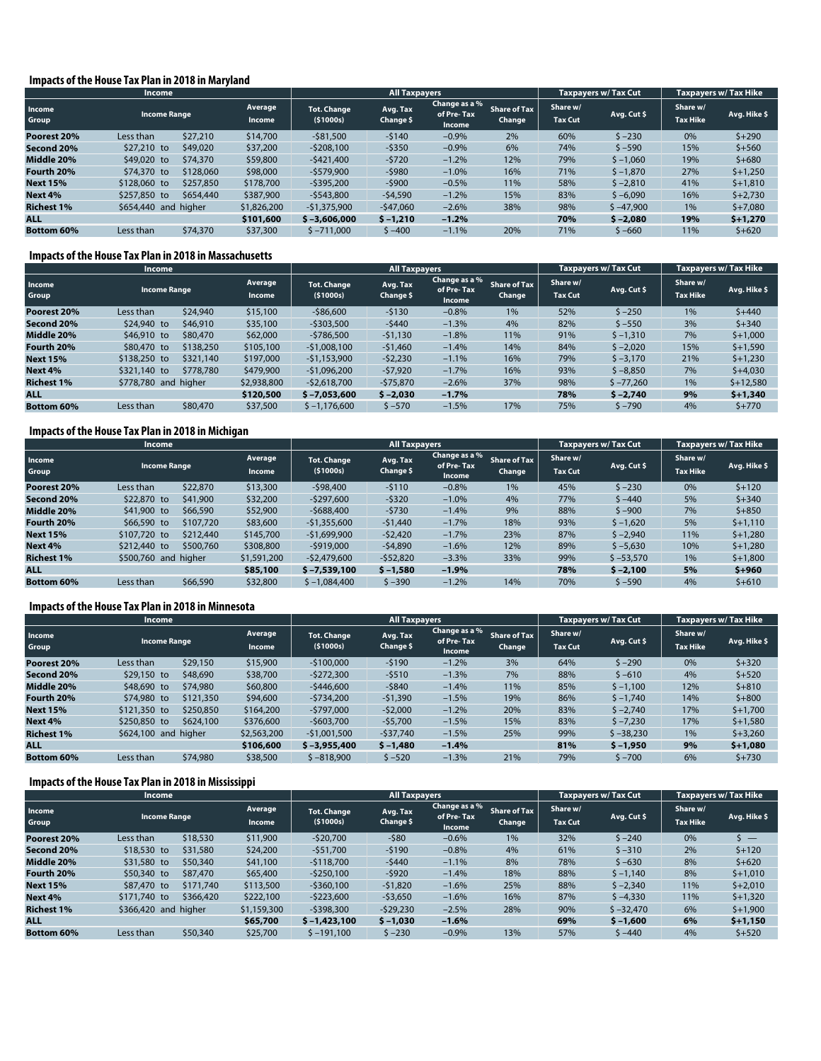## Impacts of the House Tax Plan in 2018 in Maryland

| Income | | | All Taxpayers | | | | Taxpayers w/ Tax Cut | | Taxpayers w/ Tax Hike | |
|---|---|---|---|---|---|---|---|---|---|---|
| Income Group | Income Range | Average Income | Tot. Change ($1000s) | Avg. Tax Change $ | Change as a % of Pre-Tax Income | Share of Tax Change | Share w/ Tax Cut | Avg. Cut $ | Share w/ Tax Hike | Avg. Hike $ |
| **Poorest 20%** | Less than $27,210 | $14,700 | -$81,500 | -$140 | –0.9% | 2% | 60% | $ –230 | 0% | $+290 |
| **Second 20%** | $27,210 to $49,020 | $37,200 | -$208,100 | -$350 | –0.9% | 6% | 74% | $ –590 | 15% | $+560 |
| **Middle 20%** | $49,020 to $74,370 | $59,800 | -$421,400 | -$720 | –1.2% | 12% | 79% | $ –1,060 | 19% | $+680 |
| **Fourth 20%** | $74,370 to $128,060 | $98,000 | -$579,900 | -$980 | –1.0% | 16% | 71% | $ –1,870 | 27% | $+1,250 |
| **Next 15%** | $128,060 to $257,850 | $178,700 | -$395,200 | -$900 | –0.5% | 11% | 58% | $ –2,810 | 41% | $+1,810 |
| **Next 4%** | $257,850 to $654,440 | $387,900 | -$543,800 | -$4,590 | –1.2% | 15% | 83% | $ –6,090 | 16% | $+2,730 |
| **Richest 1%** | $654,440 and higher | $1,826,200 | -$1,375,900 | -$47,060 | –2.6% | 38% | 98% | $ –47,900 | 1% | $+7,080 |
| **ALL** | | **$101,600** | **$ –3,606,000** | **$ –1,210** | **–1.2%** | | **70%** | **$ –2,080** | **19%** | **$+1,270** |
| **Bottom 60%** | Less than $74,370 | $37,300 | $ –711,000 | $ –400 | –1.1% | 20% | 71% | $ –660 | 11% | $+620 |

## Impacts of the House Tax Plan in 2018 in Massachusetts

| Income | | | All Taxpayers | | | | Taxpayers w/ Tax Cut | | Taxpayers w/ Tax Hike | |
|---|---|---|---|---|---|---|---|---|---|---|
| Income Group | Income Range | Average Income | Tot. Change ($1000s) | Avg. Tax Change $ | Change as a % of Pre-Tax Income | Share of Tax Change | Share w/ Tax Cut | Avg. Cut $ | Share w/ Tax Hike | Avg. Hike $ |
| **Poorest 20%** | Less than $24,940 | $15,100 | -$86,600 | -$130 | –0.8% | 1% | 52% | $ –250 | 1% | $+440 |
| **Second 20%** | $24,940 to $46,910 | $35,100 | -$303,500 | -$440 | –1.3% | 4% | 82% | $ –550 | 3% | $+340 |
| **Middle 20%** | $46,910 to $80,470 | $62,000 | -$786,500 | -$1,130 | –1.8% | 11% | 91% | $ –1,310 | 7% | $+1,000 |
| **Fourth 20%** | $80,470 to $138,250 | $105,100 | -$1,008,100 | -$1,460 | –1.4% | 14% | 84% | $ –2,020 | 15% | $+1,590 |
| **Next 15%** | $138,250 to $321,140 | $197,000 | -$1,153,900 | -$2,230 | –1.1% | 16% | 79% | $ –3,170 | 21% | $+1,230 |
| **Next 4%** | $321,140 to $778,780 | $479,900 | -$1,096,200 | -$7,920 | –1.7% | 16% | 93% | $ –8,850 | 7% | $+4,030 |
| **Richest 1%** | $778,780 and higher | $2,938,800 | -$2,618,700 | -$75,870 | –2.6% | 37% | 98% | $ –77,260 | 1% | $+12,580 |
| **ALL** | | **$120,500** | **$ –7,053,600** | **$ –2,030** | **–1.7%** | | **78%** | **$ –2,740** | **9%** | **$+1,340** |
| **Bottom 60%** | Less than $80,470 | $37,500 | $ –1,176,600 | $ –570 | –1.5% | 17% | 75% | $ –790 | 4% | $+770 |

## Impacts of the House Tax Plan in 2018 in Michigan

| Income | | | All Taxpayers | | | | Taxpayers w/ Tax Cut | | Taxpayers w/ Tax Hike | |
|---|---|---|---|---|---|---|---|---|---|---|
| Income Group | Income Range | Average Income | Tot. Change ($1000s) | Avg. Tax Change $ | Change as a % of Pre-Tax Income | Share of Tax Change | Share w/ Tax Cut | Avg. Cut $ | Share w/ Tax Hike | Avg. Hike $ |
| **Poorest 20%** | Less than $22,870 | $13,300 | -$98,400 | -$110 | –0.8% | 1% | 45% | $ –230 | 0% | $+120 |
| **Second 20%** | $22,870 to $41,900 | $32,200 | -$297,600 | -$320 | –1.0% | 4% | 77% | $ –440 | 5% | $+340 |
| **Middle 20%** | $41,900 to $66,590 | $52,900 | -$688,400 | -$730 | –1.4% | 9% | 88% | $ –900 | 7% | $+850 |
| **Fourth 20%** | $66,590 to $107,720 | $83,600 | -$1,355,600 | -$1,440 | –1.7% | 18% | 93% | $ –1,620 | 5% | $+1,110 |
| **Next 15%** | $107,720 to $212,440 | $145,700 | -$1,699,900 | -$2,420 | –1.7% | 23% | 87% | $ –2,940 | 11% | $+1,280 |
| **Next 4%** | $212,440 to $500,760 | $308,800 | -$919,000 | -$4,890 | –1.6% | 12% | 89% | $ –5,630 | 10% | $+1,280 |
| **Richest 1%** | $500,760 and higher | $1,591,200 | -$2,479,600 | -$52,820 | –3.3% | 33% | 99% | $ –53,570 | 1% | $+1,800 |
| **ALL** | | **$85,100** | **$ –7,539,100** | **$ –1,580** | **–1.9%** | | **78%** | **$ –2,100** | **5%** | **$+960** |
| **Bottom 60%** | Less than $66,590 | $32,800 | $ –1,084,400 | $ –390 | –1.2% | 14% | 70% | $ –590 | 4% | $+610 |

## Impacts of the House Tax Plan in 2018 in Minnesota

| Income | | | All Taxpayers | | | | Taxpayers w/ Tax Cut | | Taxpayers w/ Tax Hike | |
|---|---|---|---|---|---|---|---|---|---|---|
| Income Group | Income Range | Average Income | Tot. Change ($1000s) | Avg. Tax Change $ | Change as a % of Pre-Tax Income | Share of Tax Change | Share w/ Tax Cut | Avg. Cut $ | Share w/ Tax Hike | Avg. Hike $ |
| **Poorest 20%** | Less than $29,150 | $15,900 | -$100,000 | -$190 | –1.2% | 3% | 64% | $ –290 | 0% | $+320 |
| **Second 20%** | $29,150 to $48,690 | $38,700 | -$272,300 | -$510 | –1.3% | 7% | 88% | $ –610 | 4% | $+520 |
| **Middle 20%** | $48,690 to $74,980 | $60,800 | -$446,600 | -$840 | –1.4% | 11% | 85% | $ –1,100 | 12% | $+810 |
| **Fourth 20%** | $74,980 to $121,350 | $94,600 | -$734,200 | -$1,390 | –1.5% | 19% | 86% | $ –1,740 | 14% | $+800 |
| **Next 15%** | $121,350 to $250,850 | $164,200 | -$797,000 | -$2,000 | –1.2% | 20% | 83% | $ –2,740 | 17% | $+1,700 |
| **Next 4%** | $250,850 to $624,100 | $376,600 | -$603,700 | -$5,700 | –1.5% | 15% | 83% | $ –7,230 | 17% | $+1,580 |
| **Richest 1%** | $624,100 and higher | $2,563,200 | -$1,001,500 | -$37,740 | –1.5% | 25% | 99% | $ –38,230 | 1% | $+3,260 |
| **ALL** | | **$106,600** | **$ –3,955,400** | **$ –1,480** | **–1.4%** | | **81%** | **$ –1,950** | **9%** | **$+1,080** |
| **Bottom 60%** | Less than $74,980 | $38,500 | $ –818,900 | $ –520 | –1.3% | 21% | 79% | $ –700 | 6% | $+730 |

## Impacts of the House Tax Plan in 2018 in Mississippi

| Income | | | All Taxpayers | | | | Taxpayers w/ Tax Cut | | Taxpayers w/ Tax Hike | |
|---|---|---|---|---|---|---|---|---|---|---|
| Income Group | Income Range | Average Income | Tot. Change ($1000s) | Avg. Tax Change $ | Change as a % of Pre-Tax Income | Share of Tax Change | Share w/ Tax Cut | Avg. Cut $ | Share w/ Tax Hike | Avg. Hike $ |
| **Poorest 20%** | Less than $18,530 | $11,900 | -$20,700 | -$80 | –0.6% | 1% | 32% | $ –240 | 0% | $ — |
| **Second 20%** | $18,530 to $31,580 | $24,200 | -$51,700 | -$190 | –0.8% | 4% | 61% | $ –310 | 2% | $+120 |
| **Middle 20%** | $31,580 to $50,340 | $41,100 | -$118,700 | -$440 | –1.1% | 8% | 78% | $ –630 | 8% | $+620 |
| **Fourth 20%** | $50,340 to $87,470 | $65,400 | -$250,100 | -$920 | –1.4% | 18% | 88% | $ –1,140 | 8% | $+1,010 |
| **Next 15%** | $87,470 to $171,740 | $113,500 | -$360,100 | -$1,820 | –1.6% | 25% | 88% | $ –2,340 | 11% | $+2,010 |
| **Next 4%** | $171,740 to $366,420 | $222,100 | -$223,600 | -$3,650 | –1.6% | 16% | 87% | $ –4,330 | 11% | $+1,320 |
| **Richest 1%** | $366,420 and higher | $1,159,300 | -$398,300 | -$29,230 | –2.5% | 28% | 90% | $ –32,470 | 6% | $+1,900 |
| **ALL** | | **$65,700** | **$ –1,423,100** | **$ –1,030** | **–1.6%** | | **69%** | **$ –1,600** | **6%** | **$+1,150** |
| **Bottom 60%** | Less than $50,340 | $25,700 | $ –191,100 | $ –230 | –0.9% | 13% | 57% | $ –440 | 4% | $+520 |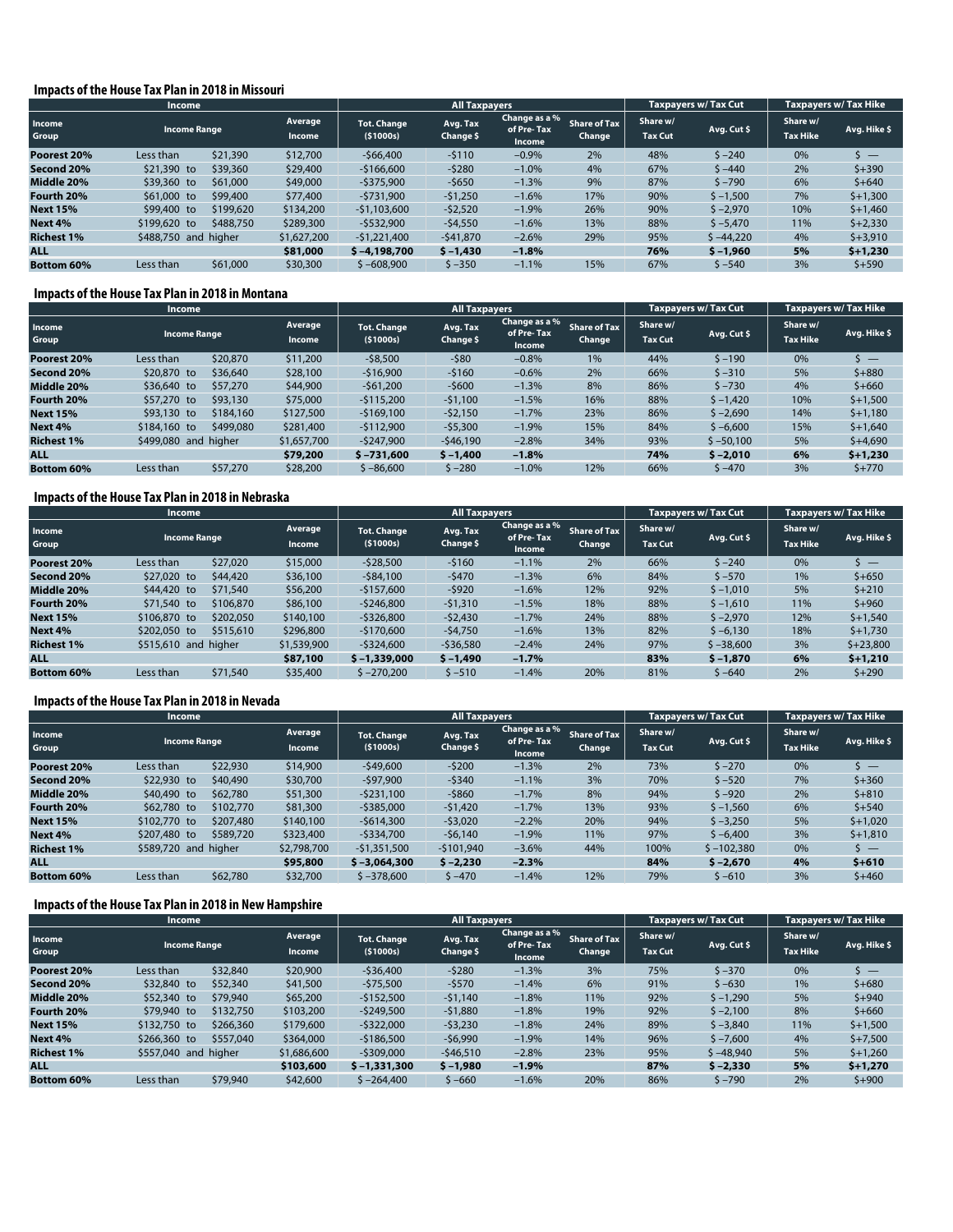### Impacts of the House Tax Plan in 2018 in Missouri

| Income | | | All Taxpayers | | | | Taxpayers w/ Tax Cut | | Taxpayers w/ Tax Hike | |
|---|---|---|---|---|---|---|---|---|---|---|
| Income Group | Income Range | Average Income | Tot. Change ($1000s) | Avg. Tax Change $ | Change as a % of Pre-Tax Income | Share of Tax Change | Share w/ Tax Cut | Avg. Cut $ | Share w/ Tax Hike | Avg. Hike $ |
| Poorest 20% | Less than $21,390 | $12,700 | -$66,400 | -$110 | −0.9% | 2% | 48% | $ −240 | 0% | $ — |
| Second 20% | $21,390 to $39,360 | $29,400 | -$166,600 | -$280 | −1.0% | 4% | 67% | $ −440 | 2% | $+390 |
| Middle 20% | $39,360 to $61,000 | $49,000 | -$375,900 | -$650 | −1.3% | 9% | 87% | $ −790 | 6% | $+640 |
| Fourth 20% | $61,000 to $99,400 | $77,400 | -$731,900 | -$1,250 | −1.6% | 17% | 90% | $ −1,500 | 7% | $+1,300 |
| Next 15% | $99,400 to $199,620 | $134,200 | -$1,103,600 | -$2,520 | −1.9% | 26% | 90% | $ −2,970 | 10% | $+1,460 |
| Next 4% | $199,620 to $488,750 | $289,300 | -$532,900 | -$4,550 | −1.6% | 13% | 88% | $ −5,470 | 11% | $+2,330 |
| Richest 1% | $488,750 and higher | $1,627,200 | -$1,221,400 | -$41,870 | −2.6% | 29% | 95% | $ −44,220 | 4% | $+3,910 |
| **ALL** | | **$81,000** | **$ −4,198,700** | **$ −1,430** | **−1.8%** | | **76%** | **$ −1,960** | **5%** | **$+1,230** |
| **Bottom 60%** | Less than $61,000 | $30,300 | $ −608,900 | $ −350 | −1.1% | 15% | 67% | $ −540 | 3% | $+590 |

### Impacts of the House Tax Plan in 2018 in Montana

| Income | | | All Taxpayers | | | | Taxpayers w/ Tax Cut | | Taxpayers w/ Tax Hike | |
|---|---|---|---|---|---|---|---|---|---|---|
| Income Group | Income Range | Average Income | Tot. Change ($1000s) | Avg. Tax Change $ | Change as a % of Pre-Tax Income | Share of Tax Change | Share w/ Tax Cut | Avg. Cut $ | Share w/ Tax Hike | Avg. Hike $ |
| Poorest 20% | Less than $20,870 | $11,200 | -$8,500 | -$80 | −0.8% | 1% | 44% | $ −190 | 0% | $ — |
| Second 20% | $20,870 to $36,640 | $28,100 | -$16,900 | -$160 | −0.6% | 2% | 66% | $ −310 | 5% | $+880 |
| Middle 20% | $36,640 to $57,270 | $44,900 | -$61,200 | -$600 | −1.3% | 8% | 86% | $ −730 | 4% | $+660 |
| Fourth 20% | $57,270 to $93,130 | $75,000 | -$115,200 | -$1,100 | −1.5% | 16% | 88% | $ −1,420 | 10% | $+1,500 |
| Next 15% | $93,130 to $184,160 | $127,500 | -$169,100 | -$2,150 | −1.7% | 23% | 86% | $ −2,690 | 14% | $+1,180 |
| Next 4% | $184,160 to $499,080 | $281,400 | -$112,900 | -$5,300 | −1.9% | 15% | 84% | $ −6,600 | 15% | $+1,640 |
| Richest 1% | $499,080 and higher | $1,657,700 | -$247,900 | -$46,190 | −2.8% | 34% | 93% | $ −50,100 | 5% | $+4,690 |
| **ALL** | | **$79,200** | **$ −731,600** | **$ −1,400** | **−1.8%** | | **74%** | **$ −2,010** | **6%** | **$+1,230** |
| **Bottom 60%** | Less than $57,270 | $28,200 | $ −86,600 | $ −280 | −1.0% | 12% | 66% | $ −470 | 3% | $+770 |

### Impacts of the House Tax Plan in 2018 in Nebraska

| Income | | | All Taxpayers | | | | Taxpayers w/ Tax Cut | | Taxpayers w/ Tax Hike | |
|---|---|---|---|---|---|---|---|---|---|---|
| Income Group | Income Range | Average Income | Tot. Change ($1000s) | Avg. Tax Change $ | Change as a % of Pre-Tax Income | Share of Tax Change | Share w/ Tax Cut | Avg. Cut $ | Share w/ Tax Hike | Avg. Hike $ |
| Poorest 20% | Less than $27,020 | $15,000 | -$28,500 | -$160 | −1.1% | 2% | 66% | $ −240 | 0% | $ — |
| Second 20% | $27,020 to $44,420 | $36,100 | -$84,100 | -$470 | −1.3% | 6% | 84% | $ −570 | 1% | $+650 |
| Middle 20% | $44,420 to $71,540 | $56,200 | -$157,600 | -$920 | −1.6% | 12% | 92% | $ −1,010 | 5% | $+210 |
| Fourth 20% | $71,540 to $106,870 | $86,100 | -$246,800 | -$1,310 | −1.5% | 18% | 88% | $ −1,610 | 11% | $+960 |
| Next 15% | $106,870 to $202,050 | $140,100 | -$326,800 | -$2,430 | −1.7% | 24% | 88% | $ −2,970 | 12% | $+1,540 |
| Next 4% | $202,050 to $515,610 | $296,800 | -$170,600 | -$4,750 | −1.6% | 13% | 82% | $ −6,130 | 18% | $+1,730 |
| Richest 1% | $515,610 and higher | $1,539,900 | -$324,600 | -$36,580 | −2.4% | 24% | 97% | $ −38,600 | 3% | $+23,800 |
| **ALL** | | **$87,100** | **$ −1,339,000** | **$ −1,490** | **−1.7%** | | **83%** | **$ −1,870** | **6%** | **$+1,210** |
| **Bottom 60%** | Less than $71,540 | $35,400 | $ −270,200 | $ −510 | −1.4% | 20% | 81% | $ −640 | 2% | $+290 |

### Impacts of the House Tax Plan in 2018 in Nevada

| Income | | | All Taxpayers | | | | Taxpayers w/ Tax Cut | | Taxpayers w/ Tax Hike | |
|---|---|---|---|---|---|---|---|---|---|---|
| Income Group | Income Range | Average Income | Tot. Change ($1000s) | Avg. Tax Change $ | Change as a % of Pre-Tax Income | Share of Tax Change | Share w/ Tax Cut | Avg. Cut $ | Share w/ Tax Hike | Avg. Hike $ |
| Poorest 20% | Less than $22,930 | $14,900 | -$49,600 | -$200 | −1.3% | 2% | 73% | $ −270 | 0% | $ — |
| Second 20% | $22,930 to $40,490 | $30,700 | -$97,900 | -$340 | −1.1% | 3% | 70% | $ −520 | 7% | $+360 |
| Middle 20% | $40,490 to $62,780 | $51,300 | -$231,100 | -$860 | −1.7% | 8% | 94% | $ −920 | 2% | $+810 |
| Fourth 20% | $62,780 to $102,770 | $81,300 | -$385,000 | -$1,420 | −1.7% | 13% | 93% | $ −1,560 | 6% | $+540 |
| Next 15% | $102,770 to $207,480 | $140,100 | -$614,300 | -$3,020 | −2.2% | 20% | 94% | $ −3,250 | 5% | $+1,020 |
| Next 4% | $207,480 to $589,720 | $323,400 | -$334,700 | -$6,140 | −1.9% | 11% | 97% | $ −6,400 | 3% | $+1,810 |
| Richest 1% | $589,720 and higher | $2,798,700 | -$1,351,500 | -$101,940 | −3.6% | 44% | 100% | $ −102,380 | 0% | $ — |
| **ALL** | | **$95,800** | **$ −3,064,300** | **$ −2,230** | **−2.3%** | | **84%** | **$ −2,670** | **4%** | **$+610** |
| **Bottom 60%** | Less than $62,780 | $32,700 | $ −378,600 | $ −470 | −1.4% | 12% | 79% | $ −610 | 3% | $+460 |

### Impacts of the House Tax Plan in 2018 in New Hampshire

| Income | | | All Taxpayers | | | | Taxpayers w/ Tax Cut | | Taxpayers w/ Tax Hike | |
|---|---|---|---|---|---|---|---|---|---|---|
| Income Group | Income Range | Average Income | Tot. Change ($1000s) | Avg. Tax Change $ | Change as a % of Pre-Tax Income | Share of Tax Change | Share w/ Tax Cut | Avg. Cut $ | Share w/ Tax Hike | Avg. Hike $ |
| Poorest 20% | Less than $32,840 | $20,900 | -$36,400 | -$280 | −1.3% | 3% | 75% | $ −370 | 0% | $ — |
| Second 20% | $32,840 to $52,340 | $41,500 | -$75,500 | -$570 | −1.4% | 6% | 91% | $ −630 | 1% | $+680 |
| Middle 20% | $52,340 to $79,940 | $65,200 | -$152,500 | -$1,140 | −1.8% | 11% | 92% | $ −1,290 | 5% | $+940 |
| Fourth 20% | $79,940 to $132,750 | $103,200 | -$249,500 | -$1,880 | −1.8% | 19% | 92% | $ −2,100 | 8% | $+660 |
| Next 15% | $132,750 to $266,360 | $179,600 | -$322,000 | -$3,230 | −1.8% | 24% | 89% | $ −3,840 | 11% | $+1,500 |
| Next 4% | $266,360 to $557,040 | $364,000 | -$186,500 | -$6,990 | −1.9% | 14% | 96% | $ −7,600 | 4% | $+7,500 |
| Richest 1% | $557,040 and higher | $1,686,600 | -$309,000 | -$46,510 | −2.8% | 23% | 95% | $ −48,940 | 5% | $+1,260 |
| **ALL** | | **$103,600** | **$ −1,331,300** | **$ −1,980** | **−1.9%** | | **87%** | **$ −2,330** | **5%** | **$+1,270** |
| **Bottom 60%** | Less than $79,940 | $42,600 | $ −264,400 | $ −660 | −1.6% | 20% | 86% | $ −790 | 2% | $+900 |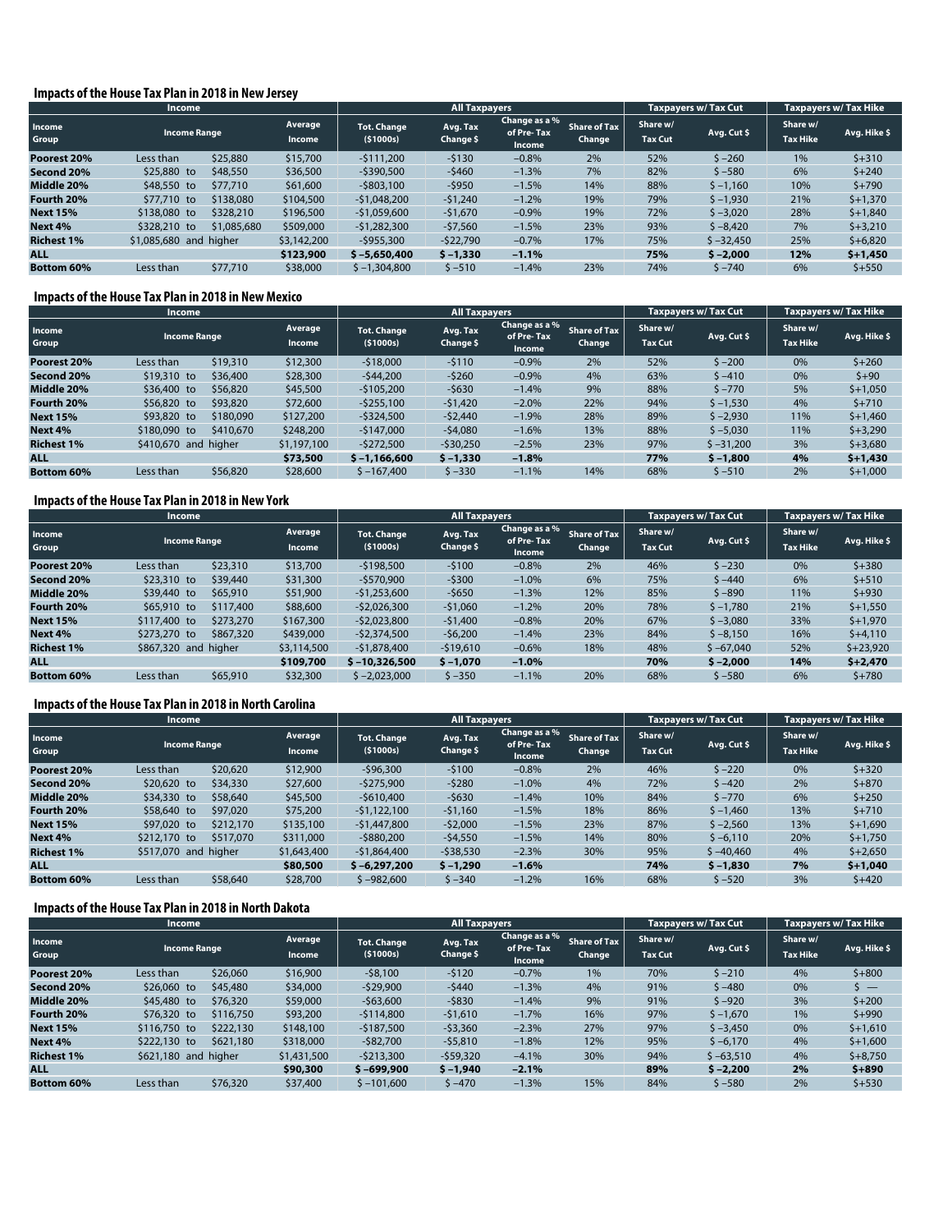## Impacts of the House Tax Plan in 2018 in New Jersey

| Income | | | | All Taxpayers | | | | Taxpayers w/ Tax Cut | | Taxpayers w/ Tax Hike | |
|---|---|---|---|---|---|---|---|---|---|---|---|
| Income Group | Income Range | | Average Income | Tot. Change ($1000s) | Avg. Tax Change $ | Change as a % of Pre-Tax Income | Share of Tax Change | Share w/ Tax Cut | Avg. Cut $ | Share w/ Tax Hike | Avg. Hike $ |
| **Poorest 20%** | Less than | $25,880 | $15,700 | -$111,200 | -$130 | −0.8% | 2% | 52% | $ −260 | 1% | $+310 |
| **Second 20%** | $25,880 to | $48,550 | $36,500 | -$390,500 | -$460 | −1.3% | 7% | 82% | $ −580 | 6% | $+240 |
| **Middle 20%** | $48,550 to | $77,710 | $61,600 | -$803,100 | -$950 | −1.5% | 14% | 88% | $ −1,160 | 10% | $+790 |
| **Fourth 20%** | $77,710 to | $138,080 | $104,500 | -$1,048,200 | -$1,240 | −1.2% | 19% | 79% | $ −1,930 | 21% | $+1,370 |
| **Next 15%** | $138,080 to | $328,210 | $196,500 | -$1,059,600 | -$1,670 | −0.9% | 19% | 72% | $ −3,020 | 28% | $+1,840 |
| **Next 4%** | $328,210 to | $1,085,680 | $509,000 | -$1,282,300 | -$7,560 | −1.5% | 23% | 93% | $ −8,420 | 7% | $+3,210 |
| **Richest 1%** | $1,085,680 and higher | | $3,142,200 | -$955,300 | -$22,790 | −0.7% | 17% | 75% | $ −32,450 | 25% | $+6,820 |
| **ALL** | | | **$123,900** | **$ −5,650,400** | **$ −1,330** | **−1.1%** | | **75%** | **$ −2,000** | **12%** | **$+1,450** |
| **Bottom 60%** | Less than | $77,710 | $38,000 | $ −1,304,800 | $ −510 | −1.4% | 23% | 74% | $ −740 | 6% | $+550 |

## Impacts of the House Tax Plan in 2018 in New Mexico

| Income | | | | All Taxpayers | | | | Taxpayers w/ Tax Cut | | Taxpayers w/ Tax Hike | |
|---|---|---|---|---|---|---|---|---|---|---|---|
| Income Group | Income Range | | Average Income | Tot. Change ($1000s) | Avg. Tax Change $ | Change as a % of Pre-Tax Income | Share of Tax Change | Share w/ Tax Cut | Avg. Cut $ | Share w/ Tax Hike | Avg. Hike $ |
| **Poorest 20%** | Less than | $19,310 | $12,300 | -$18,000 | -$110 | −0.9% | 2% | 52% | $ −200 | 0% | $+260 |
| **Second 20%** | $19,310 to | $36,400 | $28,300 | -$44,200 | -$260 | −0.9% | 4% | 63% | $ −410 | 0% | $+90 |
| **Middle 20%** | $36,400 to | $56,820 | $45,500 | -$105,200 | -$630 | −1.4% | 9% | 88% | $ −770 | 5% | $+1,050 |
| **Fourth 20%** | $56,820 to | $93,820 | $72,600 | -$255,100 | -$1,420 | −2.0% | 22% | 94% | $ −1,530 | 4% | $+710 |
| **Next 15%** | $93,820 to | $180,090 | $127,200 | -$324,500 | -$2,440 | −1.9% | 28% | 89% | $ −2,930 | 11% | $+1,460 |
| **Next 4%** | $180,090 to | $410,670 | $248,200 | -$147,000 | -$4,080 | −1.6% | 13% | 88% | $ −5,030 | 11% | $+3,290 |
| **Richest 1%** | $410,670 and higher | | $1,197,100 | -$272,500 | -$30,250 | −2.5% | 23% | 97% | $ −31,200 | 3% | $+3,680 |
| **ALL** | | | **$73,500** | **$ −1,166,600** | **$ −1,330** | **−1.8%** | | **77%** | **$ −1,800** | **4%** | **$+1,430** |
| **Bottom 60%** | Less than | $56,820 | $28,600 | $ −167,400 | $ −330 | −1.1% | 14% | 68% | $ −510 | 2% | $+1,000 |

## Impacts of the House Tax Plan in 2018 in New York

| Income | | | | All Taxpayers | | | | Taxpayers w/ Tax Cut | | Taxpayers w/ Tax Hike | |
|---|---|---|---|---|---|---|---|---|---|---|---|
| Income Group | Income Range | | Average Income | Tot. Change ($1000s) | Avg. Tax Change $ | Change as a % of Pre-Tax Income | Share of Tax Change | Share w/ Tax Cut | Avg. Cut $ | Share w/ Tax Hike | Avg. Hike $ |
| **Poorest 20%** | Less than | $23,310 | $13,700 | -$198,500 | -$100 | −0.8% | 2% | 46% | $ −230 | 0% | $+380 |
| **Second 20%** | $23,310 to | $39,440 | $31,300 | -$570,900 | -$300 | −1.0% | 6% | 75% | $ −440 | 6% | $+510 |
| **Middle 20%** | $39,440 to | $65,910 | $51,900 | -$1,253,600 | -$650 | −1.3% | 12% | 85% | $ −890 | 11% | $+930 |
| **Fourth 20%** | $65,910 to | $117,400 | $88,600 | -$2,026,300 | -$1,060 | −1.2% | 20% | 78% | $ −1,780 | 21% | $+1,550 |
| **Next 15%** | $117,400 to | $273,270 | $167,300 | -$2,023,800 | -$1,400 | −0.8% | 20% | 67% | $ −3,080 | 33% | $+1,970 |
| **Next 4%** | $273,270 to | $867,320 | $439,000 | -$2,374,500 | -$6,200 | −1.4% | 23% | 84% | $ −8,150 | 16% | $+4,110 |
| **Richest 1%** | $867,320 and higher | | $3,114,500 | -$1,878,400 | -$19,610 | −0.6% | 18% | 48% | $ −67,040 | 52% | $+23,920 |
| **ALL** | | | **$109,700** | **$ −10,326,500** | **$ −1,070** | **−1.0%** | | **70%** | **$ −2,000** | **14%** | **$+2,470** |
| **Bottom 60%** | Less than | $65,910 | $32,300 | $ −2,023,000 | $ −350 | −1.1% | 20% | 68% | $ −580 | 6% | $+780 |

## Impacts of the House Tax Plan in 2018 in North Carolina

| Income | | | | All Taxpayers | | | | Taxpayers w/ Tax Cut | | Taxpayers w/ Tax Hike | |
|---|---|---|---|---|---|---|---|---|---|---|---|
| Income Group | Income Range | | Average Income | Tot. Change ($1000s) | Avg. Tax Change $ | Change as a % of Pre-Tax Income | Share of Tax Change | Share w/ Tax Cut | Avg. Cut $ | Share w/ Tax Hike | Avg. Hike $ |
| **Poorest 20%** | Less than | $20,620 | $12,900 | -$96,300 | -$100 | −0.8% | 2% | 46% | $ −220 | 0% | $+320 |
| **Second 20%** | $20,620 to | $34,330 | $27,600 | -$275,900 | -$280 | −1.0% | 4% | 72% | $ −420 | 2% | $+870 |
| **Middle 20%** | $34,330 to | $58,640 | $45,500 | -$610,400 | -$630 | −1.4% | 10% | 84% | $ −770 | 6% | $+250 |
| **Fourth 20%** | $58,640 to | $97,020 | $75,200 | -$1,122,100 | -$1,160 | −1.5% | 18% | 86% | $ −1,460 | 13% | $+710 |
| **Next 15%** | $97,020 to | $212,170 | $135,100 | -$1,447,800 | -$2,000 | −1.5% | 23% | 87% | $ −2,560 | 13% | $+1,690 |
| **Next 4%** | $212,170 to | $517,070 | $311,000 | -$880,200 | -$4,550 | −1.5% | 14% | 80% | $ −6,110 | 20% | $+1,750 |
| **Richest 1%** | $517,070 and higher | | $1,643,400 | -$1,864,400 | -$38,530 | −2.3% | 30% | 95% | $ −40,460 | 4% | $+2,650 |
| **ALL** | | | **$80,500** | **$ −6,297,200** | **$ −1,290** | **−1.6%** | | **74%** | **$ −1,830** | **7%** | **$+1,040** |
| **Bottom 60%** | Less than | $58,640 | $28,700 | $ −982,600 | $ −340 | −1.2% | 16% | 68% | $ −520 | 3% | $+420 |

## Impacts of the House Tax Plan in 2018 in North Dakota

| Income | | | | All Taxpayers | | | | Taxpayers w/ Tax Cut | | Taxpayers w/ Tax Hike | |
|---|---|---|---|---|---|---|---|---|---|---|---|
| Income Group | Income Range | | Average Income | Tot. Change ($1000s) | Avg. Tax Change $ | Change as a % of Pre-Tax Income | Share of Tax Change | Share w/ Tax Cut | Avg. Cut $ | Share w/ Tax Hike | Avg. Hike $ |
| **Poorest 20%** | Less than | $26,060 | $16,900 | -$8,100 | -$120 | −0.7% | 1% | 70% | $ −210 | 4% | $+800 |
| **Second 20%** | $26,060 to | $45,480 | $34,000 | -$29,900 | -$440 | −1.3% | 4% | 91% | $ −480 | 0% | $ — |
| **Middle 20%** | $45,480 to | $76,320 | $59,000 | -$63,600 | -$830 | −1.4% | 9% | 91% | $ −920 | 3% | $+200 |
| **Fourth 20%** | $76,320 to | $116,750 | $93,200 | -$114,800 | -$1,610 | −1.7% | 16% | 97% | $ −1,670 | 1% | $+990 |
| **Next 15%** | $116,750 to | $222,130 | $148,100 | -$187,500 | -$3,360 | −2.3% | 27% | 97% | $ −3,450 | 0% | $+1,610 |
| **Next 4%** | $222,130 to | $621,180 | $318,000 | -$82,700 | -$5,810 | −1.8% | 12% | 95% | $ −6,170 | 4% | $+1,600 |
| **Richest 1%** | $621,180 and higher | | $1,431,500 | -$213,300 | -$59,320 | −4.1% | 30% | 94% | $ −63,510 | 4% | $+8,750 |
| **ALL** | | | **$90,300** | **$ −699,900** | **$ −1,940** | **−2.1%** | | **89%** | **$ −2,200** | **2%** | **$+890** |
| **Bottom 60%** | Less than | $76,320 | $37,400 | $ −101,600 | $ −470 | −1.3% | 15% | 84% | $ −580 | 2% | $+530 |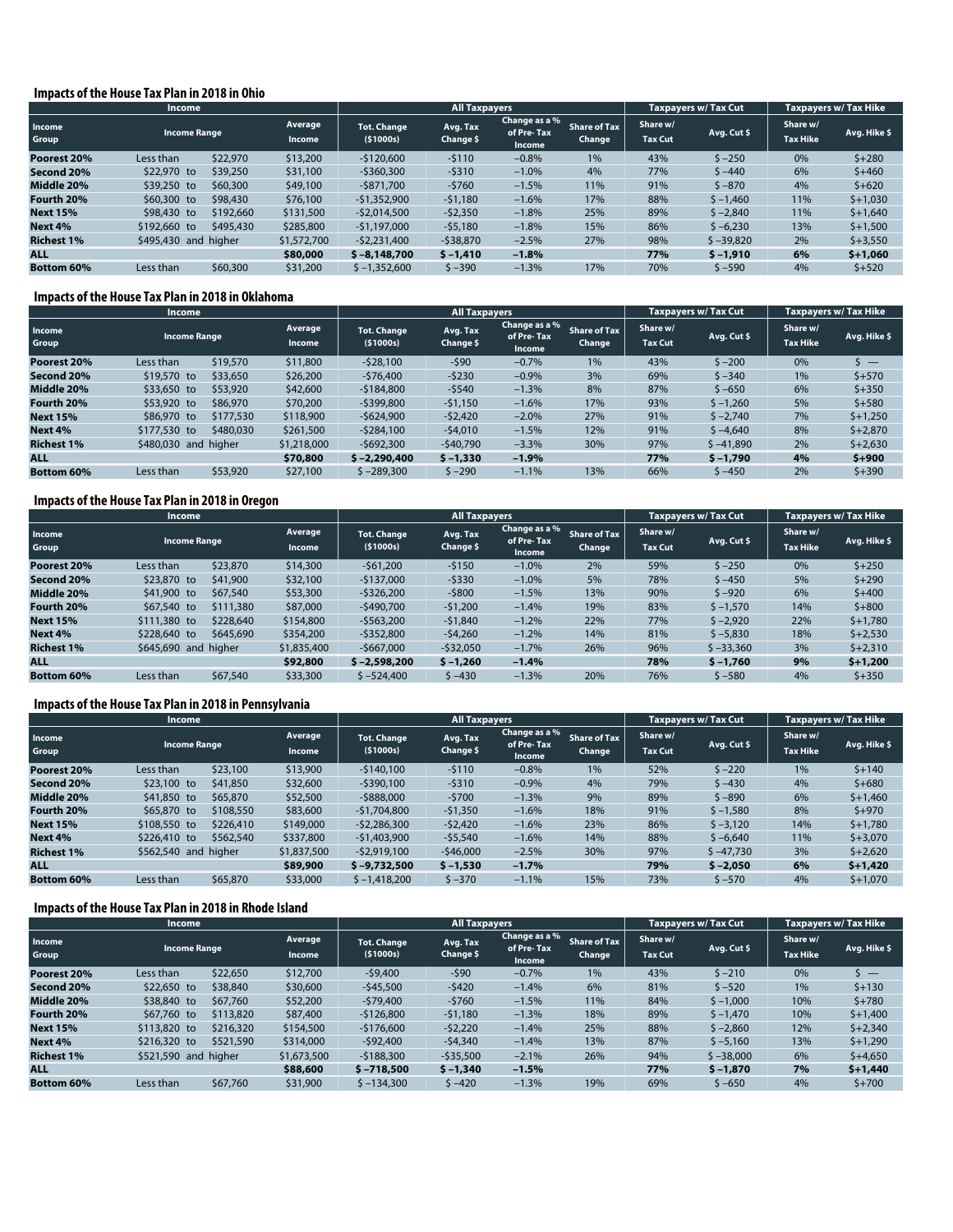### Impacts of the House Tax Plan in 2018 in Ohio

| Income | | | | All Taxpayers | | | | Taxpayers w/ Tax Cut | | Taxpayers w/ Tax Hike | |
|---|---|---|---|---|---|---|---|---|---|---|---|
| Income Group | Income Range | | Average Income | Tot. Change ($1000s) | Avg. Tax Change $ | Change as a % of Pre-Tax Income | Share of Tax Change | Share w/ Tax Cut | Avg. Cut $ | Share w/ Tax Hike | Avg. Hike $ |
| **Poorest 20%** | Less than | $22,970 | $13,200 | -$120,600 | -$110 | −0.8% | 1% | 43% | $ −250 | 0% | $+280 |
| **Second 20%** | $22,970 to | $39,250 | $31,100 | -$360,300 | -$310 | −1.0% | 4% | 77% | $ −440 | 6% | $+460 |
| **Middle 20%** | $39,250 to | $60,300 | $49,100 | -$871,700 | -$760 | −1.5% | 11% | 91% | $ −870 | 4% | $+620 |
| **Fourth 20%** | $60,300 to | $98,430 | $76,100 | -$1,352,900 | -$1,180 | −1.6% | 17% | 88% | $ −1,460 | 11% | $+1,030 |
| **Next 15%** | $98,430 to | $192,660 | $131,500 | -$2,014,500 | -$2,350 | −1.8% | 25% | 89% | $ −2,840 | 11% | $+1,640 |
| **Next 4%** | $192,660 to | $495,430 | $285,800 | -$1,197,000 | -$5,180 | −1.8% | 15% | 86% | $ −6,230 | 13% | $+1,500 |
| **Richest 1%** | $495,430 and higher | | $1,572,700 | -$2,231,400 | -$38,870 | −2.5% | 27% | 98% | $ −39,820 | 2% | $+3,550 |
| **ALL** | | | **$80,000** | **$ −8,148,700** | **$ −1,410** | **−1.8%** | | **77%** | **$ −1,910** | **6%** | **$+1,060** |
| **Bottom 60%** | Less than | $60,300 | $31,200 | $ −1,352,600 | $ −390 | −1.3% | 17% | 70% | $ −590 | 4% | $+520 |

### Impacts of the House Tax Plan in 2018 in Oklahoma

| Income | | | | All Taxpayers | | | | Taxpayers w/ Tax Cut | | Taxpayers w/ Tax Hike | |
|---|---|---|---|---|---|---|---|---|---|---|---|
| Income Group | Income Range | | Average Income | Tot. Change ($1000s) | Avg. Tax Change $ | Change as a % of Pre-Tax Income | Share of Tax Change | Share w/ Tax Cut | Avg. Cut $ | Share w/ Tax Hike | Avg. Hike $ |
| **Poorest 20%** | Less than | $19,570 | $11,800 | -$28,100 | -$90 | −0.7% | 1% | 43% | $ −200 | 0% | $ — |
| **Second 20%** | $19,570 to | $33,650 | $26,200 | -$76,400 | -$230 | −0.9% | 3% | 69% | $ −340 | 1% | $+570 |
| **Middle 20%** | $33,650 to | $53,920 | $42,600 | -$184,800 | -$540 | −1.3% | 8% | 87% | $ −650 | 6% | $+350 |
| **Fourth 20%** | $53,920 to | $86,970 | $70,200 | -$399,800 | -$1,150 | −1.6% | 17% | 93% | $ −1,260 | 5% | $+580 |
| **Next 15%** | $86,970 to | $177,530 | $118,900 | -$624,900 | -$2,420 | −2.0% | 27% | 91% | $ −2,740 | 7% | $+1,250 |
| **Next 4%** | $177,530 to | $480,030 | $261,500 | -$284,100 | -$4,010 | −1.5% | 12% | 91% | $ −4,640 | 8% | $+2,870 |
| **Richest 1%** | $480,030 and higher | | $1,218,000 | -$692,300 | -$40,790 | −3.3% | 30% | 97% | $ −41,890 | 2% | $+2,630 |
| **ALL** | | | **$70,800** | **$ −2,290,400** | **$ −1,330** | **−1.9%** | | **77%** | **$ −1,790** | **4%** | **$+900** |
| **Bottom 60%** | Less than | $53,920 | $27,100 | $ −289,300 | $ −290 | −1.1% | 13% | 66% | $ −450 | 2% | $+390 |

### Impacts of the House Tax Plan in 2018 in Oregon

| Income | | | | All Taxpayers | | | | Taxpayers w/ Tax Cut | | Taxpayers w/ Tax Hike | |
|---|---|---|---|---|---|---|---|---|---|---|---|
| Income Group | Income Range | | Average Income | Tot. Change ($1000s) | Avg. Tax Change $ | Change as a % of Pre-Tax Income | Share of Tax Change | Share w/ Tax Cut | Avg. Cut $ | Share w/ Tax Hike | Avg. Hike $ |
| **Poorest 20%** | Less than | $23,870 | $14,300 | -$61,200 | -$150 | −1.0% | 2% | 59% | $ −250 | 0% | $+250 |
| **Second 20%** | $23,870 to | $41,900 | $32,100 | -$137,000 | -$330 | −1.0% | 5% | 78% | $ −450 | 5% | $+290 |
| **Middle 20%** | $41,900 to | $67,540 | $53,300 | -$326,200 | -$800 | −1.5% | 13% | 90% | $ −920 | 6% | $+400 |
| **Fourth 20%** | $67,540 to | $111,380 | $87,000 | -$490,700 | -$1,200 | −1.4% | 19% | 83% | $ −1,570 | 14% | $+800 |
| **Next 15%** | $111,380 to | $228,640 | $154,800 | -$563,200 | -$1,840 | −1.2% | 22% | 77% | $ −2,920 | 22% | $+1,780 |
| **Next 4%** | $228,640 to | $645,690 | $354,200 | -$352,800 | -$4,260 | −1.2% | 14% | 81% | $ −5,830 | 18% | $+2,530 |
| **Richest 1%** | $645,690 and higher | | $1,835,400 | -$667,000 | -$32,050 | −1.7% | 26% | 96% | $ −33,360 | 3% | $+2,310 |
| **ALL** | | | **$92,800** | **$ −2,598,200** | **$ −1,260** | **−1.4%** | | **78%** | **$ −1,760** | **9%** | **$+1,200** |
| **Bottom 60%** | Less than | $67,540 | $33,300 | $ −524,400 | $ −430 | −1.3% | 20% | 76% | $ −580 | 4% | $+350 |

### Impacts of the House Tax Plan in 2018 in Pennsylvania

| Income | | | | All Taxpayers | | | | Taxpayers w/ Tax Cut | | Taxpayers w/ Tax Hike | |
|---|---|---|---|---|---|---|---|---|---|---|---|
| Income Group | Income Range | | Average Income | Tot. Change ($1000s) | Avg. Tax Change $ | Change as a % of Pre-Tax Income | Share of Tax Change | Share w/ Tax Cut | Avg. Cut $ | Share w/ Tax Hike | Avg. Hike $ |
| **Poorest 20%** | Less than | $23,100 | $13,900 | -$140,100 | -$110 | −0.8% | 1% | 52% | $ −220 | 1% | $+140 |
| **Second 20%** | $23,100 to | $41,850 | $32,600 | -$390,100 | -$310 | −0.9% | 4% | 79% | $ −430 | 4% | $+680 |
| **Middle 20%** | $41,850 to | $65,870 | $52,500 | -$888,000 | -$700 | −1.3% | 9% | 89% | $ −890 | 6% | $+1,460 |
| **Fourth 20%** | $65,870 to | $108,550 | $83,600 | -$1,704,800 | -$1,350 | −1.6% | 18% | 91% | $ −1,580 | 8% | $+970 |
| **Next 15%** | $108,550 to | $226,410 | $149,000 | -$2,286,300 | -$2,420 | −1.6% | 23% | 86% | $ −3,120 | 14% | $+1,780 |
| **Next 4%** | $226,410 to | $562,540 | $337,800 | -$1,403,900 | -$5,540 | −1.6% | 14% | 88% | $ −6,640 | 11% | $+3,070 |
| **Richest 1%** | $562,540 and higher | | $1,837,500 | -$2,919,100 | -$46,000 | −2.5% | 30% | 97% | $ −47,730 | 3% | $+2,620 |
| **ALL** | | | **$89,900** | **$ −9,732,500** | **$ −1,530** | **−1.7%** | | **79%** | **$ −2,050** | **6%** | **$+1,420** |
| **Bottom 60%** | Less than | $65,870 | $33,000 | $ −1,418,200 | $ −370 | −1.1% | 15% | 73% | $ −570 | 4% | $+1,070 |

### Impacts of the House Tax Plan in 2018 in Rhode Island

| Income | | | | All Taxpayers | | | | Taxpayers w/ Tax Cut | | Taxpayers w/ Tax Hike | |
|---|---|---|---|---|---|---|---|---|---|---|---|
| Income Group | Income Range | | Average Income | Tot. Change ($1000s) | Avg. Tax Change $ | Change as a % of Pre-Tax Income | Share of Tax Change | Share w/ Tax Cut | Avg. Cut $ | Share w/ Tax Hike | Avg. Hike $ |
| **Poorest 20%** | Less than | $22,650 | $12,700 | -$9,400 | -$90 | −0.7% | 1% | 43% | $ −210 | 0% | $ — |
| **Second 20%** | $22,650 to | $38,840 | $30,600 | -$45,500 | -$420 | −1.4% | 6% | 81% | $ −520 | 1% | $+130 |
| **Middle 20%** | $38,840 to | $67,760 | $52,200 | -$79,400 | -$760 | −1.5% | 11% | 84% | $ −1,000 | 10% | $+780 |
| **Fourth 20%** | $67,760 to | $113,820 | $87,400 | -$126,800 | -$1,180 | −1.3% | 18% | 89% | $ −1,470 | 10% | $+1,400 |
| **Next 15%** | $113,820 to | $216,320 | $154,500 | -$176,600 | -$2,220 | −1.4% | 25% | 88% | $ −2,860 | 12% | $+2,340 |
| **Next 4%** | $216,320 to | $521,590 | $314,000 | -$92,400 | -$4,340 | −1.4% | 13% | 87% | $ −5,160 | 13% | $+1,290 |
| **Richest 1%** | $521,590 and higher | | $1,673,500 | -$188,300 | -$35,500 | −2.1% | 26% | 94% | $ −38,000 | 6% | $+4,650 |
| **ALL** | | | **$88,600** | **$ −718,500** | **$ −1,340** | **−1.5%** | | **77%** | **$ −1,870** | **7%** | **$+1,440** |
| **Bottom 60%** | Less than | $67,760 | $31,900 | $ −134,300 | $ −420 | −1.3% | 19% | 69% | $ −650 | 4% | $+700 |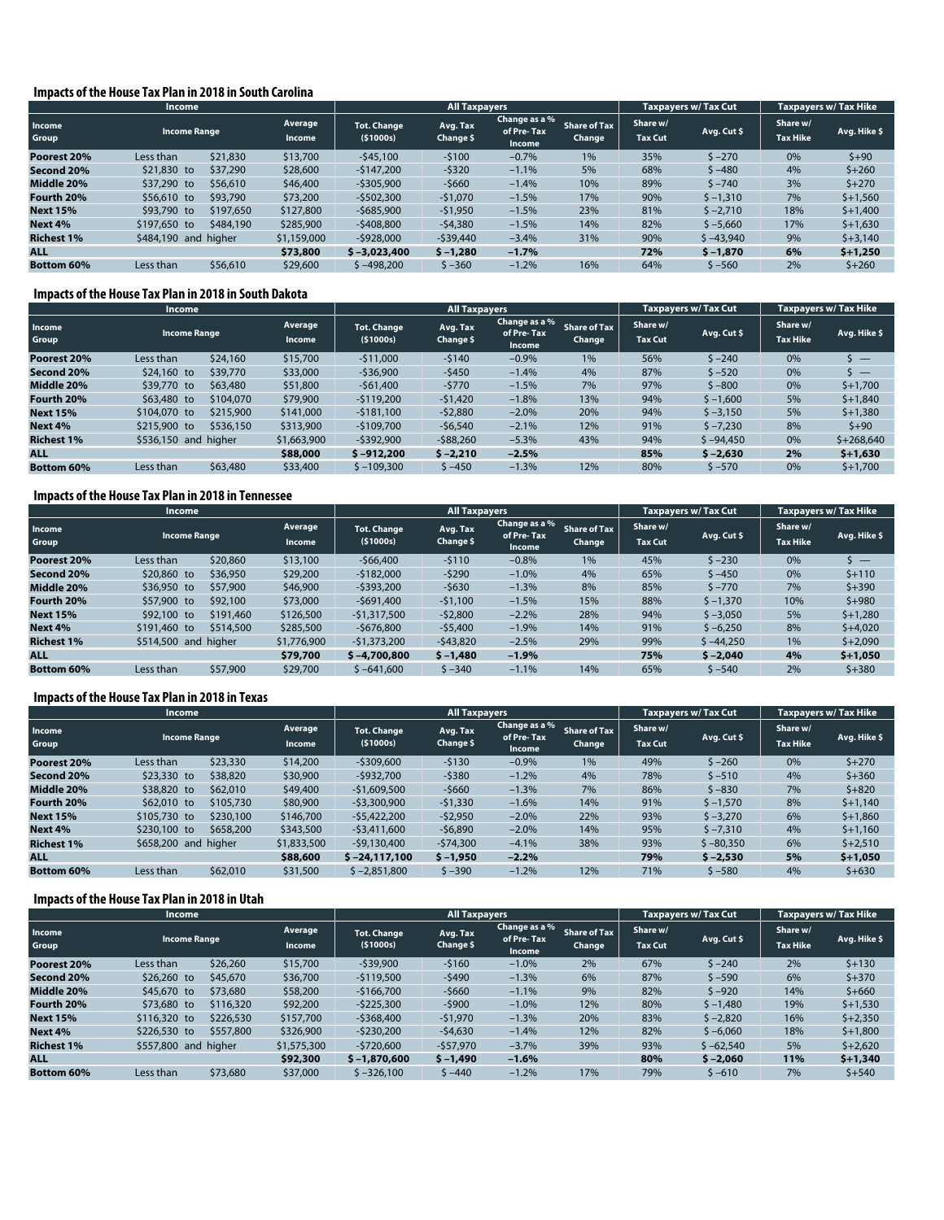### Impacts of the House Tax Plan in 2018 in South Carolina

| Income | | | All Taxpayers | | | | Taxpayers w/ Tax Cut | | Taxpayers w/ Tax Hike | |
|---|---|---|---|---|---|---|---|---|---|---|
| Income Group | Income Range | Average Income | Tot. Change ($1000s) | Avg. Tax Change $ | Change as a % of Pre-Tax Income | Share of Tax Change | Share w/ Tax Cut | Avg. Cut $ | Share w/ Tax Hike | Avg. Hike $ |
| **Poorest 20%** | Less than $21,830 | $13,700 | -$45,100 | -$100 | −0.7% | 1% | 35% | $ −270 | 0% | $+90 |
| **Second 20%** | $21,830 to $37,290 | $28,600 | -$147,200 | -$320 | −1.1% | 5% | 68% | $ −480 | 4% | $+260 |
| **Middle 20%** | $37,290 to $56,610 | $46,400 | -$305,900 | -$660 | −1.4% | 10% | 89% | $ −740 | 3% | $+270 |
| **Fourth 20%** | $56,610 to $93,790 | $73,200 | -$502,300 | -$1,070 | −1.5% | 17% | 90% | $ −1,310 | 7% | $+1,560 |
| **Next 15%** | $93,790 to $197,650 | $127,800 | -$685,900 | -$1,950 | −1.5% | 23% | 81% | $ −2,710 | 18% | $+1,400 |
| **Next 4%** | $197,650 to $484,190 | $285,900 | -$408,800 | -$4,380 | −1.5% | 14% | 82% | $ −5,660 | 17% | $+1,630 |
| **Richest 1%** | $484,190 and higher | $1,159,000 | -$928,000 | -$39,440 | −3.4% | 31% | 90% | $ −43,940 | 9% | $+3,140 |
| **ALL** | | **$73,800** | **$ −3,023,400** | **$ −1,280** | **−1.7%** | | **72%** | **$ −1,870** | **6%** | **$+1,250** |
| **Bottom 60%** | Less than $56,610 | $29,600 | $ −498,200 | $ −360 | −1.2% | 16% | 64% | $ −560 | 2% | $+260 |

### Impacts of the House Tax Plan in 2018 in South Dakota

| Income | | | All Taxpayers | | | | Taxpayers w/ Tax Cut | | Taxpayers w/ Tax Hike | |
|---|---|---|---|---|---|---|---|---|---|---|
| Income Group | Income Range | Average Income | Tot. Change ($1000s) | Avg. Tax Change $ | Change as a % of Pre-Tax Income | Share of Tax Change | Share w/ Tax Cut | Avg. Cut $ | Share w/ Tax Hike | Avg. Hike $ |
| **Poorest 20%** | Less than $24,160 | $15,700 | -$11,000 | -$140 | −0.9% | 1% | 56% | $ −240 | 0% | $ — |
| **Second 20%** | $24,160 to $39,770 | $33,000 | -$36,900 | -$450 | −1.4% | 4% | 87% | $ −520 | 0% | $ — |
| **Middle 20%** | $39,770 to $63,480 | $51,800 | -$61,400 | -$770 | −1.5% | 7% | 97% | $ −800 | 0% | $+1,700 |
| **Fourth 20%** | $63,480 to $104,070 | $79,900 | -$119,200 | -$1,420 | −1.8% | 13% | 94% | $ −1,600 | 5% | $+1,840 |
| **Next 15%** | $104,070 to $215,900 | $141,000 | -$181,100 | -$2,880 | −2.0% | 20% | 94% | $ −3,150 | 5% | $+1,380 |
| **Next 4%** | $215,900 to $536,150 | $313,900 | -$109,700 | -$6,540 | −2.1% | 12% | 91% | $ −7,230 | 8% | $+90 |
| **Richest 1%** | $536,150 and higher | $1,663,900 | -$392,900 | -$88,260 | −5.3% | 43% | 94% | $ −94,450 | 0% | $+268,640 |
| **ALL** | | **$88,000** | **$ −912,200** | **$ −2,210** | **−2.5%** | | **85%** | **$ −2,630** | **2%** | **$+1,630** |
| **Bottom 60%** | Less than $63,480 | $33,400 | $ −109,300 | $ −450 | −1.3% | 12% | 80% | $ −570 | 0% | $+1,700 |

### Impacts of the House Tax Plan in 2018 in Tennessee

| Income | | | All Taxpayers | | | | Taxpayers w/ Tax Cut | | Taxpayers w/ Tax Hike | |
|---|---|---|---|---|---|---|---|---|---|---|
| Income Group | Income Range | Average Income | Tot. Change ($1000s) | Avg. Tax Change $ | Change as a % of Pre-Tax Income | Share of Tax Change | Share w/ Tax Cut | Avg. Cut $ | Share w/ Tax Hike | Avg. Hike $ |
| **Poorest 20%** | Less than $20,860 | $13,100 | -$66,400 | -$110 | −0.8% | 1% | 45% | $ −230 | 0% | $ — |
| **Second 20%** | $20,860 to $36,950 | $29,200 | -$182,000 | -$290 | −1.0% | 4% | 65% | $ −450 | 0% | $+110 |
| **Middle 20%** | $36,950 to $57,900 | $46,900 | -$393,200 | -$630 | −1.3% | 8% | 85% | $ −770 | 7% | $+390 |
| **Fourth 20%** | $57,900 to $92,100 | $73,000 | -$691,400 | -$1,100 | −1.5% | 15% | 88% | $ −1,370 | 10% | $+980 |
| **Next 15%** | $92,100 to $191,460 | $126,500 | -$1,317,500 | -$2,800 | −2.2% | 28% | 94% | $ −3,050 | 5% | $+1,280 |
| **Next 4%** | $191,460 to $514,500 | $285,500 | -$676,800 | -$5,400 | −1.9% | 14% | 91% | $ −6,250 | 8% | $+4,020 |
| **Richest 1%** | $514,500 and higher | $1,776,900 | -$1,373,200 | -$43,820 | −2.5% | 29% | 99% | $ −44,250 | 1% | $+2,090 |
| **ALL** | | **$79,700** | **$ −4,700,800** | **$ −1,480** | **−1.9%** | | **75%** | **$ −2,040** | **4%** | **$+1,050** |
| **Bottom 60%** | Less than $57,900 | $29,700 | $ −641,600 | $ −340 | −1.1% | 14% | 65% | $ −540 | 2% | $+380 |

### Impacts of the House Tax Plan in 2018 in Texas

| Income | | | All Taxpayers | | | | Taxpayers w/ Tax Cut | | Taxpayers w/ Tax Hike | |
|---|---|---|---|---|---|---|---|---|---|---|
| Income Group | Income Range | Average Income | Tot. Change ($1000s) | Avg. Tax Change $ | Change as a % of Pre-Tax Income | Share of Tax Change | Share w/ Tax Cut | Avg. Cut $ | Share w/ Tax Hike | Avg. Hike $ |
| **Poorest 20%** | Less than $23,330 | $14,200 | -$309,600 | -$130 | −0.9% | 1% | 49% | $ −260 | 0% | $+270 |
| **Second 20%** | $23,330 to $38,820 | $30,900 | -$932,700 | -$380 | −1.2% | 4% | 78% | $ −510 | 4% | $+360 |
| **Middle 20%** | $38,820 to $62,010 | $49,400 | -$1,609,500 | -$660 | −1.3% | 7% | 86% | $ −830 | 7% | $+820 |
| **Fourth 20%** | $62,010 to $105,730 | $80,900 | -$3,300,900 | -$1,330 | −1.6% | 14% | 91% | $ −1,570 | 8% | $+1,140 |
| **Next 15%** | $105,730 to $230,100 | $146,700 | -$5,422,200 | -$2,950 | −2.0% | 22% | 93% | $ −3,270 | 6% | $+1,860 |
| **Next 4%** | $230,100 to $658,200 | $343,500 | -$3,411,600 | -$6,890 | −2.0% | 14% | 95% | $ −7,310 | 4% | $+1,160 |
| **Richest 1%** | $658,200 and higher | $1,833,500 | -$9,130,400 | -$74,300 | −4.1% | 38% | 93% | $ −80,350 | 6% | $+2,510 |
| **ALL** | | **$88,600** | **$ −24,117,100** | **$ −1,950** | **−2.2%** | | **79%** | **$ −2,530** | **5%** | **$+1,050** |
| **Bottom 60%** | Less than $62,010 | $31,500 | $ −2,851,800 | $ −390 | −1.2% | 12% | 71% | $ −580 | 4% | $+630 |

### Impacts of the House Tax Plan in 2018 in Utah

| Income | | | All Taxpayers | | | | Taxpayers w/ Tax Cut | | Taxpayers w/ Tax Hike | |
|---|---|---|---|---|---|---|---|---|---|---|
| Income Group | Income Range | Average Income | Tot. Change ($1000s) | Avg. Tax Change $ | Change as a % of Pre-Tax Income | Share of Tax Change | Share w/ Tax Cut | Avg. Cut $ | Share w/ Tax Hike | Avg. Hike $ |
| **Poorest 20%** | Less than $26,260 | $15,700 | -$39,900 | -$160 | −1.0% | 2% | 67% | $ −240 | 2% | $+130 |
| **Second 20%** | $26,260 to $45,670 | $36,700 | -$119,500 | -$490 | −1.3% | 6% | 87% | $ −590 | 6% | $+370 |
| **Middle 20%** | $45,670 to $73,680 | $58,200 | -$166,700 | -$660 | −1.1% | 9% | 82% | $ −920 | 14% | $+660 |
| **Fourth 20%** | $73,680 to $116,320 | $92,200 | -$225,300 | -$900 | −1.0% | 12% | 80% | $ −1,480 | 19% | $+1,530 |
| **Next 15%** | $116,320 to $226,530 | $157,700 | -$368,400 | -$1,970 | −1.3% | 20% | 83% | $ −2,820 | 16% | $+2,350 |
| **Next 4%** | $226,530 to $557,800 | $326,900 | -$230,200 | -$4,630 | −1.4% | 12% | 82% | $ −6,060 | 18% | $+1,800 |
| **Richest 1%** | $557,800 and higher | $1,575,300 | -$720,600 | -$57,970 | −3.7% | 39% | 93% | $ −62,540 | 5% | $+2,620 |
| **ALL** | | **$92,300** | **$ −1,870,600** | **$ −1,490** | **−1.6%** | | **80%** | **$ −2,060** | **11%** | **$+1,340** |
| **Bottom 60%** | Less than $73,680 | $37,000 | $ −326,100 | $ −440 | −1.2% | 17% | 79% | $ −610 | 7% | $+540 |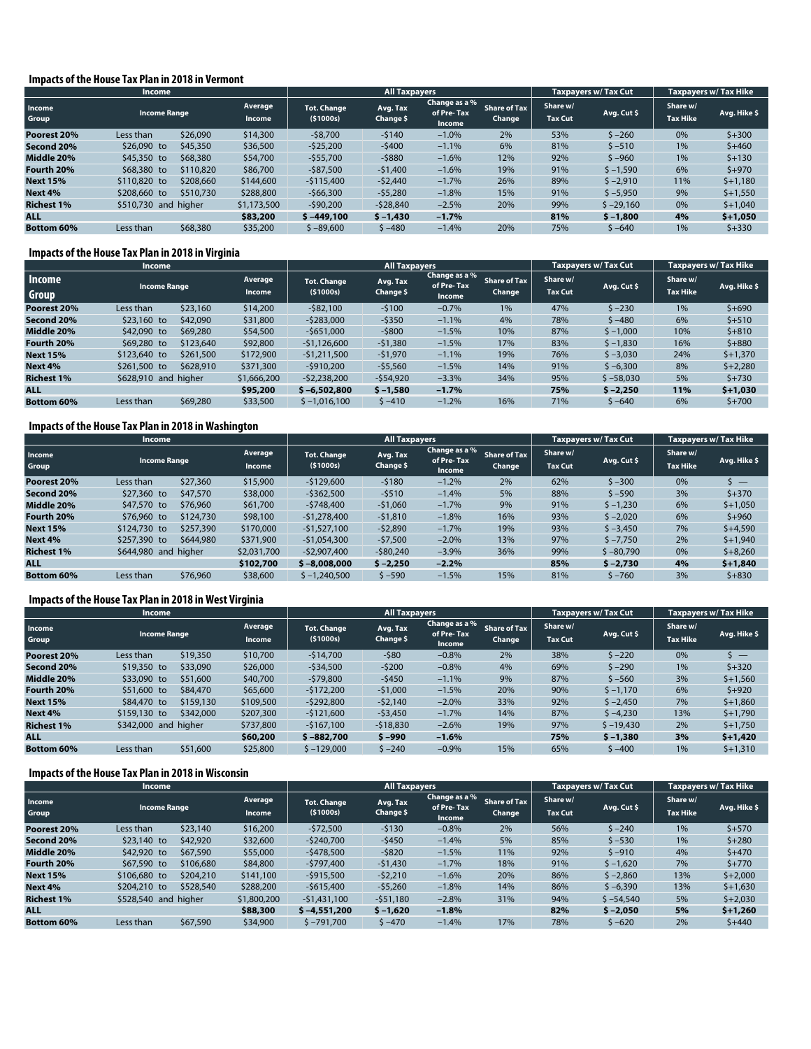### Impacts of the House Tax Plan in 2018 in Vermont

| Income | | Average Income | All Taxpayers | | | | Taxpayers w/ Tax Cut | | Taxpayers w/ Tax Hike | |
|---|---|---|---|---|---|---|---|---|---|---|
| Income Group | Income Range | | Tot. Change ($1000s) | Avg. Tax Change $ | Change as a % of Pre-Tax Income | Share of Tax Change | Share w/ Tax Cut | Avg. Cut $ | Share w/ Tax Hike | Avg. Hike $ |
| **Poorest 20%** | Less than $26,090 | $14,300 | -$8,700 | -$140 | −1.0% | 2% | 53% | $ −260 | 0% | $+300 |
| **Second 20%** | $26,090 to $45,350 | $36,500 | -$25,200 | -$400 | −1.1% | 6% | 81% | $ −510 | 1% | $+460 |
| **Middle 20%** | $45,350 to $68,380 | $54,700 | -$55,700 | -$880 | −1.6% | 12% | 92% | $ −960 | 1% | $+130 |
| **Fourth 20%** | $68,380 to $110,820 | $86,700 | -$87,500 | -$1,400 | −1.6% | 19% | 91% | $ −1,590 | 6% | $+970 |
| **Next 15%** | $110,820 to $208,660 | $144,600 | -$115,400 | -$2,440 | −1.7% | 26% | 89% | $ −2,910 | 11% | $+1,180 |
| **Next 4%** | $208,660 to $510,730 | $288,800 | -$66,300 | -$5,280 | −1.8% | 15% | 91% | $ −5,950 | 9% | $+1,550 |
| **Richest 1%** | $510,730 and higher | $1,173,500 | -$90,200 | -$28,840 | −2.5% | 20% | 99% | $ −29,160 | 0% | $+1,040 |
| **ALL** | | **$83,200** | **$ −449,100** | **$ −1,430** | **−1.7%** | | **81%** | **$ −1,800** | **4%** | **$+1,050** |
| **Bottom 60%** | Less than $68,380 | $35,200 | $ −89,600 | $ −480 | −1.4% | 20% | 75% | $ −640 | 1% | $+330 |

### Impacts of the House Tax Plan in 2018 in Virginia

| Income | | Average Income | All Taxpayers | | | | Taxpayers w/ Tax Cut | | Taxpayers w/ Tax Hike | |
|---|---|---|---|---|---|---|---|---|---|---|
| Income Group | Income Range | | Tot. Change ($1000s) | Avg. Tax Change $ | Change as a % of Pre-Tax Income | Share of Tax Change | Share w/ Tax Cut | Avg. Cut $ | Share w/ Tax Hike | Avg. Hike $ |
| **Poorest 20%** | Less than $23,160 | $14,200 | -$82,100 | -$100 | −0.7% | 1% | 47% | $ −230 | 1% | $+690 |
| **Second 20%** | $23,160 to $42,090 | $31,800 | -$283,000 | -$350 | −1.1% | 4% | 78% | $ −480 | 6% | $+510 |
| **Middle 20%** | $42,090 to $69,280 | $54,500 | -$651,000 | -$800 | −1.5% | 10% | 87% | $ −1,000 | 10% | $+810 |
| **Fourth 20%** | $69,280 to $123,640 | $92,800 | -$1,126,600 | -$1,380 | −1.5% | 17% | 83% | $ −1,830 | 16% | $+880 |
| **Next 15%** | $123,640 to $261,500 | $172,900 | -$1,211,500 | -$1,970 | −1.1% | 19% | 76% | $ −3,030 | 24% | $+1,370 |
| **Next 4%** | $261,500 to $628,910 | $371,300 | -$910,200 | -$5,560 | −1.5% | 14% | 91% | $ −6,300 | 8% | $+2,280 |
| **Richest 1%** | $628,910 and higher | $1,666,200 | -$2,238,200 | -$54,920 | −3.3% | 34% | 95% | $ −58,030 | 5% | $+730 |
| **ALL** | | **$95,200** | **$ −6,502,800** | **$ −1,580** | **−1.7%** | | **75%** | **$ −2,250** | **11%** | **$+1,030** |
| **Bottom 60%** | Less than $69,280 | $33,500 | $ −1,016,100 | $ −410 | −1.2% | 16% | 71% | $ −640 | 6% | $+700 |

### Impacts of the House Tax Plan in 2018 in Washington

| Income | | Average Income | All Taxpayers | | | | Taxpayers w/ Tax Cut | | Taxpayers w/ Tax Hike | |
|---|---|---|---|---|---|---|---|---|---|---|
| Income Group | Income Range | | Tot. Change ($1000s) | Avg. Tax Change $ | Change as a % of Pre-Tax Income | Share of Tax Change | Share w/ Tax Cut | Avg. Cut $ | Share w/ Tax Hike | Avg. Hike $ |
| **Poorest 20%** | Less than $27,360 | $15,900 | -$129,600 | -$180 | −1.2% | 2% | 62% | $ −300 | 0% | $ — |
| **Second 20%** | $27,360 to $47,570 | $38,000 | -$362,500 | -$510 | −1.4% | 5% | 88% | $ −590 | 3% | $+370 |
| **Middle 20%** | $47,570 to $76,960 | $61,700 | -$748,400 | -$1,060 | −1.7% | 9% | 91% | $ −1,230 | 6% | $+1,050 |
| **Fourth 20%** | $76,960 to $124,730 | $98,100 | -$1,278,400 | -$1,810 | −1.8% | 16% | 93% | $ −2,020 | 6% | $+960 |
| **Next 15%** | $124,730 to $257,390 | $170,000 | -$1,527,100 | -$2,890 | −1.7% | 19% | 93% | $ −3,450 | 7% | $+4,590 |
| **Next 4%** | $257,390 to $644,980 | $371,900 | -$1,054,300 | -$7,500 | −2.0% | 13% | 97% | $ −7,750 | 2% | $+1,940 |
| **Richest 1%** | $644,980 and higher | $2,031,700 | -$2,907,400 | -$80,240 | −3.9% | 36% | 99% | $ −80,790 | 0% | $+8,260 |
| **ALL** | | **$102,700** | **$ −8,008,000** | **$ −2,250** | **−2.2%** | | **85%** | **$ −2,730** | **4%** | **$+1,840** |
| **Bottom 60%** | Less than $76,960 | $38,600 | $ −1,240,500 | $ −590 | −1.5% | 15% | 81% | $ −760 | 3% | $+830 |

### Impacts of the House Tax Plan in 2018 in West Virginia

| Income | | Average Income | All Taxpayers | | | | Taxpayers w/ Tax Cut | | Taxpayers w/ Tax Hike | |
|---|---|---|---|---|---|---|---|---|---|---|
| Income Group | Income Range | | Tot. Change ($1000s) | Avg. Tax Change $ | Change as a % of Pre-Tax Income | Share of Tax Change | Share w/ Tax Cut | Avg. Cut $ | Share w/ Tax Hike | Avg. Hike $ |
| **Poorest 20%** | Less than $19,350 | $10,700 | -$14,700 | -$80 | −0.8% | 2% | 38% | $ −220 | 0% | $ — |
| **Second 20%** | $19,350 to $33,090 | $26,000 | -$34,500 | -$200 | −0.8% | 4% | 69% | $ −290 | 1% | $+320 |
| **Middle 20%** | $33,090 to $51,600 | $40,700 | -$79,800 | -$450 | −1.1% | 9% | 87% | $ −560 | 3% | $+1,560 |
| **Fourth 20%** | $51,600 to $84,470 | $65,600 | -$172,200 | -$1,000 | −1.5% | 20% | 90% | $ −1,170 | 6% | $+920 |
| **Next 15%** | $84,470 to $159,130 | $109,500 | -$292,800 | -$2,140 | −2.0% | 33% | 92% | $ −2,450 | 7% | $+1,860 |
| **Next 4%** | $159,130 to $342,000 | $207,300 | -$121,600 | -$3,450 | −1.7% | 14% | 87% | $ −4,230 | 13% | $+1,790 |
| **Richest 1%** | $342,000 and higher | $737,800 | -$167,100 | -$18,830 | −2.6% | 19% | 97% | $ −19,430 | 2% | $+1,750 |
| **ALL** | | **$60,200** | **$ −882,700** | **$ −990** | **−1.6%** | | **75%** | **$ −1,380** | **3%** | **$+1,420** |
| **Bottom 60%** | Less than $51,600 | $25,800 | $ −129,000 | $ −240 | −0.9% | 15% | 65% | $ −400 | 1% | $+1,310 |

### Impacts of the House Tax Plan in 2018 in Wisconsin

| Income | | Average Income | All Taxpayers | | | | Taxpayers w/ Tax Cut | | Taxpayers w/ Tax Hike | |
|---|---|---|---|---|---|---|---|---|---|---|
| Income Group | Income Range | | Tot. Change ($1000s) | Avg. Tax Change $ | Change as a % of Pre-Tax Income | Share of Tax Change | Share w/ Tax Cut | Avg. Cut $ | Share w/ Tax Hike | Avg. Hike $ |
| **Poorest 20%** | Less than $23,140 | $16,200 | -$72,500 | -$130 | −0.8% | 2% | 56% | $ −240 | 1% | $+570 |
| **Second 20%** | $23,140 to $42,920 | $32,600 | -$240,700 | -$450 | −1.4% | 5% | 85% | $ −530 | 1% | $+280 |
| **Middle 20%** | $42,920 to $67,590 | $55,000 | -$478,500 | -$820 | −1.5% | 11% | 92% | $ −910 | 4% | $+470 |
| **Fourth 20%** | $67,590 to $106,680 | $84,800 | -$797,400 | -$1,430 | −1.7% | 18% | 91% | $ −1,620 | 7% | $+770 |
| **Next 15%** | $106,680 to $204,210 | $141,100 | -$915,500 | -$2,210 | −1.6% | 20% | 86% | $ −2,860 | 13% | $+2,000 |
| **Next 4%** | $204,210 to $528,540 | $288,200 | -$615,400 | -$5,260 | −1.8% | 14% | 86% | $ −6,390 | 13% | $+1,630 |
| **Richest 1%** | $528,540 and higher | $1,800,200 | -$1,431,100 | -$51,180 | −2.8% | 31% | 94% | $ −54,540 | 5% | $+2,030 |
| **ALL** | | **$88,300** | **$ −4,551,200** | **$ −1,620** | **−1.8%** | | **82%** | **$ −2,050** | **5%** | **$+1,260** |
| **Bottom 60%** | Less than $67,590 | $34,900 | $ −791,700 | $ −470 | −1.4% | 17% | 78% | $ −620 | 2% | $+440 |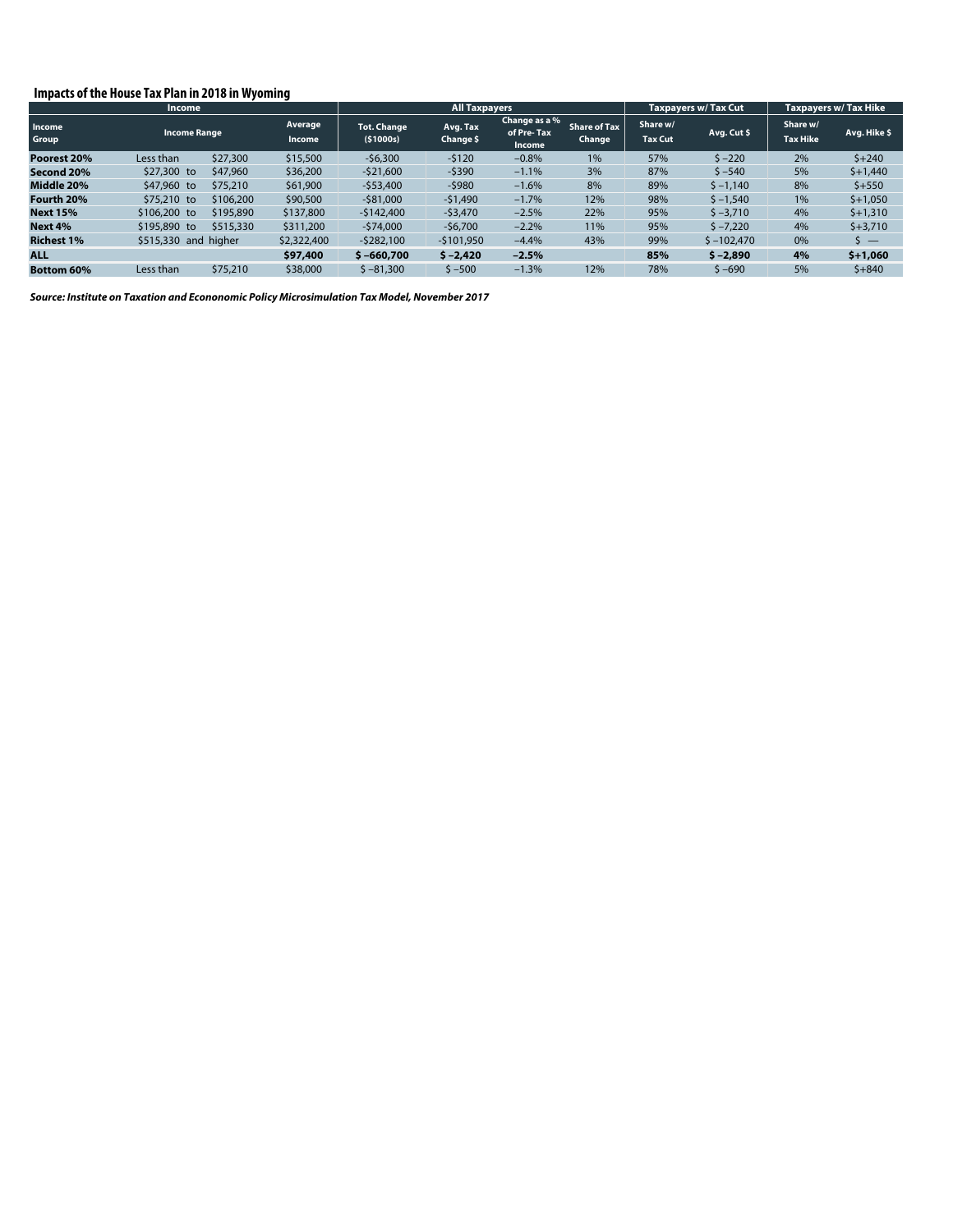## Impacts of the House Tax Plan in 2018 in Wyoming

| Income | | | All Taxpayers | | | | Taxpayers w/ Tax Cut | | Taxpayers w/ Tax Hike | |
|---|---|---|---|---|---|---|---|---|---|---|
| Income Group | Income Range | Average Income | Tot. Change ($1000s) | Avg. Tax Change $ | Change as a % of Pre-Tax Income | Share of Tax Change | Share w/ Tax Cut | Avg. Cut $ | Share w/ Tax Hike | Avg. Hike $ |
| **Poorest 20%** | Less than $27,300 | $15,500 | -$6,300 | -$120 | –0.8% | 1% | 57% | $ –220 | 2% | $+240 |
| **Second 20%** | $27,300 to $47,960 | $36,200 | -$21,600 | -$390 | –1.1% | 3% | 87% | $ –540 | 5% | $+1,440 |
| **Middle 20%** | $47,960 to $75,210 | $61,900 | -$53,400 | -$980 | –1.6% | 8% | 89% | $ –1,140 | 8% | $+550 |
| **Fourth 20%** | $75,210 to $106,200 | $90,500 | -$81,000 | -$1,490 | –1.7% | 12% | 98% | $ –1,540 | 1% | $+1,050 |
| **Next 15%** | $106,200 to $195,890 | $137,800 | -$142,400 | -$3,470 | –2.5% | 22% | 95% | $ –3,710 | 4% | $+1,310 |
| **Next 4%** | $195,890 to $515,330 | $311,200 | -$74,000 | -$6,700 | –2.2% | 11% | 95% | $ –7,220 | 4% | $+3,710 |
| **Richest 1%** | $515,330 and higher | $2,322,400 | -$282,100 | -$101,950 | –4.4% | 43% | 99% | $ –102,470 | 0% | $ — |
| **ALL** | | **$97,400** | **$ –660,700** | **$ –2,420** | **–2.5%** | | **85%** | **$ –2,890** | **4%** | **$+1,060** |
| **Bottom 60%** | Less than $75,210 | $38,000 | $ –81,300 | $ –500 | –1.3% | 12% | 78% | $ –690 | 5% | $+840 |

***Source: Institute on Taxation and Econonomic Policy Microsimulation Tax Model, November 2017***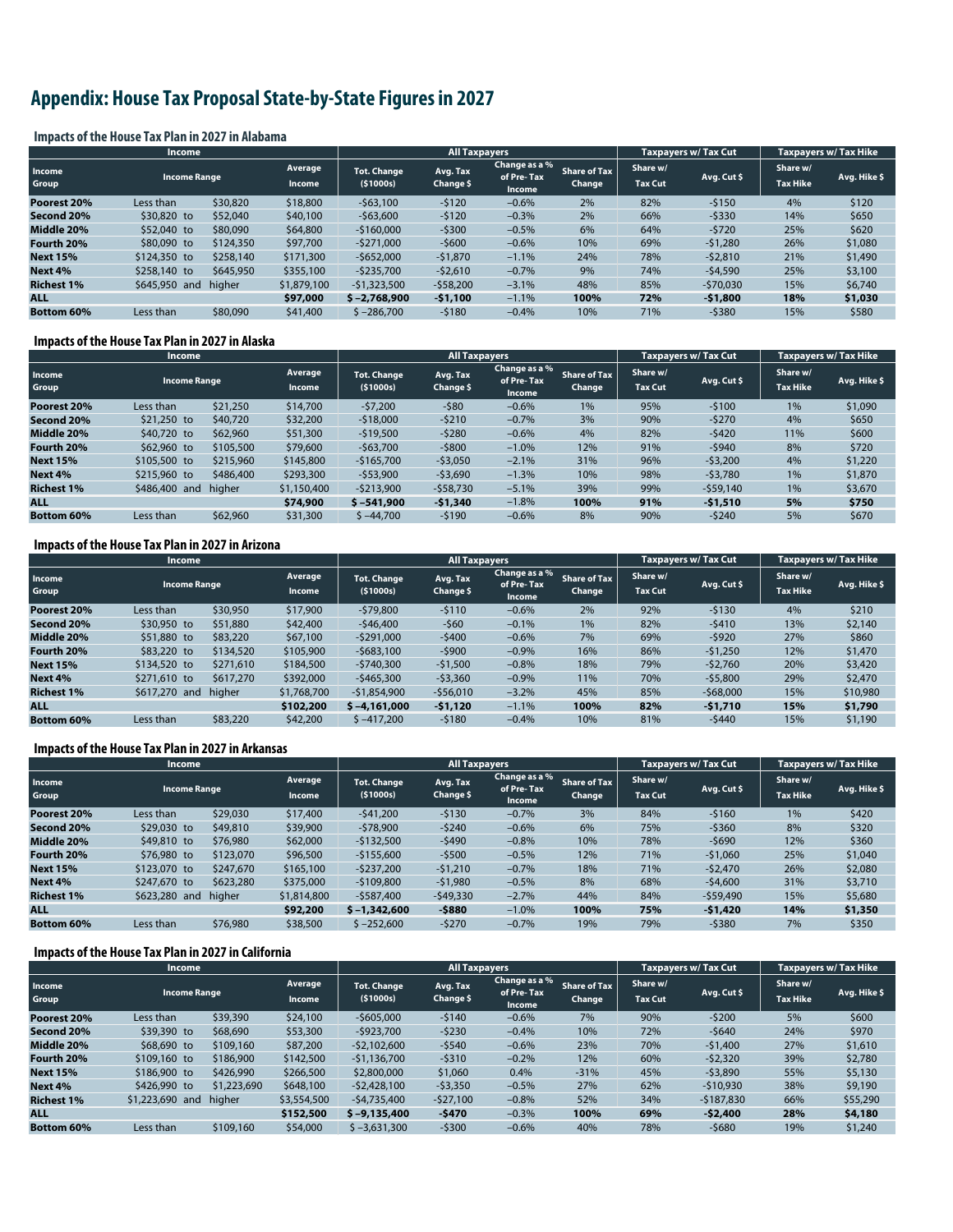# Appendix: House Tax Proposal State-by-State Figures in 2027

### Impacts of the House Tax Plan in 2027 in Alabama

| Income | | | All Taxpayers | | | | Taxpayers w/ Tax Cut | | Taxpayers w/ Tax Hike | |
|---|---|---|---|---|---|---|---|---|---|---|
| Income Group | Income Range | Average Income | Tot. Change ($1000s) | Avg. Tax Change $ | Change as a % of Pre-Tax Income | Share of Tax Change | Share w/ Tax Cut | Avg. Cut $ | Share w/ Tax Hike | Avg. Hike $ |
| Poorest 20% | Less than $30,820 | $18,800 | -$63,100 | -$120 | –0.6% | 2% | 82% | -$150 | 4% | $120 |
| Second 20% | $30,820 to $52,040 | $40,100 | -$63,600 | -$120 | –0.3% | 2% | 66% | -$330 | 14% | $650 |
| Middle 20% | $52,040 to $80,090 | $64,800 | -$160,000 | -$300 | –0.5% | 6% | 64% | -$720 | 25% | $620 |
| Fourth 20% | $80,090 to $124,350 | $97,700 | -$271,000 | -$600 | –0.6% | 10% | 69% | -$1,280 | 26% | $1,080 |
| Next 15% | $124,350 to $258,140 | $171,300 | -$652,000 | -$1,870 | –1.1% | 24% | 78% | -$2,810 | 21% | $1,490 |
| Next 4% | $258,140 to $645,950 | $355,100 | -$235,700 | -$2,610 | –0.7% | 9% | 74% | -$4,590 | 25% | $3,100 |
| Richest 1% | $645,950 and higher | $1,879,100 | -$1,323,500 | -$58,200 | –3.1% | 48% | 85% | -$70,030 | 15% | $6,740 |
| **ALL** | | **$97,000** | **$ –2,768,900** | **-$1,100** | –1.1% | **100%** | **72%** | **-$1,800** | **18%** | **$1,030** |
| **Bottom 60%** | Less than $80,090 | $41,400 | $ –286,700 | -$180 | –0.4% | 10% | 71% | -$380 | 15% | $580 |

### Impacts of the House Tax Plan in 2027 in Alaska

| Income | | | All Taxpayers | | | | Taxpayers w/ Tax Cut | | Taxpayers w/ Tax Hike | |
|---|---|---|---|---|---|---|---|---|---|---|
| Income Group | Income Range | Average Income | Tot. Change ($1000s) | Avg. Tax Change $ | Change as a % of Pre-Tax Income | Share of Tax Change | Share w/ Tax Cut | Avg. Cut $ | Share w/ Tax Hike | Avg. Hike $ |
| Poorest 20% | Less than $21,250 | $14,700 | -$7,200 | -$80 | –0.6% | 1% | 95% | -$100 | 1% | $1,090 |
| Second 20% | $21,250 to $40,720 | $32,200 | -$18,000 | -$210 | –0.7% | 3% | 90% | -$270 | 4% | $650 |
| Middle 20% | $40,720 to $62,960 | $51,300 | -$19,500 | -$280 | –0.6% | 4% | 82% | -$420 | 11% | $600 |
| Fourth 20% | $62,960 to $105,500 | $79,600 | -$63,700 | -$800 | –1.0% | 12% | 91% | -$940 | 8% | $720 |
| Next 15% | $105,500 to $215,960 | $145,800 | -$165,700 | -$3,050 | –2.1% | 31% | 96% | -$3,200 | 4% | $1,220 |
| Next 4% | $215,960 to $486,400 | $293,300 | -$53,900 | -$3,690 | –1.3% | 10% | 98% | -$3,780 | 1% | $1,870 |
| Richest 1% | $486,400 and higher | $1,150,400 | -$213,900 | -$58,730 | –5.1% | 39% | 99% | -$59,140 | 1% | $3,670 |
| **ALL** | | **$74,900** | **$ –541,900** | **-$1,340** | –1.8% | **100%** | **91%** | **-$1,510** | **5%** | **$750** |
| **Bottom 60%** | Less than $62,960 | $31,300 | $ –44,700 | -$190 | –0.6% | 8% | 90% | -$240 | 5% | $670 |

### Impacts of the House Tax Plan in 2027 in Arizona

| Income | | | All Taxpayers | | | | Taxpayers w/ Tax Cut | | Taxpayers w/ Tax Hike | |
|---|---|---|---|---|---|---|---|---|---|---|
| Income Group | Income Range | Average Income | Tot. Change ($1000s) | Avg. Tax Change $ | Change as a % of Pre-Tax Income | Share of Tax Change | Share w/ Tax Cut | Avg. Cut $ | Share w/ Tax Hike | Avg. Hike $ |
| Poorest 20% | Less than $30,950 | $17,900 | -$79,800 | -$110 | –0.6% | 2% | 92% | -$130 | 4% | $210 |
| Second 20% | $30,950 to $51,880 | $42,400 | -$46,400 | -$60 | –0.1% | 1% | 82% | -$410 | 13% | $2,140 |
| Middle 20% | $51,880 to $83,220 | $67,100 | -$291,000 | -$400 | –0.6% | 7% | 69% | -$920 | 27% | $860 |
| Fourth 20% | $83,220 to $134,520 | $105,900 | -$683,100 | -$900 | –0.9% | 16% | 86% | -$1,250 | 12% | $1,470 |
| Next 15% | $134,520 to $271,610 | $184,500 | -$740,300 | -$1,500 | –0.8% | 18% | 79% | -$2,760 | 20% | $3,420 |
| Next 4% | $271,610 to $617,270 | $392,000 | -$465,300 | -$3,360 | –0.9% | 11% | 70% | -$5,800 | 29% | $2,470 |
| Richest 1% | $617,270 and higher | $1,768,700 | -$1,854,900 | -$56,010 | –3.2% | 45% | 85% | -$68,000 | 15% | $10,980 |
| **ALL** | | **$102,200** | **$ –4,161,000** | **-$1,120** | –1.1% | **100%** | **82%** | **-$1,710** | **15%** | **$1,790** |
| **Bottom 60%** | Less than $83,220 | $42,200 | $ –417,200 | -$180 | –0.4% | 10% | 81% | -$440 | 15% | $1,190 |

### Impacts of the House Tax Plan in 2027 in Arkansas

| Income | | | All Taxpayers | | | | Taxpayers w/ Tax Cut | | Taxpayers w/ Tax Hike | |
|---|---|---|---|---|---|---|---|---|---|---|
| Income Group | Income Range | Average Income | Tot. Change ($1000s) | Avg. Tax Change $ | Change as a % of Pre-Tax Income | Share of Tax Change | Share w/ Tax Cut | Avg. Cut $ | Share w/ Tax Hike | Avg. Hike $ |
| Poorest 20% | Less than $29,030 | $17,400 | -$41,200 | -$130 | –0.7% | 3% | 84% | -$160 | 1% | $420 |
| Second 20% | $29,030 to $49,810 | $39,900 | -$78,900 | -$240 | –0.6% | 6% | 75% | -$360 | 8% | $320 |
| Middle 20% | $49,810 to $76,980 | $62,000 | -$132,500 | -$490 | –0.8% | 10% | 78% | -$690 | 12% | $360 |
| Fourth 20% | $76,980 to $123,070 | $96,500 | -$155,600 | -$500 | –0.5% | 12% | 71% | -$1,060 | 25% | $1,040 |
| Next 15% | $123,070 to $247,670 | $165,100 | -$237,200 | -$1,210 | –0.7% | 18% | 71% | -$2,470 | 26% | $2,080 |
| Next 4% | $247,670 to $623,280 | $375,000 | -$109,800 | -$1,980 | –0.5% | 8% | 68% | -$4,600 | 31% | $3,710 |
| Richest 1% | $623,280 and higher | $1,814,800 | -$587,400 | -$49,330 | –2.7% | 44% | 84% | -$59,490 | 15% | $5,680 |
| **ALL** | | **$92,200** | **$ –1,342,600** | **-$880** | –1.0% | **100%** | **75%** | **-$1,420** | **14%** | **$1,350** |
| **Bottom 60%** | Less than $76,980 | $38,500 | $ –252,600 | -$270 | –0.7% | 19% | 79% | -$380 | 7% | $350 |

### Impacts of the House Tax Plan in 2027 in California

| Income | | | All Taxpayers | | | | Taxpayers w/ Tax Cut | | Taxpayers w/ Tax Hike | |
|---|---|---|---|---|---|---|---|---|---|---|
| Income Group | Income Range | Average Income | Tot. Change ($1000s) | Avg. Tax Change $ | Change as a % of Pre-Tax Income | Share of Tax Change | Share w/ Tax Cut | Avg. Cut $ | Share w/ Tax Hike | Avg. Hike $ |
| Poorest 20% | Less than $39,390 | $24,100 | -$605,000 | -$140 | –0.6% | 7% | 90% | -$200 | 5% | $600 |
| Second 20% | $39,390 to $68,690 | $53,300 | -$923,700 | -$230 | –0.4% | 10% | 72% | -$640 | 24% | $970 |
| Middle 20% | $68,690 to $109,160 | $87,200 | -$2,102,600 | -$540 | –0.6% | 23% | 70% | -$1,400 | 27% | $1,610 |
| Fourth 20% | $109,160 to $186,900 | $142,500 | -$1,136,700 | -$310 | –0.2% | 12% | 60% | -$2,320 | 39% | $2,780 |
| Next 15% | $186,900 to $426,990 | $266,500 | $2,800,000 | $1,060 | 0.4% | -31% | 45% | -$3,890 | 55% | $5,130 |
| Next 4% | $426,990 to $1,223,690 | $648,100 | -$2,428,100 | -$3,350 | –0.5% | 27% | 62% | -$10,930 | 38% | $9,190 |
| Richest 1% | $1,223,690 and higher | $3,554,500 | -$4,735,400 | -$27,100 | –0.8% | 52% | 34% | -$187,830 | 66% | $55,290 |
| **ALL** | | **$152,500** | **$ –9,135,400** | **-$470** | –0.3% | **100%** | **69%** | **-$2,400** | **28%** | **$4,180** |
| **Bottom 60%** | Less than $109,160 | $54,000 | $ –3,631,300 | -$300 | –0.6% | 40% | 78% | -$680 | 19% | $1,240 |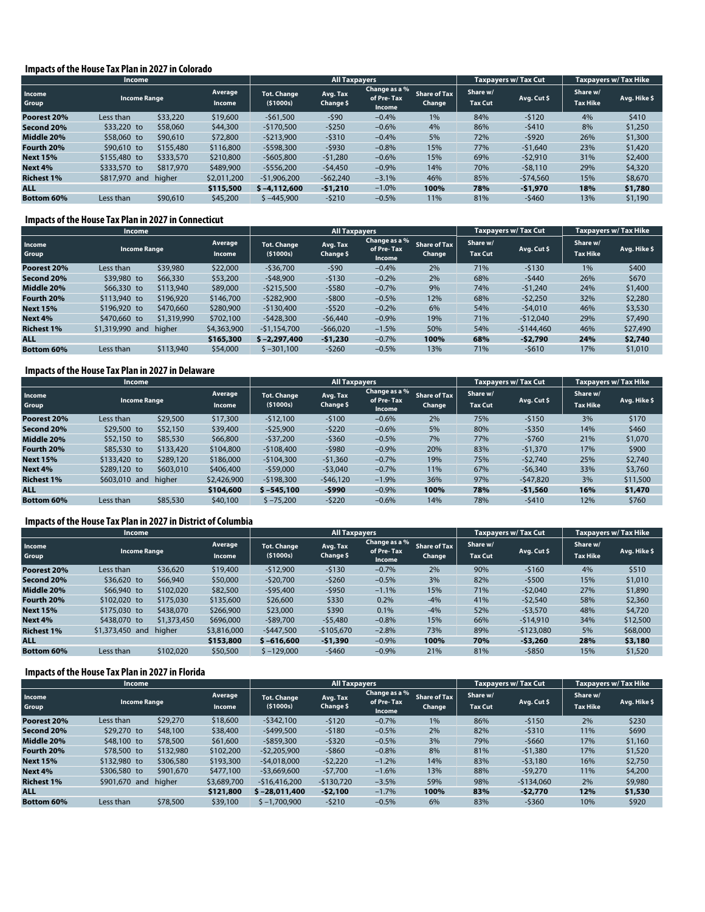### Impacts of the House Tax Plan in 2027 in Colorado

| Income | | | | All Taxpayers | | | | Taxpayers w/ Tax Cut | | Taxpayers w/ Tax Hike | |
|---|---|---|---|---|---|---|---|---|---|---|---|
| Income Group | Income Range | | Average Income | Tot. Change ($1000s) | Avg. Tax Change $ | Change as a % of Pre-Tax Income | Share of Tax Change | Share w/ Tax Cut | Avg. Cut $ | Share w/ Tax Hike | Avg. Hike $ |
| Poorest 20% | Less than | $33,220 | $19,600 | -$61,500 | -$90 | –0.4% | 1% | 84% | -$120 | 4% | $410 |
| Second 20% | $33,220 to | $58,060 | $44,300 | -$170,500 | -$250 | –0.6% | 4% | 86% | -$410 | 8% | $1,250 |
| Middle 20% | $58,060 to | $90,610 | $72,800 | -$213,900 | -$310 | –0.4% | 5% | 72% | -$920 | 26% | $1,300 |
| Fourth 20% | $90,610 to | $155,480 | $116,800 | -$598,300 | -$930 | –0.8% | 15% | 77% | -$1,640 | 23% | $1,420 |
| Next 15% | $155,480 to | $333,570 | $210,800 | -$605,800 | -$1,280 | –0.6% | 15% | 69% | -$2,910 | 31% | $2,400 |
| Next 4% | $333,570 to | $817,970 | $489,900 | -$556,200 | -$4,450 | –0.9% | 14% | 70% | -$8,110 | 29% | $4,320 |
| Richest 1% | $817,970 and | higher | $2,011,200 | -$1,906,200 | -$62,240 | –3.1% | 46% | 85% | -$74,560 | 15% | $8,670 |
| **ALL** | | | **$115,500** | **$ –4,112,600** | **-$1,210** | –1.0% | **100%** | **78%** | **-$1,970** | **18%** | **$1,780** |
| **Bottom 60%** | Less than | $90,610 | $45,200 | $ –445,900 | -$210 | –0.5% | 11% | 81% | -$460 | 13% | $1,190 |

### Impacts of the House Tax Plan in 2027 in Connecticut

| Income | | | | All Taxpayers | | | | Taxpayers w/ Tax Cut | | Taxpayers w/ Tax Hike | |
|---|---|---|---|---|---|---|---|---|---|---|---|
| Income Group | Income Range | | Average Income | Tot. Change ($1000s) | Avg. Tax Change $ | Change as a % of Pre-Tax Income | Share of Tax Change | Share w/ Tax Cut | Avg. Cut $ | Share w/ Tax Hike | Avg. Hike $ |
| Poorest 20% | Less than | $39,980 | $22,000 | -$36,700 | -$90 | –0.4% | 2% | 71% | -$130 | 1% | $400 |
| Second 20% | $39,980 to | $66,330 | $53,200 | -$48,900 | -$130 | –0.2% | 2% | 68% | -$440 | 26% | $670 |
| Middle 20% | $66,330 to | $113,940 | $89,000 | -$215,500 | -$580 | –0.7% | 9% | 74% | -$1,240 | 24% | $1,400 |
| Fourth 20% | $113,940 to | $196,920 | $146,700 | -$282,900 | -$800 | –0.5% | 12% | 68% | -$2,250 | 32% | $2,280 |
| Next 15% | $196,920 to | $470,660 | $280,900 | -$130,400 | -$520 | –0.2% | 6% | 54% | -$4,010 | 46% | $3,530 |
| Next 4% | $470,660 to | $1,319,990 | $702,100 | -$428,300 | -$6,440 | –0.9% | 19% | 71% | -$12,040 | 29% | $7,490 |
| Richest 1% | $1,319,990 and | higher | $4,363,900 | -$1,154,700 | -$66,020 | –1.5% | 50% | 54% | -$144,460 | 46% | $27,490 |
| **ALL** | | | **$165,300** | **$ –2,297,400** | **-$1,230** | –0.7% | **100%** | **68%** | **-$2,790** | **24%** | **$2,740** |
| **Bottom 60%** | Less than | $113,940 | $54,000 | $ –301,100 | -$260 | –0.5% | 13% | 71% | -$610 | 17% | $1,010 |

### Impacts of the House Tax Plan in 2027 in Delaware

| Income | | | | All Taxpayers | | | | Taxpayers w/ Tax Cut | | Taxpayers w/ Tax Hike | |
|---|---|---|---|---|---|---|---|---|---|---|---|
| Income Group | Income Range | | Average Income | Tot. Change ($1000s) | Avg. Tax Change $ | Change as a % of Pre-Tax Income | Share of Tax Change | Share w/ Tax Cut | Avg. Cut $ | Share w/ Tax Hike | Avg. Hike $ |
| Poorest 20% | Less than | $29,500 | $17,300 | -$12,100 | -$100 | –0.6% | 2% | 75% | -$150 | 3% | $170 |
| Second 20% | $29,500 to | $52,150 | $39,400 | -$25,900 | -$220 | –0.6% | 5% | 80% | -$350 | 14% | $460 |
| Middle 20% | $52,150 to | $85,530 | $66,800 | -$37,200 | -$360 | –0.5% | 7% | 77% | -$760 | 21% | $1,070 |
| Fourth 20% | $85,530 to | $133,420 | $104,800 | -$108,400 | -$980 | –0.9% | 20% | 83% | -$1,370 | 17% | $900 |
| Next 15% | $133,420 to | $289,120 | $186,000 | -$104,300 | -$1,360 | –0.7% | 19% | 75% | -$2,740 | 25% | $2,740 |
| Next 4% | $289,120 to | $603,010 | $406,400 | -$59,000 | -$3,040 | –0.7% | 11% | 67% | -$6,340 | 33% | $3,760 |
| Richest 1% | $603,010 and | higher | $2,426,900 | -$198,300 | -$46,120 | –1.9% | 36% | 97% | -$47,820 | 3% | $11,500 |
| **ALL** | | | **$104,600** | **$ –545,100** | **-$990** | –0.9% | **100%** | **78%** | **-$1,560** | **16%** | **$1,470** |
| **Bottom 60%** | Less than | $85,530 | $40,100 | $ –75,200 | -$220 | –0.6% | 14% | 78% | -$410 | 12% | $760 |

### Impacts of the House Tax Plan in 2027 in District of Columbia

| Income | | | | All Taxpayers | | | | Taxpayers w/ Tax Cut | | Taxpayers w/ Tax Hike | |
|---|---|---|---|---|---|---|---|---|---|---|---|
| Income Group | Income Range | | Average Income | Tot. Change ($1000s) | Avg. Tax Change $ | Change as a % of Pre-Tax Income | Share of Tax Change | Share w/ Tax Cut | Avg. Cut $ | Share w/ Tax Hike | Avg. Hike $ |
| Poorest 20% | Less than | $36,620 | $19,400 | -$12,900 | -$130 | –0.7% | 2% | 90% | -$160 | 4% | $510 |
| Second 20% | $36,620 to | $66,940 | $50,000 | -$20,700 | -$260 | –0.5% | 3% | 82% | -$500 | 15% | $1,010 |
| Middle 20% | $66,940 to | $102,020 | $82,500 | -$95,400 | -$950 | –1.1% | 15% | 71% | -$2,040 | 27% | $1,890 |
| Fourth 20% | $102,020 to | $175,030 | $135,600 | $26,600 | $330 | 0.2% | -4% | 41% | -$2,540 | 58% | $2,360 |
| Next 15% | $175,030 to | $438,070 | $266,900 | $23,000 | $390 | 0.1% | -4% | 52% | -$3,570 | 48% | $4,720 |
| Next 4% | $438,070 to | $1,373,450 | $696,000 | -$89,700 | -$5,480 | –0.8% | 15% | 66% | -$14,910 | 34% | $12,500 |
| Richest 1% | $1,373,450 and | higher | $3,816,000 | -$447,500 | -$105,670 | –2.8% | 73% | 89% | -$123,080 | 5% | $68,000 |
| **ALL** | | | **$153,800** | **$ –616,600** | **-$1,390** | –0.9% | **100%** | **70%** | **-$3,260** | **28%** | **$3,180** |
| **Bottom 60%** | Less than | $102,020 | $50,500 | $ –129,000 | -$460 | –0.9% | 21% | 81% | -$850 | 15% | $1,520 |

### Impacts of the House Tax Plan in 2027 in Florida

| Income | | | | All Taxpayers | | | | Taxpayers w/ Tax Cut | | Taxpayers w/ Tax Hike | |
|---|---|---|---|---|---|---|---|---|---|---|---|
| Income Group | Income Range | | Average Income | Tot. Change ($1000s) | Avg. Tax Change $ | Change as a % of Pre-Tax Income | Share of Tax Change | Share w/ Tax Cut | Avg. Cut $ | Share w/ Tax Hike | Avg. Hike $ |
| Poorest 20% | Less than | $29,270 | $18,600 | -$342,100 | -$120 | –0.7% | 1% | 86% | -$150 | 2% | $230 |
| Second 20% | $29,270 to | $48,100 | $38,400 | -$499,500 | -$180 | –0.5% | 2% | 82% | -$310 | 11% | $690 |
| Middle 20% | $48,100 to | $78,500 | $61,600 | -$859,300 | -$320 | –0.5% | 3% | 79% | -$660 | 17% | $1,160 |
| Fourth 20% | $78,500 to | $132,980 | $102,200 | -$2,205,900 | -$860 | –0.8% | 8% | 81% | -$1,380 | 17% | $1,520 |
| Next 15% | $132,980 to | $306,580 | $193,300 | -$4,018,000 | -$2,220 | –1.2% | 14% | 83% | -$3,180 | 16% | $2,750 |
| Next 4% | $306,580 to | $901,670 | $477,100 | -$3,669,600 | -$7,700 | –1.6% | 13% | 88% | -$9,270 | 11% | $4,200 |
| Richest 1% | $901,670 and | higher | $3,689,700 | -$16,416,200 | -$130,720 | –3.5% | 59% | 98% | -$134,060 | 2% | $9,980 |
| **ALL** | | | **$121,800** | **$ –28,011,400** | **-$2,100** | –1.7% | **100%** | **83%** | **-$2,770** | **12%** | **$1,530** |
| **Bottom 60%** | Less than | $78,500 | $39,100 | $ –1,700,900 | -$210 | –0.5% | 6% | 83% | -$360 | 10% | $920 |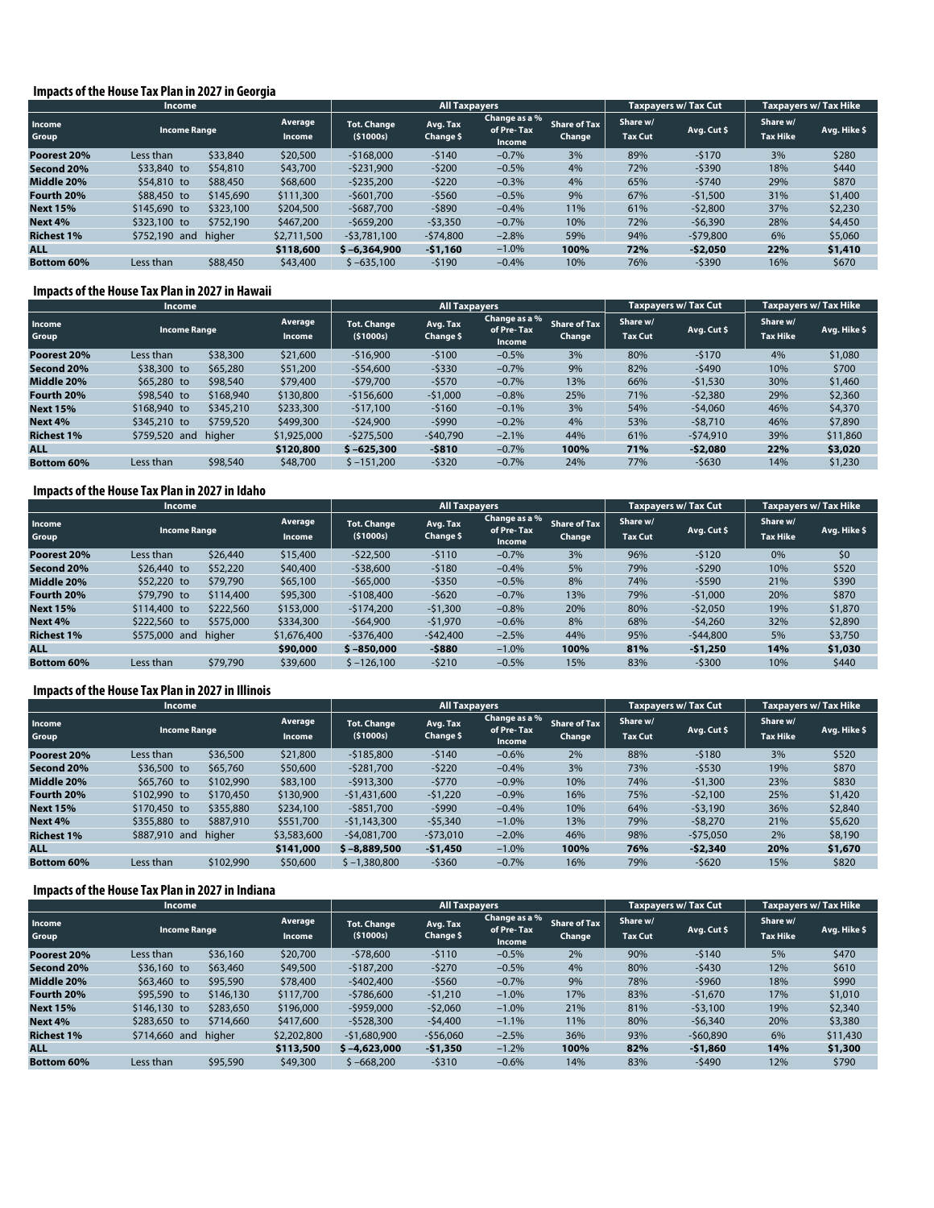### Impacts of the House Tax Plan in 2027 in Georgia

| Income | | | | All Taxpayers | | | | Taxpayers w/ Tax Cut | | Taxpayers w/ Tax Hike | |
|---|---|---|---|---|---|---|---|---|---|---|---|
| Income Group | Income Range | | Average Income | Tot. Change ($1000s) | Avg. Tax Change $ | Change as a % of Pre-Tax Income | Share of Tax Change | Share w/ Tax Cut | Avg. Cut $ | Share w/ Tax Hike | Avg. Hike $ |
| **Poorest 20%** | Less than | $33,840 | $20,500 | -$168,000 | -$140 | –0.7% | 3% | 89% | -$170 | 3% | $280 |
| **Second 20%** | $33,840 to | $54,810 | $43,700 | -$231,900 | -$200 | –0.5% | 4% | 72% | -$390 | 18% | $440 |
| **Middle 20%** | $54,810 to | $88,450 | $68,600 | -$235,200 | -$220 | –0.3% | 4% | 65% | -$740 | 29% | $870 |
| **Fourth 20%** | $88,450 to | $145,690 | $111,300 | -$601,700 | -$560 | –0.5% | 9% | 67% | -$1,500 | 31% | $1,400 |
| **Next 15%** | $145,690 to | $323,100 | $204,500 | -$687,700 | -$890 | –0.4% | 11% | 61% | -$2,800 | 37% | $2,230 |
| **Next 4%** | $323,100 to | $752,190 | $467,200 | -$659,200 | -$3,350 | –0.7% | 10% | 72% | -$6,390 | 28% | $4,450 |
| **Richest 1%** | $752,190 and | higher | $2,711,500 | -$3,781,100 | -$74,800 | –2.8% | 59% | 94% | -$79,800 | 6% | $5,060 |
| **ALL** | | | **$118,600** | **$ –6,364,900** | **-$1,160** | –1.0% | **100%** | **72%** | **-$2,050** | **22%** | **$1,410** |
| **Bottom 60%** | Less than | $88,450 | $43,400 | $ –635,100 | -$190 | –0.4% | 10% | 76% | -$390 | 16% | $670 |

### Impacts of the House Tax Plan in 2027 in Hawaii

| Income | | | | All Taxpayers | | | | Taxpayers w/ Tax Cut | | Taxpayers w/ Tax Hike | |
|---|---|---|---|---|---|---|---|---|---|---|---|
| Income Group | Income Range | | Average Income | Tot. Change ($1000s) | Avg. Tax Change $ | Change as a % of Pre-Tax Income | Share of Tax Change | Share w/ Tax Cut | Avg. Cut $ | Share w/ Tax Hike | Avg. Hike $ |
| **Poorest 20%** | Less than | $38,300 | $21,600 | -$16,900 | -$100 | –0.5% | 3% | 80% | -$170 | 4% | $1,080 |
| **Second 20%** | $38,300 to | $65,280 | $51,200 | -$54,600 | -$330 | –0.7% | 9% | 82% | -$490 | 10% | $700 |
| **Middle 20%** | $65,280 to | $98,540 | $79,400 | -$79,700 | -$570 | –0.7% | 13% | 66% | -$1,530 | 30% | $1,460 |
| **Fourth 20%** | $98,540 to | $168,940 | $130,800 | -$156,600 | -$1,000 | –0.8% | 25% | 71% | -$2,380 | 29% | $2,360 |
| **Next 15%** | $168,940 to | $345,210 | $233,300 | -$17,100 | -$160 | –0.1% | 3% | 54% | -$4,060 | 46% | $4,370 |
| **Next 4%** | $345,210 to | $759,520 | $499,300 | -$24,900 | -$990 | –0.2% | 4% | 53% | -$8,710 | 46% | $7,890 |
| **Richest 1%** | $759,520 and | higher | $1,925,000 | -$275,500 | -$40,790 | –2.1% | 44% | 61% | -$74,910 | 39% | $11,860 |
| **ALL** | | | **$120,800** | **$ –625,300** | **-$810** | –0.7% | **100%** | **71%** | **-$2,080** | **22%** | **$3,020** |
| **Bottom 60%** | Less than | $98,540 | $48,700 | $ –151,200 | -$320 | –0.7% | 24% | 77% | -$630 | 14% | $1,230 |

### Impacts of the House Tax Plan in 2027 in Idaho

| Income | | | | All Taxpayers | | | | Taxpayers w/ Tax Cut | | Taxpayers w/ Tax Hike | |
|---|---|---|---|---|---|---|---|---|---|---|---|
| Income Group | Income Range | | Average Income | Tot. Change ($1000s) | Avg. Tax Change $ | Change as a % of Pre-Tax Income | Share of Tax Change | Share w/ Tax Cut | Avg. Cut $ | Share w/ Tax Hike | Avg. Hike $ |
| **Poorest 20%** | Less than | $26,440 | $15,400 | -$22,500 | -$110 | –0.7% | 3% | 96% | -$120 | 0% | $0 |
| **Second 20%** | $26,440 to | $52,220 | $40,400 | -$38,600 | -$180 | –0.4% | 5% | 79% | -$290 | 10% | $520 |
| **Middle 20%** | $52,220 to | $79,790 | $65,100 | -$65,000 | -$350 | –0.5% | 8% | 74% | -$590 | 21% | $390 |
| **Fourth 20%** | $79,790 to | $114,400 | $95,300 | -$108,400 | -$620 | –0.7% | 13% | 79% | -$1,000 | 20% | $870 |
| **Next 15%** | $114,400 to | $222,560 | $153,000 | -$174,200 | -$1,300 | –0.8% | 20% | 80% | -$2,050 | 19% | $1,870 |
| **Next 4%** | $222,560 to | $575,000 | $334,300 | -$64,900 | -$1,970 | –0.6% | 8% | 68% | -$4,260 | 32% | $2,890 |
| **Richest 1%** | $575,000 and | higher | $1,676,400 | -$376,400 | -$42,400 | –2.5% | 44% | 95% | -$44,800 | 5% | $3,750 |
| **ALL** | | | **$90,000** | **$ –850,000** | **-$880** | –1.0% | **100%** | **81%** | **-$1,250** | **14%** | **$1,030** |
| **Bottom 60%** | Less than | $79,790 | $39,600 | $ –126,100 | -$210 | –0.5% | 15% | 83% | -$300 | 10% | $440 |

### Impacts of the House Tax Plan in 2027 in Illinois

| Income | | | | All Taxpayers | | | | Taxpayers w/ Tax Cut | | Taxpayers w/ Tax Hike | |
|---|---|---|---|---|---|---|---|---|---|---|---|
| Income Group | Income Range | | Average Income | Tot. Change ($1000s) | Avg. Tax Change $ | Change as a % of Pre-Tax Income | Share of Tax Change | Share w/ Tax Cut | Avg. Cut $ | Share w/ Tax Hike | Avg. Hike $ |
| **Poorest 20%** | Less than | $36,500 | $21,800 | -$185,800 | -$140 | –0.6% | 2% | 88% | -$180 | 3% | $520 |
| **Second 20%** | $36,500 to | $65,760 | $50,600 | -$281,700 | -$220 | –0.4% | 3% | 73% | -$530 | 19% | $870 |
| **Middle 20%** | $65,760 to | $102,990 | $83,100 | -$913,300 | -$770 | –0.9% | 10% | 74% | -$1,300 | 23% | $830 |
| **Fourth 20%** | $102,990 to | $170,450 | $130,900 | -$1,431,600 | -$1,220 | –0.9% | 16% | 75% | -$2,100 | 25% | $1,420 |
| **Next 15%** | $170,450 to | $355,880 | $234,100 | -$851,700 | -$990 | –0.4% | 10% | 64% | -$3,190 | 36% | $2,840 |
| **Next 4%** | $355,880 to | $887,910 | $551,700 | -$1,143,300 | -$5,340 | –1.0% | 13% | 79% | -$8,270 | 21% | $5,620 |
| **Richest 1%** | $887,910 and | higher | $3,583,600 | -$4,081,700 | -$73,010 | –2.0% | 46% | 98% | -$75,050 | 2% | $8,190 |
| **ALL** | | | **$141,000** | **$ –8,889,500** | **-$1,450** | –1.0% | **100%** | **76%** | **-$2,340** | **20%** | **$1,670** |
| **Bottom 60%** | Less than | $102,990 | $50,600 | $ –1,380,800 | -$360 | –0.7% | 16% | 79% | -$620 | 15% | $820 |

### Impacts of the House Tax Plan in 2027 in Indiana

| Income | | | | All Taxpayers | | | | Taxpayers w/ Tax Cut | | Taxpayers w/ Tax Hike | |
|---|---|---|---|---|---|---|---|---|---|---|---|
| Income Group | Income Range | | Average Income | Tot. Change ($1000s) | Avg. Tax Change $ | Change as a % of Pre-Tax Income | Share of Tax Change | Share w/ Tax Cut | Avg. Cut $ | Share w/ Tax Hike | Avg. Hike $ |
| **Poorest 20%** | Less than | $36,160 | $20,700 | -$78,600 | -$110 | –0.5% | 2% | 90% | -$140 | 5% | $470 |
| **Second 20%** | $36,160 to | $63,460 | $49,500 | -$187,200 | -$270 | –0.5% | 4% | 80% | -$430 | 12% | $610 |
| **Middle 20%** | $63,460 to | $95,590 | $78,400 | -$402,400 | -$560 | –0.7% | 9% | 78% | -$960 | 18% | $990 |
| **Fourth 20%** | $95,590 to | $146,130 | $117,700 | -$786,600 | -$1,210 | –1.0% | 17% | 83% | -$1,670 | 17% | $1,010 |
| **Next 15%** | $146,130 to | $283,650 | $196,000 | -$959,000 | -$2,060 | –1.0% | 21% | 81% | -$3,100 | 19% | $2,340 |
| **Next 4%** | $283,650 to | $714,660 | $417,600 | -$528,300 | -$4,400 | –1.1% | 11% | 80% | -$6,340 | 20% | $3,380 |
| **Richest 1%** | $714,660 and | higher | $2,202,800 | -$1,680,900 | -$56,060 | –2.5% | 36% | 93% | -$60,890 | 6% | $11,430 |
| **ALL** | | | **$113,500** | **$ –4,623,000** | **-$1,350** | –1.2% | **100%** | **82%** | **-$1,860** | **14%** | **$1,300** |
| **Bottom 60%** | Less than | $95,590 | $49,300 | $ –668,200 | -$310 | –0.6% | 14% | 83% | -$490 | 12% | $790 |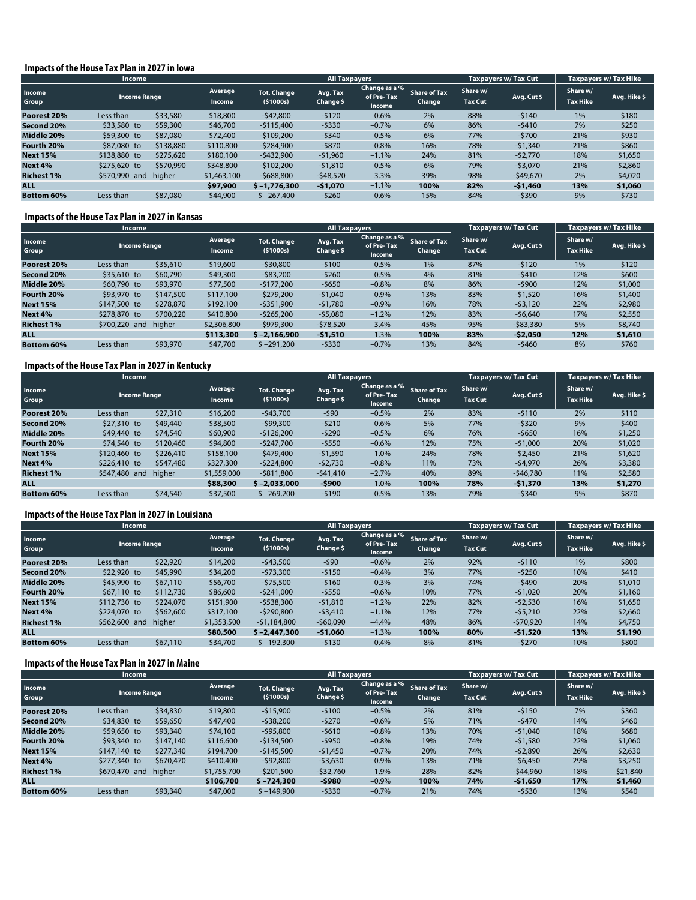### Impacts of the House Tax Plan in 2027 in Iowa

| Income | | | | All Taxpayers | | | | Taxpayers w/ Tax Cut | | Taxpayers w/ Tax Hike | |
|---|---|---|---|---|---|---|---|---|---|---|---|
| Income Group | Income Range | | Average Income | Tot. Change ($1000s) | Avg. Tax Change $ | Change as a % of Pre-Tax Income | Share of Tax Change | Share w/ Tax Cut | Avg. Cut $ | Share w/ Tax Hike | Avg. Hike $ |
| **Poorest 20%** | Less than | $33,580 | $18,800 | -$42,800 | -$120 | –0.6% | 2% | 88% | -$140 | 1% | $180 |
| **Second 20%** | $33,580 to | $59,300 | $46,700 | -$115,400 | -$330 | –0.7% | 6% | 86% | -$410 | 7% | $250 |
| **Middle 20%** | $59,300 to | $87,080 | $72,400 | -$109,200 | -$340 | –0.5% | 6% | 77% | -$700 | 21% | $930 |
| **Fourth 20%** | $87,080 to | $138,880 | $110,800 | -$284,900 | -$870 | –0.8% | 16% | 78% | -$1,340 | 21% | $860 |
| **Next 15%** | $138,880 to | $275,620 | $180,100 | -$432,900 | -$1,960 | –1.1% | 24% | 81% | -$2,770 | 18% | $1,650 |
| **Next 4%** | $275,620 to | $570,990 | $348,800 | -$102,200 | -$1,810 | –0.5% | 6% | 79% | -$3,070 | 21% | $2,860 |
| **Richest 1%** | $570,990 and | higher | $1,463,100 | -$688,800 | -$48,520 | –3.3% | 39% | 98% | -$49,670 | 2% | $4,020 |
| **ALL** | | | **$97,900** | **$ –1,776,300** | **-$1,070** | –1.1% | **100%** | **82%** | **-$1,460** | **13%** | **$1,060** |
| **Bottom 60%** | Less than | $87,080 | $44,900 | $ –267,400 | -$260 | –0.6% | 15% | 84% | -$390 | 9% | $730 |

### Impacts of the House Tax Plan in 2027 in Kansas

| Income | | | | All Taxpayers | | | | Taxpayers w/ Tax Cut | | Taxpayers w/ Tax Hike | |
|---|---|---|---|---|---|---|---|---|---|---|---|
| Income Group | Income Range | | Average Income | Tot. Change ($1000s) | Avg. Tax Change $ | Change as a % of Pre-Tax Income | Share of Tax Change | Share w/ Tax Cut | Avg. Cut $ | Share w/ Tax Hike | Avg. Hike $ |
| **Poorest 20%** | Less than | $35,610 | $19,600 | -$30,800 | -$100 | –0.5% | 1% | 87% | -$120 | 1% | $120 |
| **Second 20%** | $35,610 to | $60,790 | $49,300 | -$83,200 | -$260 | –0.5% | 4% | 81% | -$410 | 12% | $600 |
| **Middle 20%** | $60,790 to | $93,970 | $77,500 | -$177,200 | -$650 | –0.8% | 8% | 86% | -$900 | 12% | $1,000 |
| **Fourth 20%** | $93,970 to | $147,500 | $117,100 | -$279,200 | -$1,040 | –0.9% | 13% | 83% | -$1,520 | 16% | $1,400 |
| **Next 15%** | $147,500 to | $278,870 | $192,100 | -$351,900 | -$1,780 | –0.9% | 16% | 78% | -$3,120 | 22% | $2,980 |
| **Next 4%** | $278,870 to | $700,220 | $410,800 | -$265,200 | -$5,080 | –1.2% | 12% | 83% | -$6,640 | 17% | $2,550 |
| **Richest 1%** | $700,220 and | higher | $2,306,800 | -$979,300 | -$78,520 | –3.4% | 45% | 95% | -$83,380 | 5% | $8,740 |
| **ALL** | | | **$113,300** | **$ –2,166,900** | **-$1,510** | –1.3% | **100%** | **83%** | **-$2,050** | **12%** | **$1,610** |
| **Bottom 60%** | Less than | $93,970 | $47,700 | $ –291,200 | -$330 | –0.7% | 13% | 84% | -$460 | 8% | $760 |

### Impacts of the House Tax Plan in 2027 in Kentucky

| Income | | | | All Taxpayers | | | | Taxpayers w/ Tax Cut | | Taxpayers w/ Tax Hike | |
|---|---|---|---|---|---|---|---|---|---|---|---|
| Income Group | Income Range | | Average Income | Tot. Change ($1000s) | Avg. Tax Change $ | Change as a % of Pre-Tax Income | Share of Tax Change | Share w/ Tax Cut | Avg. Cut $ | Share w/ Tax Hike | Avg. Hike $ |
| **Poorest 20%** | Less than | $27,310 | $16,200 | -$43,700 | -$90 | –0.5% | 2% | 83% | -$110 | 2% | $110 |
| **Second 20%** | $27,310 to | $49,440 | $38,500 | -$99,300 | -$210 | –0.6% | 5% | 77% | -$320 | 9% | $400 |
| **Middle 20%** | $49,440 to | $74,540 | $60,900 | -$126,200 | -$290 | –0.5% | 6% | 76% | -$650 | 16% | $1,250 |
| **Fourth 20%** | $74,540 to | $120,460 | $94,800 | -$247,700 | -$550 | –0.6% | 12% | 75% | -$1,000 | 20% | $1,020 |
| **Next 15%** | $120,460 to | $226,410 | $158,100 | -$479,400 | -$1,590 | –1.0% | 24% | 78% | -$2,450 | 21% | $1,620 |
| **Next 4%** | $226,410 to | $547,480 | $327,300 | -$224,800 | -$2,730 | –0.8% | 11% | 73% | -$4,970 | 26% | $3,380 |
| **Richest 1%** | $547,480 and | higher | $1,559,000 | -$811,800 | -$41,410 | –2.7% | 40% | 89% | -$46,780 | 11% | $2,580 |
| **ALL** | | | **$88,300** | **$ –2,033,000** | **-$900** | –1.0% | **100%** | **78%** | **-$1,370** | **13%** | **$1,270** |
| **Bottom 60%** | Less than | $74,540 | $37,500 | $ –269,200 | -$190 | –0.5% | 13% | 79% | -$340 | 9% | $870 |

### Impacts of the House Tax Plan in 2027 in Louisiana

| Income | | | | All Taxpayers | | | | Taxpayers w/ Tax Cut | | Taxpayers w/ Tax Hike | |
|---|---|---|---|---|---|---|---|---|---|---|---|
| Income Group | Income Range | | Average Income | Tot. Change ($1000s) | Avg. Tax Change $ | Change as a % of Pre-Tax Income | Share of Tax Change | Share w/ Tax Cut | Avg. Cut $ | Share w/ Tax Hike | Avg. Hike $ |
| **Poorest 20%** | Less than | $22,920 | $14,200 | -$43,500 | -$90 | –0.6% | 2% | 92% | -$110 | 1% | $800 |
| **Second 20%** | $22,920 to | $45,990 | $34,200 | -$73,300 | -$150 | –0.4% | 3% | 77% | -$250 | 10% | $410 |
| **Middle 20%** | $45,990 to | $67,110 | $56,700 | -$75,500 | -$160 | –0.3% | 3% | 74% | -$490 | 20% | $1,010 |
| **Fourth 20%** | $67,110 to | $112,730 | $86,600 | -$241,000 | -$550 | –0.6% | 10% | 77% | -$1,020 | 20% | $1,160 |
| **Next 15%** | $112,730 to | $224,070 | $151,900 | -$538,300 | -$1,810 | –1.2% | 22% | 82% | -$2,530 | 16% | $1,650 |
| **Next 4%** | $224,070 to | $562,600 | $317,100 | -$290,800 | -$3,410 | –1.1% | 12% | 77% | -$5,210 | 22% | $2,660 |
| **Richest 1%** | $562,600 and | higher | $1,353,500 | -$1,184,800 | -$60,090 | –4.4% | 48% | 86% | -$70,920 | 14% | $4,750 |
| **ALL** | | | **$80,500** | **$ –2,447,300** | **-$1,060** | –1.3% | **100%** | **80%** | **-$1,520** | **13%** | **$1,190** |
| **Bottom 60%** | Less than | $67,110 | $34,700 | $ –192,300 | -$130 | –0.4% | 8% | 81% | -$270 | 10% | $800 |

### Impacts of the House Tax Plan in 2027 in Maine

| Income | | | | All Taxpayers | | | | Taxpayers w/ Tax Cut | | Taxpayers w/ Tax Hike | |
|---|---|---|---|---|---|---|---|---|---|---|---|
| Income Group | Income Range | | Average Income | Tot. Change ($1000s) | Avg. Tax Change $ | Change as a % of Pre-Tax Income | Share of Tax Change | Share w/ Tax Cut | Avg. Cut $ | Share w/ Tax Hike | Avg. Hike $ |
| **Poorest 20%** | Less than | $34,830 | $19,800 | -$15,900 | -$100 | –0.5% | 2% | 81% | -$150 | 7% | $360 |
| **Second 20%** | $34,830 to | $59,650 | $47,400 | -$38,200 | -$270 | –0.6% | 5% | 71% | -$470 | 14% | $460 |
| **Middle 20%** | $59,650 to | $93,340 | $74,100 | -$95,800 | -$610 | –0.8% | 13% | 70% | -$1,040 | 18% | $680 |
| **Fourth 20%** | $93,340 to | $147,140 | $116,600 | -$134,500 | -$950 | –0.8% | 19% | 74% | -$1,580 | 22% | $1,060 |
| **Next 15%** | $147,140 to | $277,340 | $194,700 | -$145,500 | -$1,450 | –0.7% | 20% | 74% | -$2,890 | 26% | $2,630 |
| **Next 4%** | $277,340 to | $670,470 | $410,400 | -$92,800 | -$3,630 | –0.9% | 13% | 71% | -$6,450 | 29% | $3,250 |
| **Richest 1%** | $670,470 and | higher | $1,755,700 | -$201,500 | -$32,760 | –1.9% | 28% | 82% | -$44,960 | 18% | $21,840 |
| **ALL** | | | **$106,700** | **$ –724,300** | **-$980** | –0.9% | **100%** | **74%** | **-$1,650** | **17%** | **$1,460** |
| **Bottom 60%** | Less than | $93,340 | $47,000 | $ –149,900 | -$330 | –0.7% | 21% | 74% | -$530 | 13% | $540 |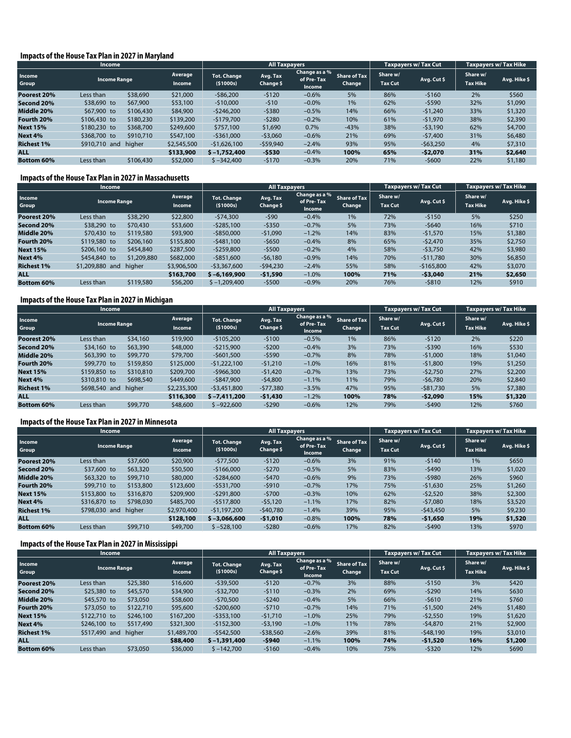### Impacts of the House Tax Plan in 2027 in Maryland

| Income | | | All Taxpayers | | | | Taxpayers w/ Tax Cut | | Taxpayers w/ Tax Hike | |
|---|---|---|---|---|---|---|---|---|---|---|
| Income Group | Income Range | Average Income | Tot. Change ($1000s) | Avg. Tax Change $ | Change as a % of Pre-Tax Income | Share of Tax Change | Share w/ Tax Cut | Avg. Cut $ | Share w/ Tax Hike | Avg. Hike $ |
| **Poorest 20%** | Less than $38,690 | $21,000 | -$86,200 | -$120 | –0.6% | 5% | 86% | -$160 | 2% | $560 |
| **Second 20%** | $38,690 to $67,900 | $53,100 | -$10,000 | -$10 | –0.0% | 1% | 62% | -$590 | 32% | $1,090 |
| **Middle 20%** | $67,900 to $106,430 | $84,900 | -$246,200 | -$380 | –0.5% | 14% | 66% | -$1,240 | 33% | $1,320 |
| **Fourth 20%** | $106,430 to $180,230 | $139,200 | -$179,700 | -$280 | –0.2% | 10% | 61% | -$1,970 | 38% | $2,390 |
| **Next 15%** | $180,230 to $368,700 | $249,600 | $757,100 | $1,690 | 0.7% | -43% | 38% | -$3,190 | 62% | $4,700 |
| **Next 4%** | $368,700 to $910,710 | $547,100 | -$361,000 | -$3,060 | –0.6% | 21% | 69% | -$7,400 | 31% | $6,480 |
| **Richest 1%** | $910,710 and higher | $2,545,500 | -$1,626,100 | -$59,940 | –2.4% | 93% | 95% | -$63,250 | 4% | $7,310 |
| **ALL** | | **$133,900** | **$ –1,752,400** | **-$530** | –0.4% | **100%** | **65%** | **-$2,070** | **31%** | **$2,640** |
| **Bottom 60%** | Less than $106,430 | $52,000 | $ –342,400 | -$170 | –0.3% | 20% | 71% | -$600 | 22% | $1,180 |

### Impacts of the House Tax Plan in 2027 in Massachusetts

| Income | | | All Taxpayers | | | | Taxpayers w/ Tax Cut | | Taxpayers w/ Tax Hike | |
|---|---|---|---|---|---|---|---|---|---|---|
| Income Group | Income Range | Average Income | Tot. Change ($1000s) | Avg. Tax Change $ | Change as a % of Pre-Tax Income | Share of Tax Change | Share w/ Tax Cut | Avg. Cut $ | Share w/ Tax Hike | Avg. Hike $ |
| **Poorest 20%** | Less than $38,290 | $22,800 | -$74,300 | -$90 | –0.4% | 1% | 72% | -$150 | 5% | $250 |
| **Second 20%** | $38,290 to $70,430 | $53,600 | -$285,100 | -$350 | –0.7% | 5% | 73% | -$640 | 16% | $710 |
| **Middle 20%** | $70,430 to $119,580 | $93,900 | -$850,000 | -$1,090 | –1.2% | 14% | 83% | -$1,570 | 15% | $1,380 |
| **Fourth 20%** | $119,580 to $206,160 | $155,800 | -$481,100 | -$650 | –0.4% | 8% | 65% | -$2,470 | 35% | $2,750 |
| **Next 15%** | $206,160 to $454,840 | $287,500 | -$259,800 | -$500 | –0.2% | 4% | 58% | -$3,750 | 42% | $3,980 |
| **Next 4%** | $454,840 to $1,209,880 | $682,000 | -$851,600 | -$6,180 | –0.9% | 14% | 70% | -$11,780 | 30% | $6,850 |
| **Richest 1%** | $1,209,880 and higher | $3,906,500 | -$3,367,600 | -$94,230 | –2.4% | 55% | 58% | -$165,800 | 42% | $3,070 |
| **ALL** | | **$163,700** | **$ –6,169,900** | **-$1,590** | –1.0% | **100%** | **71%** | **-$3,040** | **21%** | **$2,650** |
| **Bottom 60%** | Less than $119,580 | $56,200 | $ –1,209,400 | -$500 | –0.9% | 20% | 76% | -$810 | 12% | $910 |

### Impacts of the House Tax Plan in 2027 in Michigan

| Income | | | All Taxpayers | | | | Taxpayers w/ Tax Cut | | Taxpayers w/ Tax Hike | |
|---|---|---|---|---|---|---|---|---|---|---|
| Income Group | Income Range | Average Income | Tot. Change ($1000s) | Avg. Tax Change $ | Change as a % of Pre-Tax Income | Share of Tax Change | Share w/ Tax Cut | Avg. Cut $ | Share w/ Tax Hike | Avg. Hike $ |
| **Poorest 20%** | Less than $34,160 | $19,900 | -$105,200 | -$100 | –0.5% | 1% | 86% | -$120 | 2% | $220 |
| **Second 20%** | $34,160 to $63,390 | $48,000 | -$215,900 | -$200 | –0.4% | 3% | 73% | -$390 | 16% | $530 |
| **Middle 20%** | $63,390 to $99,770 | $79,700 | -$601,500 | -$590 | –0.7% | 8% | 78% | -$1,000 | 18% | $1,040 |
| **Fourth 20%** | $99,770 to $159,850 | $125,000 | -$1,222,100 | -$1,210 | –1.0% | 16% | 81% | -$1,800 | 19% | $1,250 |
| **Next 15%** | $159,850 to $310,810 | $209,700 | -$966,300 | -$1,420 | –0.7% | 13% | 73% | -$2,750 | 27% | $2,200 |
| **Next 4%** | $310,810 to $698,540 | $449,600 | -$847,900 | -$4,800 | –1.1% | 11% | 79% | -$6,780 | 20% | $2,840 |
| **Richest 1%** | $698,540 and higher | $2,235,300 | -$3,451,800 | -$77,380 | –3.5% | 47% | 95% | -$81,730 | 5% | $7,380 |
| **ALL** | | **$116,300** | **$ –7,411,200** | **-$1,430** | –1.2% | **100%** | **78%** | **-$2,090** | **15%** | **$1,320** |
| **Bottom 60%** | Less than $99,770 | $48,600 | $ –922,600 | -$290 | –0.6% | 12% | 79% | -$490 | 12% | $760 |

### Impacts of the House Tax Plan in 2027 in Minnesota

| Income | | | All Taxpayers | | | | Taxpayers w/ Tax Cut | | Taxpayers w/ Tax Hike | |
|---|---|---|---|---|---|---|---|---|---|---|
| Income Group | Income Range | Average Income | Tot. Change ($1000s) | Avg. Tax Change $ | Change as a % of Pre-Tax Income | Share of Tax Change | Share w/ Tax Cut | Avg. Cut $ | Share w/ Tax Hike | Avg. Hike $ |
| **Poorest 20%** | Less than $37,600 | $20,900 | -$77,500 | -$120 | –0.6% | 3% | 91% | -$140 | 1% | $650 |
| **Second 20%** | $37,600 to $63,320 | $50,500 | -$166,000 | -$270 | –0.5% | 5% | 83% | -$490 | 13% | $1,020 |
| **Middle 20%** | $63,320 to $99,710 | $80,000 | -$284,600 | -$470 | –0.6% | 9% | 73% | -$980 | 26% | $960 |
| **Fourth 20%** | $99,710 to $153,800 | $123,600 | -$531,700 | -$910 | –0.7% | 17% | 75% | -$1,630 | 25% | $1,260 |
| **Next 15%** | $153,800 to $316,870 | $209,900 | -$291,800 | -$700 | –0.3% | 10% | 62% | -$2,520 | 38% | $2,300 |
| **Next 4%** | $316,870 to $798,030 | $485,700 | -$517,800 | -$5,120 | –1.1% | 17% | 82% | -$7,080 | 18% | $3,520 |
| **Richest 1%** | $798,030 and higher | $2,970,400 | -$1,197,200 | -$40,780 | –1.4% | 39% | 95% | -$43,450 | 5% | $9,230 |
| **ALL** | | **$128,100** | **$ –3,066,600** | **-$1,010** | –0.8% | **100%** | **78%** | **-$1,650** | **19%** | **$1,520** |
| **Bottom 60%** | Less than $99,710 | $49,700 | $ –528,100 | -$280 | –0.6% | 17% | 82% | -$490 | 13% | $970 |

### Impacts of the House Tax Plan in 2027 in Mississippi

| Income | | | All Taxpayers | | | | Taxpayers w/ Tax Cut | | Taxpayers w/ Tax Hike | |
|---|---|---|---|---|---|---|---|---|---|---|
| Income Group | Income Range | Average Income | Tot. Change ($1000s) | Avg. Tax Change $ | Change as a % of Pre-Tax Income | Share of Tax Change | Share w/ Tax Cut | Avg. Cut $ | Share w/ Tax Hike | Avg. Hike $ |
| **Poorest 20%** | Less than $25,380 | $16,600 | -$39,500 | -$120 | –0.7% | 3% | 88% | -$150 | 3% | $420 |
| **Second 20%** | $25,380 to $45,570 | $34,900 | -$32,700 | -$110 | –0.3% | 2% | 69% | -$290 | 14% | $630 |
| **Middle 20%** | $45,570 to $73,050 | $58,600 | -$70,500 | -$240 | –0.4% | 5% | 66% | -$610 | 21% | $760 |
| **Fourth 20%** | $73,050 to $122,710 | $95,600 | -$200,600 | -$710 | –0.7% | 14% | 71% | -$1,500 | 24% | $1,480 |
| **Next 15%** | $122,710 to $246,100 | $167,200 | -$353,100 | -$1,710 | –1.0% | 25% | 79% | -$2,550 | 19% | $1,620 |
| **Next 4%** | $246,100 to $517,490 | $321,300 | -$152,300 | -$3,190 | –1.0% | 11% | 78% | -$4,870 | 21% | $2,900 |
| **Richest 1%** | $517,490 and higher | $1,489,700 | -$542,500 | -$38,560 | –2.6% | 39% | 81% | -$48,190 | 19% | $3,010 |
| **ALL** | | **$88,400** | **$ –1,391,400** | **-$940** | –1.1% | **100%** | **74%** | **-$1,520** | **16%** | **$1,200** |
| **Bottom 60%** | Less than $73,050 | $36,000 | $ –142,700 | -$160 | –0.4% | 10% | 75% | -$320 | 12% | $690 |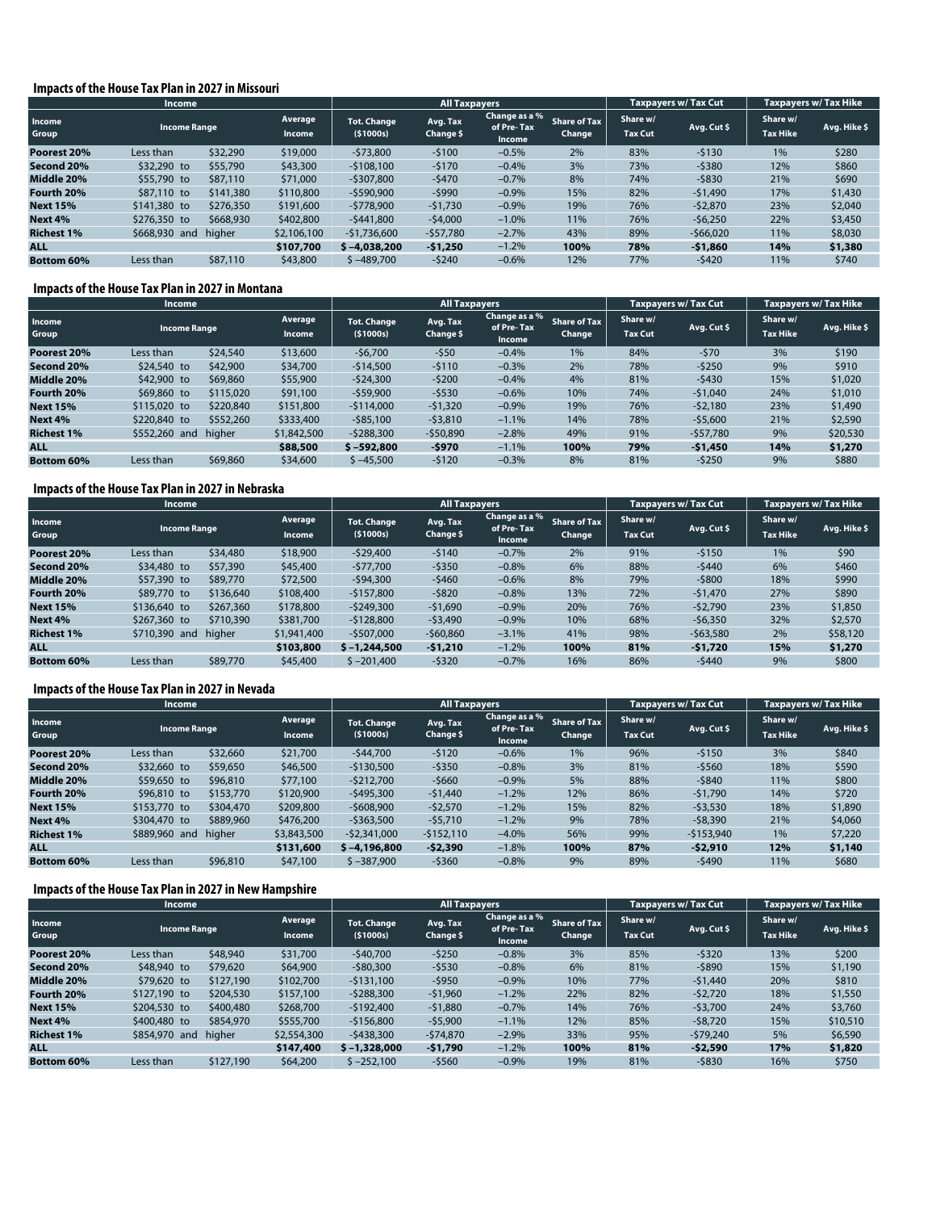### Impacts of the House Tax Plan in 2027 in Missouri

| Income | | | All Taxpayers | | | | Taxpayers w/ Tax Cut | | Taxpayers w/ Tax Hike | |
|---|---|---|---|---|---|---|---|---|---|---|
| Income Group | Income Range | Average Income | Tot. Change ($1000s) | Avg. Tax Change $ | Change as a % of Pre-Tax Income | Share of Tax Change | Share w/ Tax Cut | Avg. Cut $ | Share w/ Tax Hike | Avg. Hike $ |
| **Poorest 20%** | Less than $32,290 | $19,000 | -$73,800 | -$100 | −0.5% | 2% | 83% | -$130 | 1% | $280 |
| **Second 20%** | $32,290 to $55,790 | $43,300 | -$108,100 | -$170 | −0.4% | 3% | 73% | -$380 | 12% | $860 |
| **Middle 20%** | $55,790 to $87,110 | $71,000 | -$307,800 | -$470 | −0.7% | 8% | 74% | -$830 | 21% | $690 |
| **Fourth 20%** | $87,110 to $141,380 | $110,800 | -$590,900 | -$990 | −0.9% | 15% | 82% | -$1,490 | 17% | $1,430 |
| **Next 15%** | $141,380 to $276,350 | $191,600 | -$778,900 | -$1,730 | −0.9% | 19% | 76% | -$2,870 | 23% | $2,040 |
| **Next 4%** | $276,350 to $668,930 | $402,800 | -$441,800 | -$4,000 | −1.0% | 11% | 76% | -$6,250 | 22% | $3,450 |
| **Richest 1%** | $668,930 and higher | $2,106,100 | -$1,736,600 | -$57,780 | −2.7% | 43% | 89% | -$66,020 | 11% | $8,030 |
| **ALL** | | **$107,700** | **$ −4,038,200** | **-$1,250** | −1.2% | **100%** | **78%** | **-$1,860** | **14%** | **$1,380** |
| **Bottom 60%** | Less than $87,110 | $43,800 | $ −489,700 | -$240 | −0.6% | 12% | 77% | -$420 | 11% | $740 |

### Impacts of the House Tax Plan in 2027 in Montana

| Income | | | All Taxpayers | | | | Taxpayers w/ Tax Cut | | Taxpayers w/ Tax Hike | |
|---|---|---|---|---|---|---|---|---|---|---|
| Income Group | Income Range | Average Income | Tot. Change ($1000s) | Avg. Tax Change $ | Change as a % of Pre-Tax Income | Share of Tax Change | Share w/ Tax Cut | Avg. Cut $ | Share w/ Tax Hike | Avg. Hike $ |
| **Poorest 20%** | Less than $24,540 | $13,600 | -$6,700 | -$50 | −0.4% | 1% | 84% | -$70 | 3% | $190 |
| **Second 20%** | $24,540 to $42,900 | $34,700 | -$14,500 | -$110 | −0.3% | 2% | 78% | -$250 | 9% | $910 |
| **Middle 20%** | $42,900 to $69,860 | $55,900 | -$24,300 | -$200 | −0.4% | 4% | 81% | -$430 | 15% | $1,020 |
| **Fourth 20%** | $69,860 to $115,020 | $91,100 | -$59,900 | -$530 | −0.6% | 10% | 74% | -$1,040 | 24% | $1,010 |
| **Next 15%** | $115,020 to $220,840 | $151,800 | -$114,000 | -$1,320 | −0.9% | 19% | 76% | -$2,180 | 23% | $1,490 |
| **Next 4%** | $220,840 to $552,260 | $333,400 | -$85,100 | -$3,810 | −1.1% | 14% | 78% | -$5,600 | 21% | $2,590 |
| **Richest 1%** | $552,260 and higher | $1,842,500 | -$288,300 | -$50,890 | −2.8% | 49% | 91% | -$57,780 | 9% | $20,530 |
| **ALL** | | **$88,500** | **$ −592,800** | **-$970** | −1.1% | **100%** | **79%** | **-$1,450** | **14%** | **$1,270** |
| **Bottom 60%** | Less than $69,860 | $34,600 | $ −45,500 | -$120 | −0.3% | 8% | 81% | -$250 | 9% | $880 |

### Impacts of the House Tax Plan in 2027 in Nebraska

| Income | | | All Taxpayers | | | | Taxpayers w/ Tax Cut | | Taxpayers w/ Tax Hike | |
|---|---|---|---|---|---|---|---|---|---|---|
| Income Group | Income Range | Average Income | Tot. Change ($1000s) | Avg. Tax Change $ | Change as a % of Pre-Tax Income | Share of Tax Change | Share w/ Tax Cut | Avg. Cut $ | Share w/ Tax Hike | Avg. Hike $ |
| **Poorest 20%** | Less than $34,480 | $18,900 | -$29,400 | -$140 | −0.7% | 2% | 91% | -$150 | 1% | $90 |
| **Second 20%** | $34,480 to $57,390 | $45,400 | -$77,700 | -$350 | −0.8% | 6% | 88% | -$440 | 6% | $460 |
| **Middle 20%** | $57,390 to $89,770 | $72,500 | -$94,300 | -$460 | −0.6% | 8% | 79% | -$800 | 18% | $990 |
| **Fourth 20%** | $89,770 to $136,640 | $108,400 | -$157,800 | -$820 | −0.8% | 13% | 72% | -$1,470 | 27% | $890 |
| **Next 15%** | $136,640 to $267,360 | $178,800 | -$249,300 | -$1,690 | −0.9% | 20% | 76% | -$2,790 | 23% | $1,850 |
| **Next 4%** | $267,360 to $710,390 | $381,700 | -$128,800 | -$3,490 | −0.9% | 10% | 68% | -$6,350 | 32% | $2,570 |
| **Richest 1%** | $710,390 and higher | $1,941,400 | -$507,000 | -$60,860 | −3.1% | 41% | 98% | -$63,580 | 2% | $58,120 |
| **ALL** | | **$103,800** | **$ −1,244,500** | **-$1,210** | −1.2% | **100%** | **81%** | **-$1,720** | **15%** | **$1,270** |
| **Bottom 60%** | Less than $89,770 | $45,400 | $ −201,400 | -$320 | −0.7% | 16% | 86% | -$440 | 9% | $800 |

### Impacts of the House Tax Plan in 2027 in Nevada

| Income | | | All Taxpayers | | | | Taxpayers w/ Tax Cut | | Taxpayers w/ Tax Hike | |
|---|---|---|---|---|---|---|---|---|---|---|
| Income Group | Income Range | Average Income | Tot. Change ($1000s) | Avg. Tax Change $ | Change as a % of Pre-Tax Income | Share of Tax Change | Share w/ Tax Cut | Avg. Cut $ | Share w/ Tax Hike | Avg. Hike $ |
| **Poorest 20%** | Less than $32,660 | $21,700 | -$44,700 | -$120 | −0.6% | 1% | 96% | -$150 | 3% | $840 |
| **Second 20%** | $32,660 to $59,650 | $46,500 | -$130,500 | -$350 | −0.8% | 3% | 81% | -$560 | 18% | $590 |
| **Middle 20%** | $59,650 to $96,810 | $77,100 | -$212,700 | -$660 | −0.9% | 5% | 88% | -$840 | 11% | $800 |
| **Fourth 20%** | $96,810 to $153,770 | $120,900 | -$495,300 | -$1,440 | −1.2% | 12% | 86% | -$1,790 | 14% | $720 |
| **Next 15%** | $153,770 to $304,470 | $209,800 | -$608,900 | -$2,570 | −1.2% | 15% | 82% | -$3,530 | 18% | $1,890 |
| **Next 4%** | $304,470 to $889,960 | $476,200 | -$363,500 | -$5,710 | −1.2% | 9% | 78% | -$8,390 | 21% | $4,060 |
| **Richest 1%** | $889,960 and higher | $3,843,500 | -$2,341,000 | -$152,110 | −4.0% | 56% | 99% | -$153,940 | 1% | $7,220 |
| **ALL** | | **$131,600** | **$ −4,196,800** | **-$2,390** | −1.8% | **100%** | **87%** | **-$2,910** | **12%** | **$1,140** |
| **Bottom 60%** | Less than $96,810 | $47,100 | $ −387,900 | -$360 | −0.8% | 9% | 89% | -$490 | 11% | $680 |

### Impacts of the House Tax Plan in 2027 in New Hampshire

| Income | | | All Taxpayers | | | | Taxpayers w/ Tax Cut | | Taxpayers w/ Tax Hike | |
|---|---|---|---|---|---|---|---|---|---|---|
| Income Group | Income Range | Average Income | Tot. Change ($1000s) | Avg. Tax Change $ | Change as a % of Pre-Tax Income | Share of Tax Change | Share w/ Tax Cut | Avg. Cut $ | Share w/ Tax Hike | Avg. Hike $ |
| **Poorest 20%** | Less than $48,940 | $31,700 | -$40,700 | -$250 | −0.8% | 3% | 85% | -$320 | 13% | $200 |
| **Second 20%** | $48,940 to $79,620 | $64,900 | -$80,300 | -$530 | −0.8% | 6% | 81% | -$890 | 15% | $1,190 |
| **Middle 20%** | $79,620 to $127,190 | $102,700 | -$131,100 | -$950 | −0.9% | 10% | 77% | -$1,440 | 20% | $810 |
| **Fourth 20%** | $127,190 to $204,530 | $157,100 | -$288,300 | -$1,960 | −1.2% | 22% | 82% | -$2,720 | 18% | $1,550 |
| **Next 15%** | $204,530 to $400,480 | $268,700 | -$192,400 | -$1,880 | −0.7% | 14% | 76% | -$3,700 | 24% | $3,760 |
| **Next 4%** | $400,480 to $854,970 | $555,700 | -$156,800 | -$5,900 | −1.1% | 12% | 85% | -$8,720 | 15% | $10,510 |
| **Richest 1%** | $854,970 and higher | $2,554,300 | -$438,300 | -$74,870 | −2.9% | 33% | 95% | -$79,240 | 5% | $6,590 |
| **ALL** | | **$147,400** | **$ −1,328,000** | **-$1,790** | −1.2% | **100%** | **81%** | **-$2,590** | **17%** | **$1,820** |
| **Bottom 60%** | Less than $127,190 | $64,200 | $ −252,100 | -$560 | −0.9% | 19% | 81% | -$830 | 16% | $750 |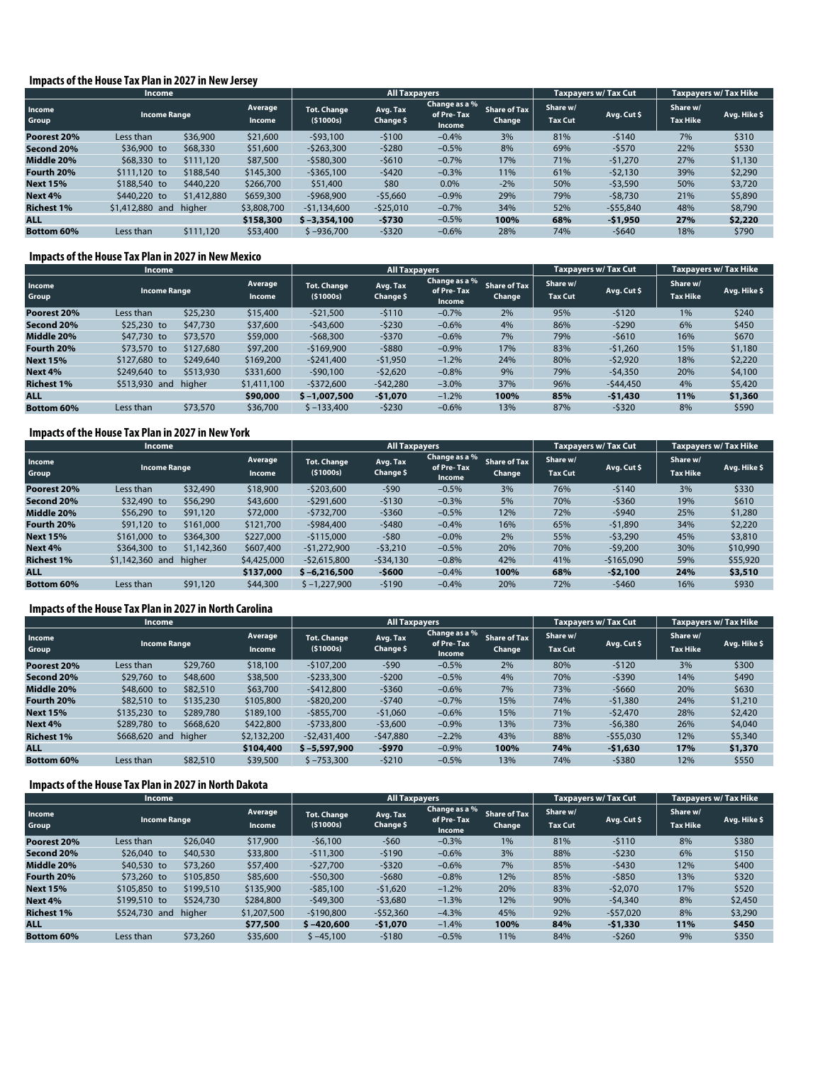### Impacts of the House Tax Plan in 2027 in New Jersey

| Income | | | All Taxpayers | | | | Taxpayers w/ Tax Cut | | Taxpayers w/ Tax Hike | |
|---|---|---|---|---|---|---|---|---|---|---|
| Income Group | Income Range | Average Income | Tot. Change ($1000s) | Avg. Tax Change $ | Change as a % of Pre-Tax Income | Share of Tax Change | Share w/ Tax Cut | Avg. Cut $ | Share w/ Tax Hike | Avg. Hike $ |
| **Poorest 20%** | Less than $36,900 | $21,600 | -$93,100 | -$100 | −0.4% | 3% | 81% | -$140 | 7% | $310 |
| **Second 20%** | $36,900 to $68,330 | $51,600 | -$263,300 | -$280 | −0.5% | 8% | 69% | -$570 | 22% | $530 |
| **Middle 20%** | $68,330 to $111,120 | $87,500 | -$580,300 | -$610 | −0.7% | 17% | 71% | -$1,270 | 27% | $1,130 |
| **Fourth 20%** | $111,120 to $188,540 | $145,300 | -$365,100 | -$420 | −0.3% | 11% | 61% | -$2,130 | 39% | $2,290 |
| **Next 15%** | $188,540 to $440,220 | $266,700 | $51,400 | $80 | 0.0% | -2% | 50% | -$3,590 | 50% | $3,720 |
| **Next 4%** | $440,220 to $1,412,880 | $659,300 | -$968,900 | -$5,660 | −0.9% | 29% | 79% | -$8,730 | 21% | $5,890 |
| **Richest 1%** | $1,412,880 and higher | $3,808,700 | -$1,134,600 | -$25,010 | −0.7% | 34% | 52% | -$55,840 | 48% | $8,790 |
| **ALL** | | **$158,300** | **$ −3,354,100** | **-$730** | −0.5% | **100%** | **68%** | **-$1,950** | **27%** | **$2,220** |
| **Bottom 60%** | Less than $111,120 | $53,400 | $ −936,700 | -$320 | −0.6% | 28% | 74% | -$640 | 18% | $790 |

### Impacts of the House Tax Plan in 2027 in New Mexico

| Income | | | All Taxpayers | | | | Taxpayers w/ Tax Cut | | Taxpayers w/ Tax Hike | |
|---|---|---|---|---|---|---|---|---|---|---|
| Income Group | Income Range | Average Income | Tot. Change ($1000s) | Avg. Tax Change $ | Change as a % of Pre-Tax Income | Share of Tax Change | Share w/ Tax Cut | Avg. Cut $ | Share w/ Tax Hike | Avg. Hike $ |
| **Poorest 20%** | Less than $25,230 | $15,400 | -$21,500 | -$110 | −0.7% | 2% | 95% | -$120 | 1% | $240 |
| **Second 20%** | $25,230 to $47,730 | $37,600 | -$43,600 | -$230 | −0.6% | 4% | 86% | -$290 | 6% | $450 |
| **Middle 20%** | $47,730 to $73,570 | $59,000 | -$68,300 | -$370 | −0.6% | 7% | 79% | -$610 | 16% | $670 |
| **Fourth 20%** | $73,570 to $127,680 | $97,200 | -$169,900 | -$880 | −0.9% | 17% | 83% | -$1,260 | 15% | $1,180 |
| **Next 15%** | $127,680 to $249,640 | $169,200 | -$241,400 | -$1,950 | −1.2% | 24% | 80% | -$2,920 | 18% | $2,220 |
| **Next 4%** | $249,640 to $513,930 | $331,600 | -$90,100 | -$2,620 | −0.8% | 9% | 79% | -$4,350 | 20% | $4,100 |
| **Richest 1%** | $513,930 and higher | $1,411,100 | -$372,600 | -$42,280 | −3.0% | 37% | 96% | -$44,450 | 4% | $5,420 |
| **ALL** | | **$90,000** | **$ −1,007,500** | **-$1,070** | −1.2% | **100%** | **85%** | **-$1,430** | **11%** | **$1,360** |
| **Bottom 60%** | Less than $73,570 | $36,700 | $ −133,400 | -$230 | −0.6% | 13% | 87% | -$320 | 8% | $590 |

### Impacts of the House Tax Plan in 2027 in New York

| Income | | | All Taxpayers | | | | Taxpayers w/ Tax Cut | | Taxpayers w/ Tax Hike | |
|---|---|---|---|---|---|---|---|---|---|---|
| Income Group | Income Range | Average Income | Tot. Change ($1000s) | Avg. Tax Change $ | Change as a % of Pre-Tax Income | Share of Tax Change | Share w/ Tax Cut | Avg. Cut $ | Share w/ Tax Hike | Avg. Hike $ |
| **Poorest 20%** | Less than $32,490 | $18,900 | -$203,600 | -$90 | −0.5% | 3% | 76% | -$140 | 3% | $330 |
| **Second 20%** | $32,490 to $56,290 | $43,600 | -$291,600 | -$130 | −0.3% | 5% | 70% | -$360 | 19% | $610 |
| **Middle 20%** | $56,290 to $91,120 | $72,000 | -$732,700 | -$360 | −0.5% | 12% | 72% | -$940 | 25% | $1,280 |
| **Fourth 20%** | $91,120 to $161,000 | $121,700 | -$984,400 | -$480 | −0.4% | 16% | 65% | -$1,890 | 34% | $2,220 |
| **Next 15%** | $161,000 to $364,300 | $227,000 | -$115,000 | -$80 | −0.0% | 2% | 55% | -$3,290 | 45% | $3,810 |
| **Next 4%** | $364,300 to $1,142,360 | $607,400 | -$1,272,900 | -$3,210 | −0.5% | 20% | 70% | -$9,200 | 30% | $10,990 |
| **Richest 1%** | $1,142,360 and higher | $4,425,000 | -$2,615,800 | -$34,130 | −0.8% | 42% | 41% | -$165,090 | 59% | $55,920 |
| **ALL** | | **$137,000** | **$ −6,216,500** | **-$600** | −0.4% | **100%** | **68%** | **-$2,100** | **24%** | **$3,510** |
| **Bottom 60%** | Less than $91,120 | $44,300 | $ −1,227,900 | -$190 | −0.4% | 20% | 72% | -$460 | 16% | $930 |

### Impacts of the House Tax Plan in 2027 in North Carolina

| Income | | | All Taxpayers | | | | Taxpayers w/ Tax Cut | | Taxpayers w/ Tax Hike | |
|---|---|---|---|---|---|---|---|---|---|---|
| Income Group | Income Range | Average Income | Tot. Change ($1000s) | Avg. Tax Change $ | Change as a % of Pre-Tax Income | Share of Tax Change | Share w/ Tax Cut | Avg. Cut $ | Share w/ Tax Hike | Avg. Hike $ |
| **Poorest 20%** | Less than $29,760 | $18,100 | -$107,200 | -$90 | −0.5% | 2% | 80% | -$120 | 3% | $300 |
| **Second 20%** | $29,760 to $48,600 | $38,500 | -$233,300 | -$200 | −0.5% | 4% | 70% | -$390 | 14% | $490 |
| **Middle 20%** | $48,600 to $82,510 | $63,700 | -$412,800 | -$360 | −0.6% | 7% | 73% | -$660 | 20% | $630 |
| **Fourth 20%** | $82,510 to $135,230 | $105,800 | -$820,200 | -$740 | −0.7% | 15% | 74% | -$1,380 | 24% | $1,210 |
| **Next 15%** | $135,230 to $289,780 | $189,100 | -$855,700 | -$1,060 | −0.6% | 15% | 71% | -$2,470 | 28% | $2,420 |
| **Next 4%** | $289,780 to $668,620 | $422,800 | -$733,800 | -$3,600 | −0.9% | 13% | 73% | -$6,380 | 26% | $4,040 |
| **Richest 1%** | $668,620 and higher | $2,132,200 | -$2,431,400 | -$47,880 | −2.2% | 43% | 88% | -$55,030 | 12% | $5,340 |
| **ALL** | | **$104,400** | **$ −5,597,900** | **-$970** | −0.9% | **100%** | **74%** | **-$1,630** | **17%** | **$1,370** |
| **Bottom 60%** | Less than $82,510 | $39,500 | $ −753,300 | -$210 | −0.5% | 13% | 74% | -$380 | 12% | $550 |

### Impacts of the House Tax Plan in 2027 in North Dakota

| Income | | | All Taxpayers | | | | Taxpayers w/ Tax Cut | | Taxpayers w/ Tax Hike | |
|---|---|---|---|---|---|---|---|---|---|---|
| Income Group | Income Range | Average Income | Tot. Change ($1000s) | Avg. Tax Change $ | Change as a % of Pre-Tax Income | Share of Tax Change | Share w/ Tax Cut | Avg. Cut $ | Share w/ Tax Hike | Avg. Hike $ |
| **Poorest 20%** | Less than $26,040 | $17,900 | -$6,100 | -$60 | −0.3% | 1% | 81% | -$110 | 8% | $380 |
| **Second 20%** | $26,040 to $40,530 | $33,800 | -$11,300 | -$190 | −0.6% | 3% | 88% | -$230 | 6% | $150 |
| **Middle 20%** | $40,530 to $73,260 | $57,400 | -$27,700 | -$320 | −0.6% | 7% | 85% | -$430 | 12% | $400 |
| **Fourth 20%** | $73,260 to $105,850 | $85,600 | -$50,300 | -$680 | −0.8% | 12% | 85% | -$850 | 13% | $320 |
| **Next 15%** | $105,850 to $199,510 | $135,900 | -$85,100 | -$1,620 | −1.2% | 20% | 83% | -$2,070 | 17% | $520 |
| **Next 4%** | $199,510 to $524,730 | $284,800 | -$49,300 | -$3,680 | −1.3% | 12% | 90% | -$4,340 | 8% | $2,450 |
| **Richest 1%** | $524,730 and higher | $1,207,500 | -$190,800 | -$52,360 | −4.3% | 45% | 92% | -$57,020 | 8% | $3,290 |
| **ALL** | | **$77,500** | **$ −420,600** | **-$1,070** | −1.4% | **100%** | **84%** | **-$1,330** | **11%** | **$450** |
| **Bottom 60%** | Less than $73,260 | $35,600 | $ −45,100 | -$180 | −0.5% | 11% | 84% | -$260 | 9% | $350 |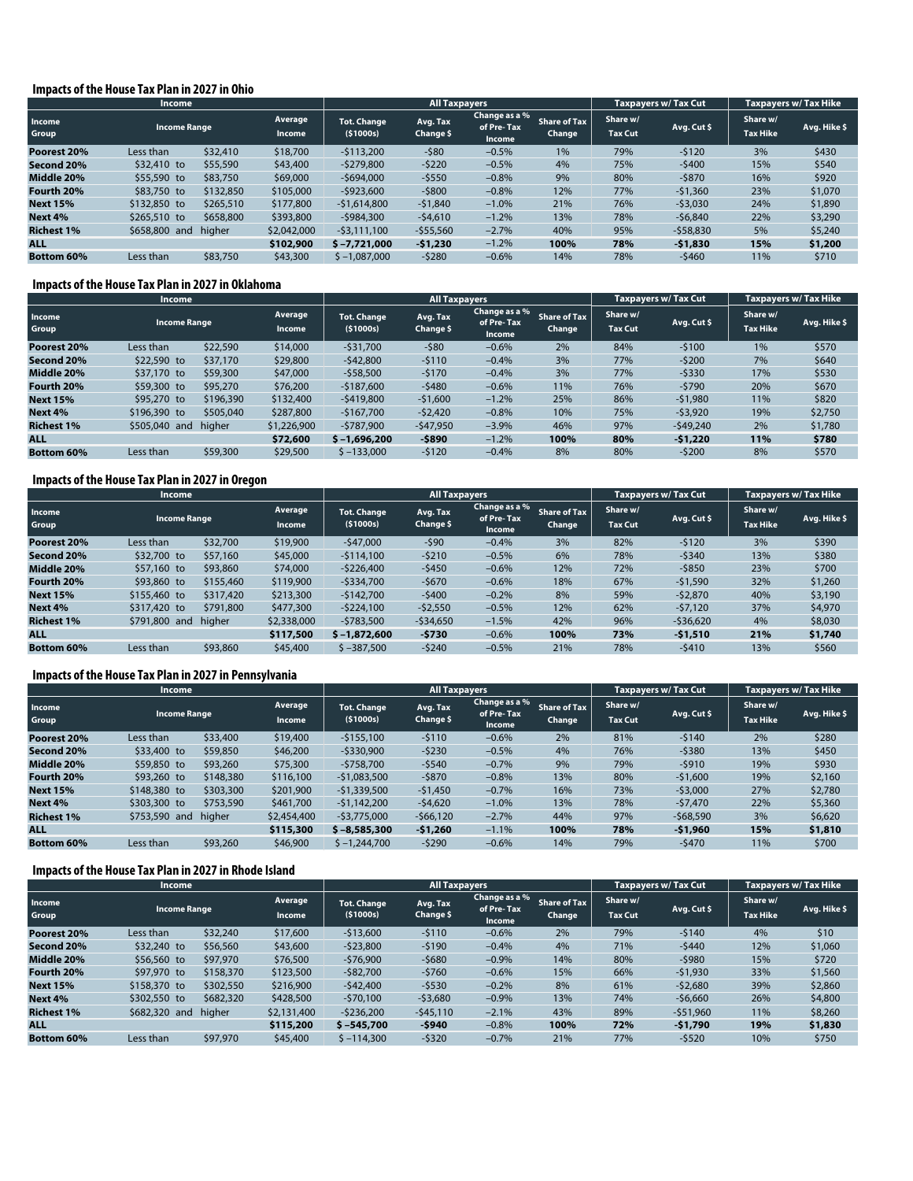## Impacts of the House Tax Plan in 2027 in Ohio

| Income | | | All Taxpayers | | | | Taxpayers w/ Tax Cut | | Taxpayers w/ Tax Hike | |
|---|---|---|---|---|---|---|---|---|---|---|
| Income Group | Income Range | Average Income | Tot. Change ($1000s) | Avg. Tax Change $ | Change as a % of Pre-Tax Income | Share of Tax Change | Share w/ Tax Cut | Avg. Cut $ | Share w/ Tax Hike | Avg. Hike $ |
| **Poorest 20%** | Less than $32,410 | $18,700 | -$113,200 | -$80 | –0.5% | 1% | 79% | -$120 | 3% | $430 |
| **Second 20%** | $32,410 to $55,590 | $43,400 | -$279,800 | -$220 | –0.5% | 4% | 75% | -$400 | 15% | $540 |
| **Middle 20%** | $55,590 to $83,750 | $69,000 | -$694,000 | -$550 | –0.8% | 9% | 80% | -$870 | 16% | $920 |
| **Fourth 20%** | $83,750 to $132,850 | $105,000 | -$923,600 | -$800 | –0.8% | 12% | 77% | -$1,360 | 23% | $1,070 |
| **Next 15%** | $132,850 to $265,510 | $177,800 | -$1,614,800 | -$1,840 | –1.0% | 21% | 76% | -$3,030 | 24% | $1,890 |
| **Next 4%** | $265,510 to $658,800 | $393,800 | -$984,300 | -$4,610 | –1.2% | 13% | 78% | -$6,840 | 22% | $3,290 |
| **Richest 1%** | $658,800 and higher | $2,042,000 | -$3,111,100 | -$55,560 | –2.7% | 40% | 95% | -$58,830 | 5% | $5,240 |
| **ALL** | | **$102,900** | **$ –7,721,000** | **-$1,230** | –1.2% | **100%** | **78%** | **-$1,830** | **15%** | **$1,200** |
| **Bottom 60%** | Less than $83,750 | $43,300 | $ –1,087,000 | -$280 | –0.6% | 14% | 78% | -$460 | 11% | $710 |

## Impacts of the House Tax Plan in 2027 in Oklahoma

| Income | | | All Taxpayers | | | | Taxpayers w/ Tax Cut | | Taxpayers w/ Tax Hike | |
|---|---|---|---|---|---|---|---|---|---|---|
| Income Group | Income Range | Average Income | Tot. Change ($1000s) | Avg. Tax Change $ | Change as a % of Pre-Tax Income | Share of Tax Change | Share w/ Tax Cut | Avg. Cut $ | Share w/ Tax Hike | Avg. Hike $ |
| **Poorest 20%** | Less than $22,590 | $14,000 | -$31,700 | -$80 | –0.6% | 2% | 84% | -$100 | 1% | $570 |
| **Second 20%** | $22,590 to $37,170 | $29,800 | -$42,800 | -$110 | –0.4% | 3% | 77% | -$200 | 7% | $640 |
| **Middle 20%** | $37,170 to $59,300 | $47,000 | -$58,500 | -$170 | –0.4% | 3% | 77% | -$330 | 17% | $530 |
| **Fourth 20%** | $59,300 to $95,270 | $76,200 | -$187,600 | -$480 | –0.6% | 11% | 76% | -$790 | 20% | $670 |
| **Next 15%** | $95,270 to $196,390 | $132,400 | -$419,800 | -$1,600 | –1.2% | 25% | 86% | -$1,980 | 11% | $820 |
| **Next 4%** | $196,390 to $505,040 | $287,800 | -$167,700 | -$2,420 | –0.8% | 10% | 75% | -$3,920 | 19% | $2,750 |
| **Richest 1%** | $505,040 and higher | $1,226,900 | -$787,900 | -$47,950 | –3.9% | 46% | 97% | -$49,240 | 2% | $1,780 |
| **ALL** | | **$72,600** | **$ –1,696,200** | **-$890** | –1.2% | **100%** | **80%** | **-$1,220** | **11%** | **$780** |
| **Bottom 60%** | Less than $59,300 | $29,500 | $ –133,000 | -$120 | –0.4% | 8% | 80% | -$200 | 8% | $570 |

## Impacts of the House Tax Plan in 2027 in Oregon

| Income | | | All Taxpayers | | | | Taxpayers w/ Tax Cut | | Taxpayers w/ Tax Hike | |
|---|---|---|---|---|---|---|---|---|---|---|
| Income Group | Income Range | Average Income | Tot. Change ($1000s) | Avg. Tax Change $ | Change as a % of Pre-Tax Income | Share of Tax Change | Share w/ Tax Cut | Avg. Cut $ | Share w/ Tax Hike | Avg. Hike $ |
| **Poorest 20%** | Less than $32,700 | $19,900 | -$47,000 | -$90 | –0.4% | 3% | 82% | -$120 | 3% | $390 |
| **Second 20%** | $32,700 to $57,160 | $45,000 | -$114,100 | -$210 | –0.5% | 6% | 78% | -$340 | 13% | $380 |
| **Middle 20%** | $57,160 to $93,860 | $74,000 | -$226,400 | -$450 | –0.6% | 12% | 72% | -$850 | 23% | $700 |
| **Fourth 20%** | $93,860 to $155,460 | $119,900 | -$334,700 | -$670 | –0.6% | 18% | 67% | -$1,590 | 32% | $1,260 |
| **Next 15%** | $155,460 to $317,420 | $213,300 | -$142,700 | -$400 | –0.2% | 8% | 59% | -$2,870 | 40% | $3,190 |
| **Next 4%** | $317,420 to $791,800 | $477,300 | -$224,100 | -$2,550 | –0.5% | 12% | 62% | -$7,120 | 37% | $4,970 |
| **Richest 1%** | $791,800 and higher | $2,338,000 | -$783,500 | -$34,650 | –1.5% | 42% | 96% | -$36,620 | 4% | $8,030 |
| **ALL** | | **$117,500** | **$ –1,872,600** | **-$730** | –0.6% | **100%** | **73%** | **-$1,510** | **21%** | **$1,740** |
| **Bottom 60%** | Less than $93,860 | $45,400 | $ –387,500 | -$240 | –0.5% | 21% | 78% | -$410 | 13% | $560 |

## Impacts of the House Tax Plan in 2027 in Pennsylvania

| Income | | | All Taxpayers | | | | Taxpayers w/ Tax Cut | | Taxpayers w/ Tax Hike | |
|---|---|---|---|---|---|---|---|---|---|---|
| Income Group | Income Range | Average Income | Tot. Change ($1000s) | Avg. Tax Change $ | Change as a % of Pre-Tax Income | Share of Tax Change | Share w/ Tax Cut | Avg. Cut $ | Share w/ Tax Hike | Avg. Hike $ |
| **Poorest 20%** | Less than $33,400 | $19,400 | -$155,100 | -$110 | –0.6% | 2% | 81% | -$140 | 2% | $280 |
| **Second 20%** | $33,400 to $59,850 | $46,200 | -$330,900 | -$230 | –0.5% | 4% | 76% | -$380 | 13% | $450 |
| **Middle 20%** | $59,850 to $93,260 | $75,300 | -$758,700 | -$540 | –0.7% | 9% | 79% | -$910 | 19% | $930 |
| **Fourth 20%** | $93,260 to $148,380 | $116,100 | -$1,083,500 | -$870 | –0.8% | 13% | 80% | -$1,600 | 19% | $2,160 |
| **Next 15%** | $148,380 to $303,300 | $201,900 | -$1,339,500 | -$1,450 | –0.7% | 16% | 73% | -$3,000 | 27% | $2,780 |
| **Next 4%** | $303,300 to $753,590 | $461,700 | -$1,142,200 | -$4,620 | –1.0% | 13% | 78% | -$7,470 | 22% | $5,360 |
| **Richest 1%** | $753,590 and higher | $2,454,400 | -$3,775,000 | -$66,120 | –2.7% | 44% | 97% | -$68,590 | 3% | $6,620 |
| **ALL** | | **$115,300** | **$ –8,585,300** | **-$1,260** | –1.1% | **100%** | **78%** | **-$1,960** | **15%** | **$1,810** |
| **Bottom 60%** | Less than $93,260 | $46,900 | $ –1,244,700 | -$290 | –0.6% | 14% | 79% | -$470 | 11% | $700 |

## Impacts of the House Tax Plan in 2027 in Rhode Island

| Income | | | All Taxpayers | | | | Taxpayers w/ Tax Cut | | Taxpayers w/ Tax Hike | |
|---|---|---|---|---|---|---|---|---|---|---|
| Income Group | Income Range | Average Income | Tot. Change ($1000s) | Avg. Tax Change $ | Change as a % of Pre-Tax Income | Share of Tax Change | Share w/ Tax Cut | Avg. Cut $ | Share w/ Tax Hike | Avg. Hike $ |
| **Poorest 20%** | Less than $32,240 | $17,600 | -$13,600 | -$110 | –0.6% | 2% | 79% | -$140 | 4% | $10 |
| **Second 20%** | $32,240 to $56,560 | $43,600 | -$23,800 | -$190 | –0.4% | 4% | 71% | -$440 | 12% | $1,060 |
| **Middle 20%** | $56,560 to $97,970 | $76,500 | -$76,900 | -$680 | –0.9% | 14% | 80% | -$980 | 15% | $720 |
| **Fourth 20%** | $97,970 to $158,370 | $123,500 | -$82,700 | -$760 | –0.6% | 15% | 66% | -$1,930 | 33% | $1,560 |
| **Next 15%** | $158,370 to $302,550 | $216,900 | -$42,400 | -$530 | –0.2% | 8% | 61% | -$2,680 | 39% | $2,860 |
| **Next 4%** | $302,550 to $682,320 | $428,500 | -$70,100 | -$3,680 | –0.9% | 13% | 74% | -$6,660 | 26% | $4,800 |
| **Richest 1%** | $682,320 and higher | $2,131,400 | -$236,200 | -$45,110 | –2.1% | 43% | 89% | -$51,960 | 11% | $8,260 |
| **ALL** | | **$115,200** | **$ –545,700** | **-$940** | –0.8% | **100%** | **72%** | **-$1,790** | **19%** | **$1,830** |
| **Bottom 60%** | Less than $97,970 | $45,400 | $ –114,300 | -$320 | –0.7% | 21% | 77% | -$520 | 10% | $750 |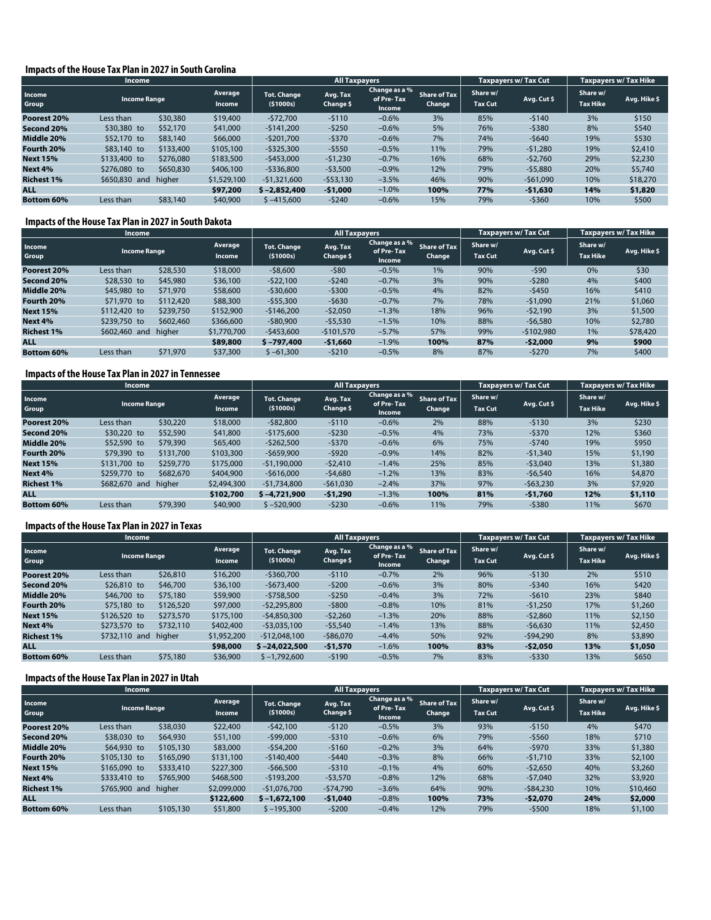## Impacts of the House Tax Plan in 2027 in South Carolina

| Income | | | All Taxpayers | | | | Taxpayers w/ Tax Cut | | Taxpayers w/ Tax Hike | |
|---|---|---|---|---|---|---|---|---|---|---|
| Income Group | Income Range | Average Income | Tot. Change ($1000s) | Avg. Tax Change $ | Change as a % of Pre-Tax Income | Share of Tax Change | Share w/ Tax Cut | Avg. Cut $ | Share w/ Tax Hike | Avg. Hike $ |
| **Poorest 20%** | Less than $30,380 | $19,400 | -$72,700 | -$110 | –0.6% | 3% | 85% | -$140 | 3% | $150 |
| **Second 20%** | $30,380 to $52,170 | $41,000 | -$141,200 | -$250 | –0.6% | 5% | 76% | -$380 | 8% | $540 |
| **Middle 20%** | $52,170 to $83,140 | $66,000 | -$201,700 | -$370 | –0.6% | 7% | 74% | -$640 | 19% | $530 |
| **Fourth 20%** | $83,140 to $133,400 | $105,100 | -$325,300 | -$550 | –0.5% | 11% | 79% | -$1,280 | 19% | $2,410 |
| **Next 15%** | $133,400 to $276,080 | $183,500 | -$453,000 | -$1,230 | –0.7% | 16% | 68% | -$2,760 | 29% | $2,230 |
| **Next 4%** | $276,080 to $650,830 | $406,100 | -$336,800 | -$3,500 | –0.9% | 12% | 79% | -$5,880 | 20% | $5,740 |
| **Richest 1%** | $650,830 and higher | $1,529,100 | -$1,321,600 | -$53,130 | –3.5% | 46% | 90% | -$61,090 | 10% | $18,270 |
| **ALL** | | **$97,200** | **$ –2,852,400** | **-$1,000** | –1.0% | **100%** | **77%** | **-$1,630** | **14%** | **$1,820** |
| **Bottom 60%** | Less than $83,140 | $40,900 | $ –415,600 | -$240 | –0.6% | 15% | 79% | -$360 | 10% | $500 |

## Impacts of the House Tax Plan in 2027 in South Dakota

| Income | | | All Taxpayers | | | | Taxpayers w/ Tax Cut | | Taxpayers w/ Tax Hike | |
|---|---|---|---|---|---|---|---|---|---|---|
| Income Group | Income Range | Average Income | Tot. Change ($1000s) | Avg. Tax Change $ | Change as a % of Pre-Tax Income | Share of Tax Change | Share w/ Tax Cut | Avg. Cut $ | Share w/ Tax Hike | Avg. Hike $ |
| **Poorest 20%** | Less than $28,530 | $18,000 | -$8,600 | -$80 | –0.5% | 1% | 90% | -$90 | 0% | $30 |
| **Second 20%** | $28,530 to $45,980 | $36,100 | -$22,100 | -$240 | –0.7% | 3% | 90% | -$280 | 4% | $400 |
| **Middle 20%** | $45,980 to $71,970 | $58,600 | -$30,600 | -$300 | –0.5% | 4% | 82% | -$450 | 16% | $410 |
| **Fourth 20%** | $71,970 to $112,420 | $88,300 | -$55,300 | -$630 | –0.7% | 7% | 78% | -$1,090 | 21% | $1,060 |
| **Next 15%** | $112,420 to $239,750 | $152,900 | -$146,200 | -$2,050 | –1.3% | 18% | 96% | -$2,190 | 3% | $1,500 |
| **Next 4%** | $239,750 to $602,460 | $366,600 | -$80,900 | -$5,530 | –1.5% | 10% | 88% | -$6,580 | 10% | $2,780 |
| **Richest 1%** | $602,460 and higher | $1,770,700 | -$453,600 | -$101,570 | –5.7% | 57% | 99% | -$102,980 | 1% | $78,420 |
| **ALL** | | **$89,800** | **$ –797,400** | **-$1,660** | **–1.9%** | **100%** | **87%** | **-$2,000** | **9%** | **$900** |
| **Bottom 60%** | Less than $71,970 | $37,300 | $ –61,300 | -$210 | –0.5% | 8% | 87% | -$270 | 7% | $400 |

## Impacts of the House Tax Plan in 2027 in Tennessee

| Income | | | All Taxpayers | | | | Taxpayers w/ Tax Cut | | Taxpayers w/ Tax Hike | |
|---|---|---|---|---|---|---|---|---|---|---|
| Income Group | Income Range | Average Income | Tot. Change ($1000s) | Avg. Tax Change $ | Change as a % of Pre-Tax Income | Share of Tax Change | Share w/ Tax Cut | Avg. Cut $ | Share w/ Tax Hike | Avg. Hike $ |
| **Poorest 20%** | Less than $30,220 | $18,000 | -$82,800 | -$110 | –0.6% | 2% | 88% | -$130 | 3% | $230 |
| **Second 20%** | $30,220 to $52,590 | $41,800 | -$175,600 | -$230 | –0.5% | 4% | 73% | -$370 | 12% | $360 |
| **Middle 20%** | $52,590 to $79,390 | $65,400 | -$262,500 | -$370 | –0.6% | 6% | 75% | -$740 | 19% | $950 |
| **Fourth 20%** | $79,390 to $131,700 | $103,300 | -$659,900 | -$920 | –0.9% | 14% | 82% | -$1,340 | 15% | $1,190 |
| **Next 15%** | $131,700 to $259,770 | $175,000 | -$1,190,000 | -$2,410 | –1.4% | 25% | 85% | -$3,040 | 13% | $1,380 |
| **Next 4%** | $259,770 to $682,670 | $404,900 | -$616,000 | -$4,680 | –1.2% | 13% | 83% | -$6,540 | 16% | $4,870 |
| **Richest 1%** | $682,670 and higher | $2,494,300 | -$1,734,800 | -$61,030 | –2.4% | 37% | 97% | -$63,230 | 3% | $7,920 |
| **ALL** | | **$102,700** | **$ –4,721,900** | **-$1,290** | **–1.3%** | **100%** | **81%** | **-$1,760** | **12%** | **$1,110** |
| **Bottom 60%** | Less than $79,390 | $40,900 | $ –520,900 | -$230 | –0.6% | 11% | 79% | -$380 | 11% | $670 |

## Impacts of the House Tax Plan in 2027 in Texas

| Income | | | All Taxpayers | | | | Taxpayers w/ Tax Cut | | Taxpayers w/ Tax Hike | |
|---|---|---|---|---|---|---|---|---|---|---|
| Income Group | Income Range | Average Income | Tot. Change ($1000s) | Avg. Tax Change $ | Change as a % of Pre-Tax Income | Share of Tax Change | Share w/ Tax Cut | Avg. Cut $ | Share w/ Tax Hike | Avg. Hike $ |
| **Poorest 20%** | Less than $26,810 | $16,200 | -$360,700 | -$110 | –0.7% | 2% | 96% | -$130 | 2% | $510 |
| **Second 20%** | $26,810 to $46,700 | $36,100 | -$673,400 | -$200 | –0.6% | 3% | 80% | -$340 | 16% | $420 |
| **Middle 20%** | $46,700 to $75,180 | $59,900 | -$758,500 | -$250 | –0.4% | 3% | 72% | -$610 | 23% | $840 |
| **Fourth 20%** | $75,180 to $126,520 | $97,000 | -$2,295,800 | -$800 | –0.8% | 10% | 81% | -$1,250 | 17% | $1,260 |
| **Next 15%** | $126,520 to $273,570 | $175,000 | -$4,850,300 | -$2,260 | –1.3% | 20% | 88% | -$2,860 | 11% | $2,150 |
| **Next 4%** | $273,570 to $732,110 | $402,400 | -$3,035,100 | -$5,540 | –1.4% | 13% | 88% | -$6,630 | 11% | $2,450 |
| **Richest 1%** | $732,110 and higher | $1,952,200 | -$12,048,100 | -$86,070 | –4.4% | 50% | 92% | -$94,290 | 8% | $3,890 |
| **ALL** | | **$98,000** | **$ –24,022,500** | **-$1,570** | –1.6% | **100%** | **83%** | **-$2,050** | **13%** | **$1,050** |
| **Bottom 60%** | Less than $75,180 | $36,900 | $ –1,792,600 | -$190 | –0.5% | 7% | 83% | -$330 | 13% | $650 |

## Impacts of the House Tax Plan in 2027 in Utah

| Income | | | All Taxpayers | | | | Taxpayers w/ Tax Cut | | Taxpayers w/ Tax Hike | |
|---|---|---|---|---|---|---|---|---|---|---|
| Income Group | Income Range | Average Income | Tot. Change ($1000s) | Avg. Tax Change $ | Change as a % of Pre-Tax Income | Share of Tax Change | Share w/ Tax Cut | Avg. Cut $ | Share w/ Tax Hike | Avg. Hike $ |
| **Poorest 20%** | Less than $38,030 | $22,400 | -$42,100 | -$120 | –0.5% | 3% | 93% | -$150 | 4% | $470 |
| **Second 20%** | $38,030 to $64,930 | $51,100 | -$99,000 | -$310 | –0.6% | 6% | 79% | -$560 | 18% | $710 |
| **Middle 20%** | $64,930 to $105,130 | $83,000 | -$54,200 | -$160 | –0.2% | 3% | 64% | -$970 | 33% | $1,380 |
| **Fourth 20%** | $105,130 to $165,090 | $131,100 | -$140,400 | -$440 | –0.3% | 8% | 66% | -$1,710 | 33% | $2,100 |
| **Next 15%** | $165,090 to $333,410 | $227,300 | -$66,500 | -$310 | –0.1% | 4% | 60% | -$2,650 | 40% | $3,260 |
| **Next 4%** | $333,410 to $765,900 | $468,500 | -$193,200 | -$3,570 | –0.8% | 12% | 68% | -$7,040 | 32% | $3,920 |
| **Richest 1%** | $765,900 and higher | $2,099,000 | -$1,076,700 | -$74,790 | –3.6% | 64% | 90% | -$84,230 | 10% | $10,460 |
| **ALL** | | **$122,600** | **$ –1,672,100** | **-$1,040** | –0.8% | **100%** | **73%** | **-$2,070** | **24%** | **$2,000** |
| **Bottom 60%** | Less than $105,130 | $51,800 | $ –195,300 | -$200 | –0.4% | 12% | 79% | -$500 | 18% | $1,100 |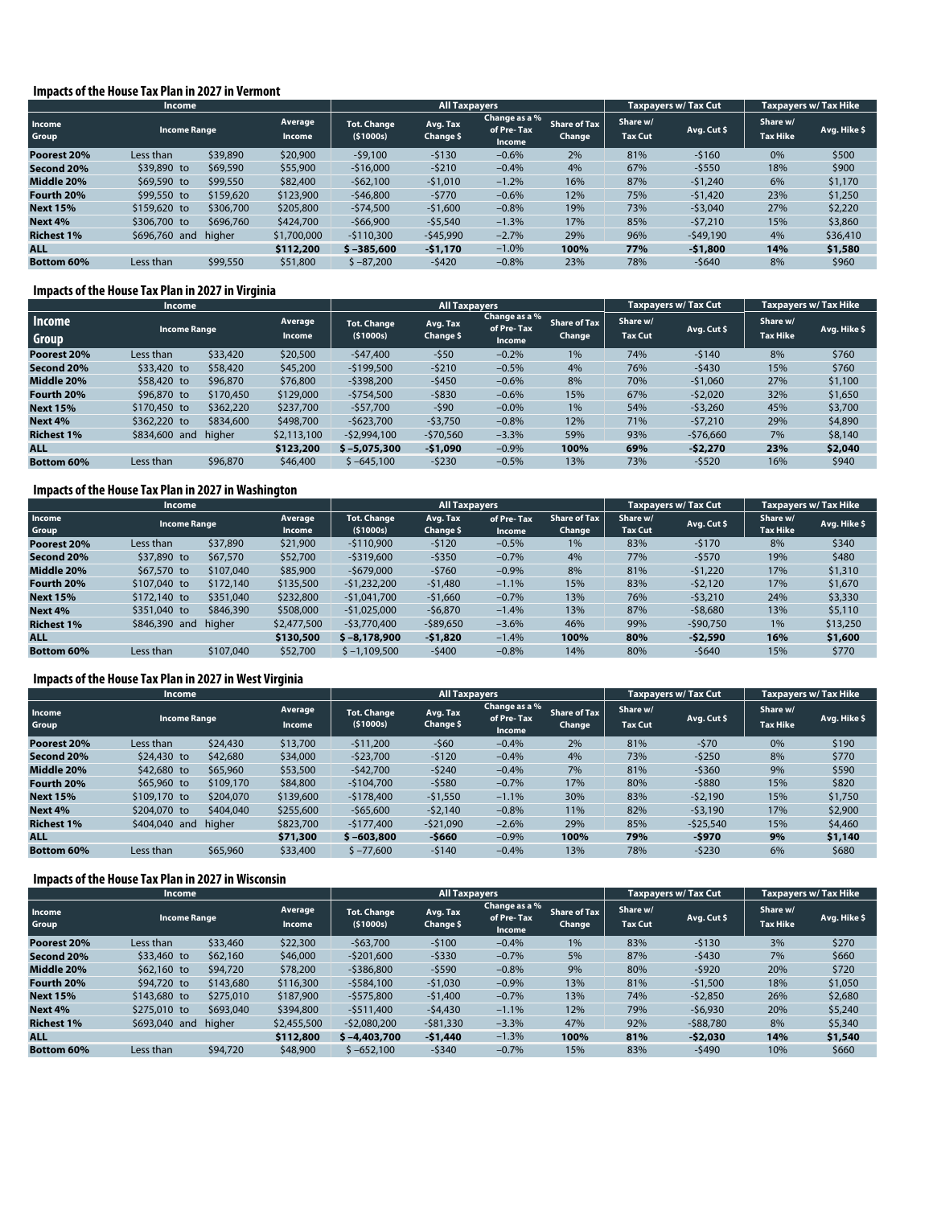### Impacts of the House Tax Plan in 2027 in Vermont

| Income | | | | All Taxpayers | | | | Taxpayers w/ Tax Cut | | Taxpayers w/ Tax Hike | |
|---|---|---|---|---|---|---|---|---|---|---|---|
| Income Group | Income Range | | Average Income | Tot. Change ($1000s) | Avg. Tax Change $ | Change as a % of Pre-Tax Income | Share of Tax Change | Share w/ Tax Cut | Avg. Cut $ | Share w/ Tax Hike | Avg. Hike $ |
| **Poorest 20%** | Less than | $39,890 | $20,900 | -$9,100 | -$130 | –0.6% | 2% | 81% | -$160 | 0% | $500 |
| **Second 20%** | $39,890 to | $69,590 | $55,900 | -$16,000 | -$210 | –0.4% | 4% | 67% | -$550 | 18% | $900 |
| **Middle 20%** | $69,590 to | $99,550 | $82,400 | -$62,100 | -$1,010 | –1.2% | 16% | 87% | -$1,240 | 6% | $1,170 |
| **Fourth 20%** | $99,550 to | $159,620 | $123,900 | -$46,800 | -$770 | –0.6% | 12% | 75% | -$1,420 | 23% | $1,250 |
| **Next 15%** | $159,620 to | $306,700 | $205,800 | -$74,500 | -$1,600 | –0.8% | 19% | 73% | -$3,040 | 27% | $2,220 |
| **Next 4%** | $306,700 to | $696,760 | $424,700 | -$66,900 | -$5,540 | –1.3% | 17% | 85% | -$7,210 | 15% | $3,860 |
| **Richest 1%** | $696,760 and | higher | $1,700,000 | -$110,300 | -$45,990 | –2.7% | 29% | 96% | -$49,190 | 4% | $36,410 |
| **ALL** | | | **$112,200** | **$ –385,600** | **-$1,170** | –1.0% | **100%** | **77%** | **-$1,800** | **14%** | **$1,580** |
| **Bottom 60%** | Less than | $99,550 | $51,800 | $ –87,200 | -$420 | –0.8% | 23% | 78% | -$640 | 8% | $960 |

### Impacts of the House Tax Plan in 2027 in Virginia

| Income | | | | All Taxpayers | | | | Taxpayers w/ Tax Cut | | Taxpayers w/ Tax Hike | |
|---|---|---|---|---|---|---|---|---|---|---|---|
| Income Group | Income Range | | Average Income | Tot. Change ($1000s) | Avg. Tax Change $ | Change as a % of Pre-Tax Income | Share of Tax Change | Share w/ Tax Cut | Avg. Cut $ | Share w/ Tax Hike | Avg. Hike $ |
| **Poorest 20%** | Less than | $33,420 | $20,500 | -$47,400 | -$50 | –0.2% | 1% | 74% | -$140 | 8% | $760 |
| **Second 20%** | $33,420 to | $58,420 | $45,200 | -$199,500 | -$210 | –0.5% | 4% | 76% | -$430 | 15% | $760 |
| **Middle 20%** | $58,420 to | $96,870 | $76,800 | -$398,200 | -$450 | –0.6% | 8% | 70% | -$1,060 | 27% | $1,100 |
| **Fourth 20%** | $96,870 to | $170,450 | $129,000 | -$754,500 | -$830 | –0.6% | 15% | 67% | -$2,020 | 32% | $1,650 |
| **Next 15%** | $170,450 to | $362,220 | $237,700 | -$57,700 | -$90 | –0.0% | 1% | 54% | -$3,260 | 45% | $3,700 |
| **Next 4%** | $362,220 to | $834,600 | $498,700 | -$623,700 | -$3,750 | –0.8% | 12% | 71% | -$7,210 | 29% | $4,890 |
| **Richest 1%** | $834,600 and | higher | $2,113,100 | -$2,994,100 | -$70,560 | –3.3% | 59% | 93% | -$76,660 | 7% | $8,140 |
| **ALL** | | | **$123,200** | **$ –5,075,300** | **-$1,090** | –0.9% | **100%** | **69%** | **-$2,270** | **23%** | **$2,040** |
| **Bottom 60%** | Less than | $96,870 | $46,400 | $ –645,100 | -$230 | –0.5% | 13% | 73% | -$520 | 16% | $940 |

### Impacts of the House Tax Plan in 2027 in Washington

| Income | | | | All Taxpayers | | | | Taxpayers w/ Tax Cut | | Taxpayers w/ Tax Hike | |
|---|---|---|---|---|---|---|---|---|---|---|---|
| Income Group | Income Range | | Average Income | Tot. Change ($1000s) | Avg. Tax Change $ | of Pre-Tax Income | Share of Tax Change | Share w/ Tax Cut | Avg. Cut $ | Share w/ Tax Hike | Avg. Hike $ |
| **Poorest 20%** | Less than | $37,890 | $21,900 | -$110,900 | -$120 | –0.5% | 1% | 83% | -$170 | 8% | $340 |
| **Second 20%** | $37,890 to | $67,570 | $52,700 | -$319,600 | -$350 | –0.7% | 4% | 77% | -$570 | 19% | $480 |
| **Middle 20%** | $67,570 to | $107,040 | $85,900 | -$679,000 | -$760 | –0.9% | 8% | 81% | -$1,220 | 17% | $1,310 |
| **Fourth 20%** | $107,040 to | $172,140 | $135,500 | -$1,232,200 | -$1,480 | –1.1% | 15% | 83% | -$2,120 | 17% | $1,670 |
| **Next 15%** | $172,140 to | $351,040 | $232,800 | -$1,041,700 | -$1,660 | –0.7% | 13% | 76% | -$3,210 | 24% | $3,330 |
| **Next 4%** | $351,040 to | $846,390 | $508,000 | -$1,025,000 | -$6,870 | –1.4% | 13% | 87% | -$8,680 | 13% | $5,110 |
| **Richest 1%** | $846,390 and | higher | $2,477,500 | -$3,770,400 | -$89,650 | –3.6% | 46% | 99% | -$90,750 | 1% | $13,250 |
| **ALL** | | | **$130,500** | **$ –8,178,900** | **-$1,820** | –1.4% | **100%** | **80%** | **-$2,590** | **16%** | **$1,600** |
| **Bottom 60%** | Less than | $107,040 | $52,700 | $ –1,109,500 | -$400 | –0.8% | 14% | 80% | -$640 | 15% | $770 |

### Impacts of the House Tax Plan in 2027 in West Virginia

| Income | | | | All Taxpayers | | | | Taxpayers w/ Tax Cut | | Taxpayers w/ Tax Hike | |
|---|---|---|---|---|---|---|---|---|---|---|---|
| Income Group | Income Range | | Average Income | Tot. Change ($1000s) | Avg. Tax Change $ | Change as a % of Pre-Tax Income | Share of Tax Change | Share w/ Tax Cut | Avg. Cut $ | Share w/ Tax Hike | Avg. Hike $ |
| **Poorest 20%** | Less than | $24,430 | $13,700 | -$11,200 | -$60 | –0.4% | 2% | 81% | -$70 | 0% | $190 |
| **Second 20%** | $24,430 to | $42,680 | $34,000 | -$23,700 | -$120 | –0.4% | 4% | 73% | -$250 | 8% | $770 |
| **Middle 20%** | $42,680 to | $65,960 | $53,500 | -$42,700 | -$240 | –0.4% | 7% | 81% | -$360 | 9% | $590 |
| **Fourth 20%** | $65,960 to | $109,170 | $84,800 | -$104,700 | -$580 | –0.7% | 17% | 80% | -$880 | 15% | $820 |
| **Next 15%** | $109,170 to | $204,070 | $139,600 | -$178,400 | -$1,550 | –1.1% | 30% | 83% | -$2,190 | 15% | $1,750 |
| **Next 4%** | $204,070 to | $404,040 | $255,600 | -$65,600 | -$2,140 | –0.8% | 11% | 82% | -$3,190 | 17% | $2,900 |
| **Richest 1%** | $404,040 and | higher | $823,700 | -$177,400 | -$21,090 | –2.6% | 29% | 85% | -$25,540 | 15% | $4,460 |
| **ALL** | | | **$71,300** | **$ –603,800** | **-$660** | –0.9% | **100%** | **79%** | **-$970** | **9%** | **$1,140** |
| **Bottom 60%** | Less than | $65,960 | $33,400 | $ –77,600 | -$140 | –0.4% | 13% | 78% | -$230 | 6% | $680 |

### Impacts of the House Tax Plan in 2027 in Wisconsin

| Income | | | | All Taxpayers | | | | Taxpayers w/ Tax Cut | | Taxpayers w/ Tax Hike | |
|---|---|---|---|---|---|---|---|---|---|---|---|
| Income Group | Income Range | | Average Income | Tot. Change ($1000s) | Avg. Tax Change $ | Change as a % of Pre-Tax Income | Share of Tax Change | Share w/ Tax Cut | Avg. Cut $ | Share w/ Tax Hike | Avg. Hike $ |
| **Poorest 20%** | Less than | $33,460 | $22,300 | -$63,700 | -$100 | –0.4% | 1% | 83% | -$130 | 3% | $270 |
| **Second 20%** | $33,460 to | $62,160 | $46,000 | -$201,600 | -$330 | –0.7% | 5% | 87% | -$430 | 7% | $660 |
| **Middle 20%** | $62,160 to | $94,720 | $78,200 | -$386,800 | -$590 | –0.8% | 9% | 80% | -$920 | 20% | $720 |
| **Fourth 20%** | $94,720 to | $143,680 | $116,300 | -$584,100 | -$1,030 | –0.9% | 13% | 81% | -$1,500 | 18% | $1,050 |
| **Next 15%** | $143,680 to | $275,010 | $187,900 | -$575,800 | -$1,400 | –0.7% | 13% | 74% | -$2,850 | 26% | $2,680 |
| **Next 4%** | $275,010 to | $693,040 | $394,800 | -$511,400 | -$4,430 | –1.1% | 12% | 79% | -$6,930 | 20% | $5,240 |
| **Richest 1%** | $693,040 and | higher | $2,455,500 | -$2,080,200 | -$81,330 | –3.3% | 47% | 92% | -$88,780 | 8% | $5,340 |
| **ALL** | | | **$112,800** | **$ –4,403,700** | **-$1,440** | –1.3% | **100%** | **81%** | **-$2,030** | **14%** | **$1,540** |
| **Bottom 60%** | Less than | $94,720 | $48,900 | $ –652,100 | -$340 | –0.7% | 15% | 83% | -$490 | 10% | $660 |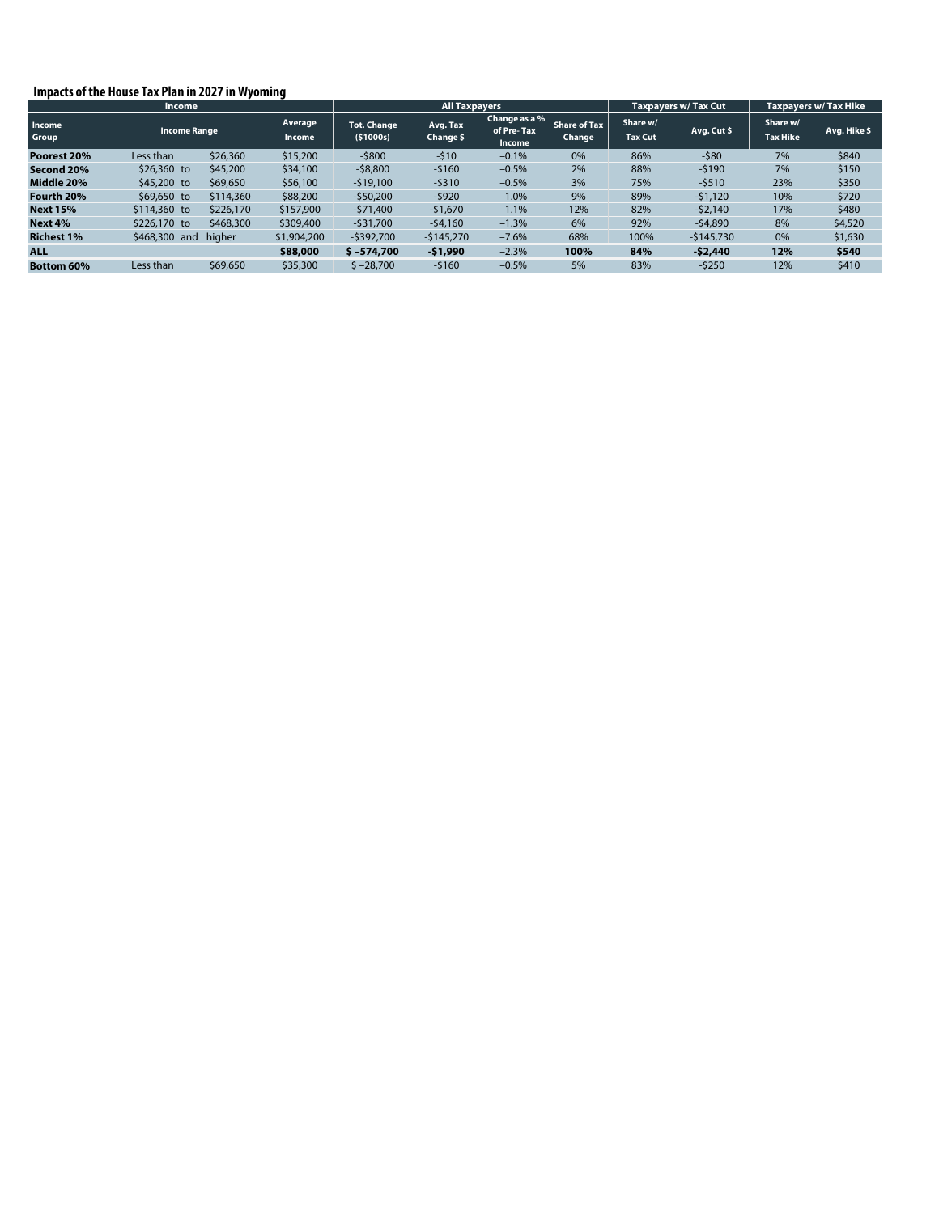## Impacts of the House Tax Plan in 2027 in Wyoming

| Income | | | All Taxpayers | | | | Taxpayers w/ Tax Cut | | Taxpayers w/ Tax Hike | |
|---|---|---|---|---|---|---|---|---|---|---|
| Income Group | Income Range | Average Income | Tot. Change ($1000s) | Avg. Tax Change $ | Change as a % of Pre-Tax Income | Share of Tax Change | Share w/ Tax Cut | Avg. Cut $ | Share w/ Tax Hike | Avg. Hike $ |
| **Poorest 20%** | Less than $26,360 | $15,200 | -$800 | -$10 | –0.1% | 0% | 86% | -$80 | 7% | $840 |
| **Second 20%** | $26,360 to $45,200 | $34,100 | -$8,800 | -$160 | –0.5% | 2% | 88% | -$190 | 7% | $150 |
| **Middle 20%** | $45,200 to $69,650 | $56,100 | -$19,100 | -$310 | –0.5% | 3% | 75% | -$510 | 23% | $350 |
| **Fourth 20%** | $69,650 to $114,360 | $88,200 | -$50,200 | -$920 | –1.0% | 9% | 89% | -$1,120 | 10% | $720 |
| **Next 15%** | $114,360 to $226,170 | $157,900 | -$71,400 | -$1,670 | –1.1% | 12% | 82% | -$2,140 | 17% | $480 |
| **Next 4%** | $226,170 to $468,300 | $309,400 | -$31,700 | -$4,160 | –1.3% | 6% | 92% | -$4,890 | 8% | $4,520 |
| **Richest 1%** | $468,300 and higher | $1,904,200 | -$392,700 | -$145,270 | –7.6% | 68% | 100% | -$145,730 | 0% | $1,630 |
| **ALL** | | **$88,000** | **$ –574,700** | **-$1,990** | –2.3% | **100%** | **84%** | **-$2,440** | **12%** | **$540** |
| **Bottom 60%** | Less than $69,650 | $35,300 | $ –28,700 | -$160 | –0.5% | 5% | 83% | -$250 | 12% | $410 |